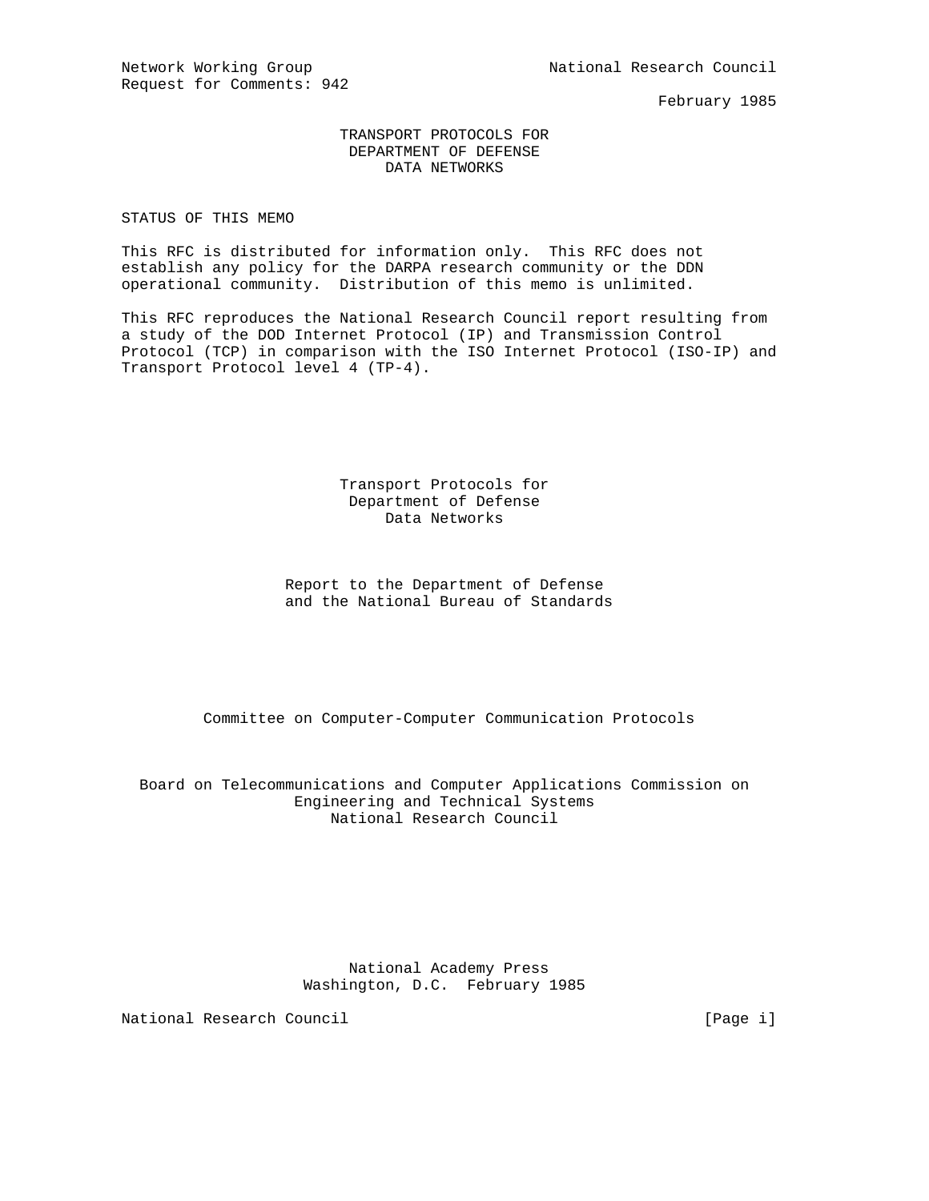Network Working Group
Request for Comments: 942

National Research Council
February 1985

# TRANSPORT PROTOCOLS FOR DEPARTMENT OF DEFENSE DATA NETWORKS

## STATUS OF THIS MEMO

This RFC is distributed for information only. This RFC does not establish any policy for the DARPA research community or the DDN operational community. Distribution of this memo is unlimited.

This RFC reproduces the National Research Council report resulting from a study of the DOD Internet Protocol (IP) and Transmission Control Protocol (TCP) in comparison with the ISO Internet Protocol (ISO-IP) and Transport Protocol level 4 (TP-4).

Transport Protocols for
Department of Defense
Data Networks

Report to the Department of Defense
and the National Bureau of Standards

Committee on Computer-Computer Communication Protocols

Board on Telecommunications and Computer Applications Commission on
Engineering and Technical Systems
National Research Council

National Academy Press
Washington, D.C. February 1985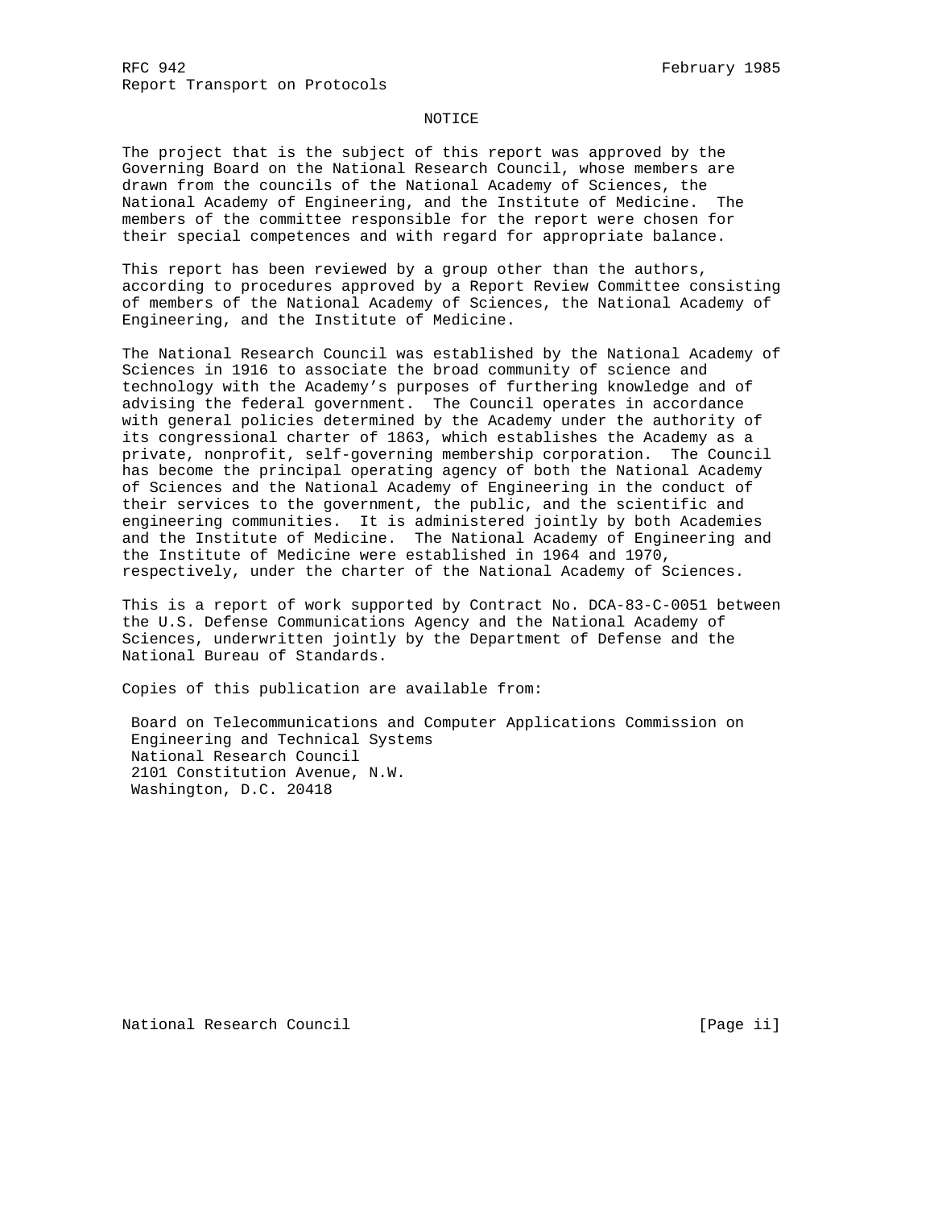## NOTICE

The project that is the subject of this report was approved by the Governing Board on the National Research Council, whose members are drawn from the councils of the National Academy of Sciences, the National Academy of Engineering, and the Institute of Medicine. The members of the committee responsible for the report were chosen for their special competences and with regard for appropriate balance.

This report has been reviewed by a group other than the authors, according to procedures approved by a Report Review Committee consisting of members of the National Academy of Sciences, the National Academy of Engineering, and the Institute of Medicine.

The National Research Council was established by the National Academy of Sciences in 1916 to associate the broad community of science and technology with the Academy’s purposes of furthering knowledge and of advising the federal government. The Council operates in accordance with general policies determined by the Academy under the authority of its congressional charter of 1863, which establishes the Academy as a private, nonprofit, self-governing membership corporation. The Council has become the principal operating agency of both the National Academy of Sciences and the National Academy of Engineering in the conduct of their services to the government, the public, and the scientific and engineering communities. It is administered jointly by both Academies and the Institute of Medicine. The National Academy of Engineering and the Institute of Medicine were established in 1964 and 1970, respectively, under the charter of the National Academy of Sciences.

This is a report of work supported by Contract No. DCA-83-C-0051 between the U.S. Defense Communications Agency and the National Academy of Sciences, underwritten jointly by the Department of Defense and the National Bureau of Standards.

Copies of this publication are available from:

Board on Telecommunications and Computer Applications Commission on Engineering and Technical Systems
National Research Council
2101 Constitution Avenue, N.W.
Washington, D.C. 20418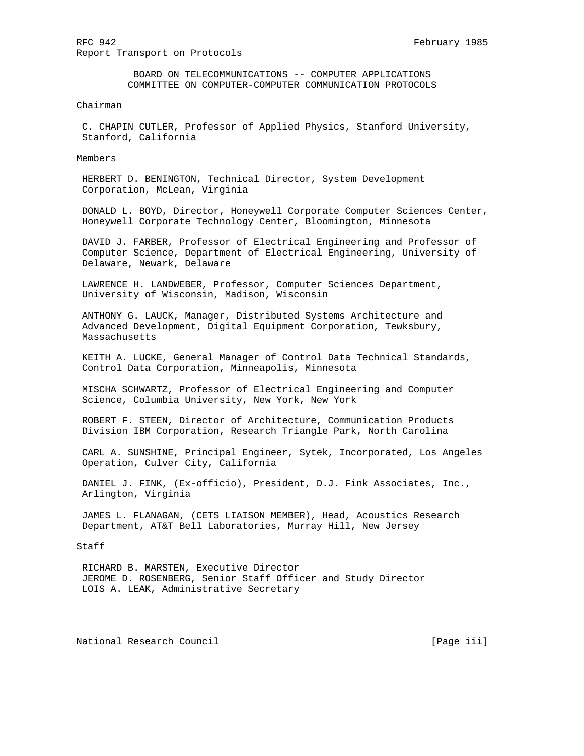BOARD ON TELECOMMUNICATIONS -- COMPUTER APPLICATIONS
COMMITTEE ON COMPUTER-COMPUTER COMMUNICATION PROTOCOLS

Chairman

C. CHAPIN CUTLER, Professor of Applied Physics, Stanford University, Stanford, California

Members

HERBERT D. BENINGTON, Technical Director, System Development Corporation, McLean, Virginia

DONALD L. BOYD, Director, Honeywell Corporate Computer Sciences Center, Honeywell Corporate Technology Center, Bloomington, Minnesota

DAVID J. FARBER, Professor of Electrical Engineering and Professor of Computer Science, Department of Electrical Engineering, University of Delaware, Newark, Delaware

LAWRENCE H. LANDWEBER, Professor, Computer Sciences Department, University of Wisconsin, Madison, Wisconsin

ANTHONY G. LAUCK, Manager, Distributed Systems Architecture and Advanced Development, Digital Equipment Corporation, Tewksbury, Massachusetts

KEITH A. LUCKE, General Manager of Control Data Technical Standards, Control Data Corporation, Minneapolis, Minnesota

MISCHA SCHWARTZ, Professor of Electrical Engineering and Computer Science, Columbia University, New York, New York

ROBERT F. STEEN, Director of Architecture, Communication Products Division IBM Corporation, Research Triangle Park, North Carolina

CARL A. SUNSHINE, Principal Engineer, Sytek, Incorporated, Los Angeles Operation, Culver City, California

DANIEL J. FINK, (Ex-officio), President, D.J. Fink Associates, Inc., Arlington, Virginia

JAMES L. FLANAGAN, (CETS LIAISON MEMBER), Head, Acoustics Research Department, AT&T Bell Laboratories, Murray Hill, New Jersey

Staff

RICHARD B. MARSTEN, Executive Director
JEROME D. ROSENBERG, Senior Staff Officer and Study Director
LOIS A. LEAK, Administrative Secretary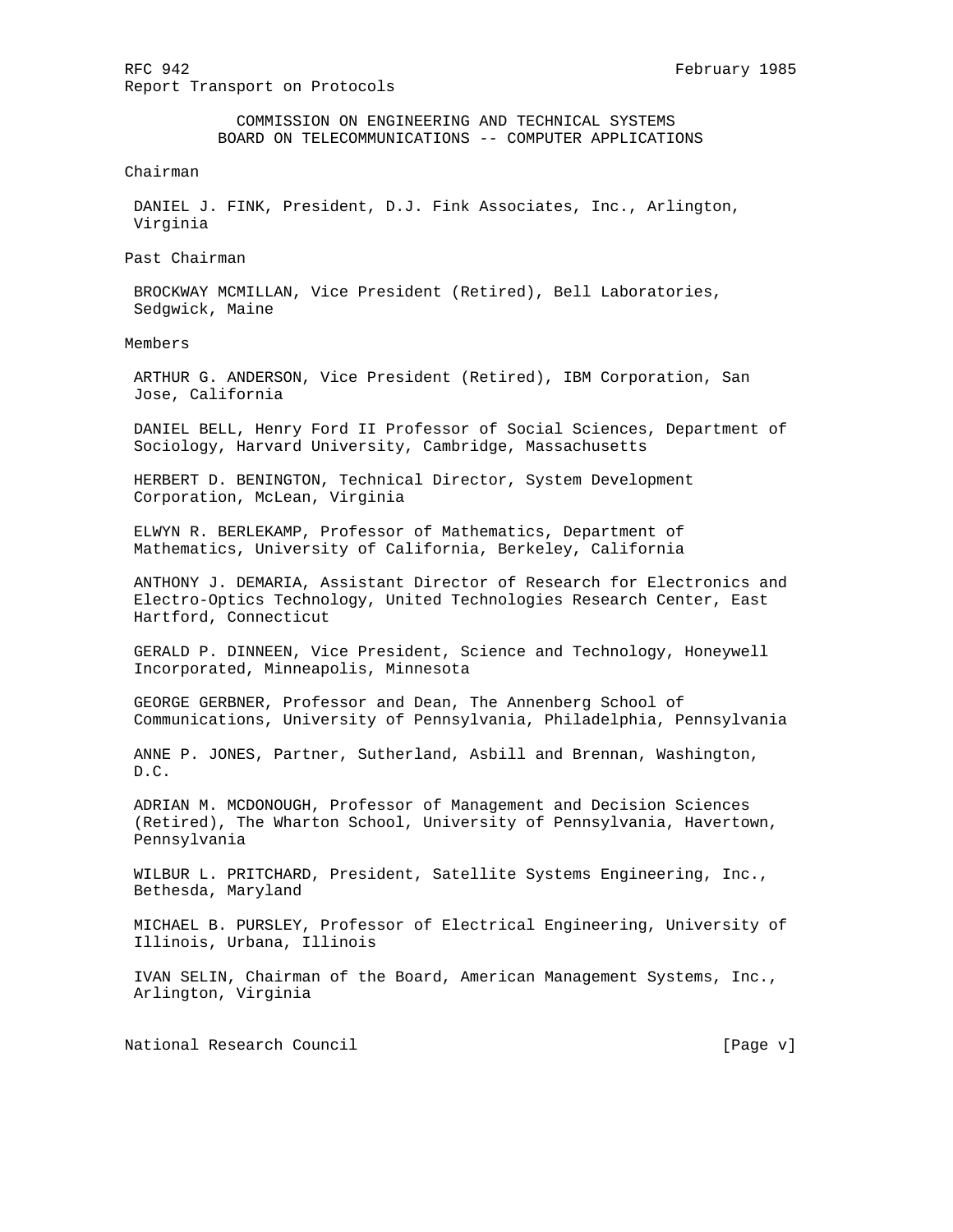COMMISSION ON ENGINEERING AND TECHNICAL SYSTEMS
BOARD ON TELECOMMUNICATIONS -- COMPUTER APPLICATIONS

Chairman

DANIEL J. FINK, President, D.J. Fink Associates, Inc., Arlington, Virginia

Past Chairman

BROCKWAY MCMILLAN, Vice President (Retired), Bell Laboratories, Sedgwick, Maine

Members

ARTHUR G. ANDERSON, Vice President (Retired), IBM Corporation, San Jose, California

DANIEL BELL, Henry Ford II Professor of Social Sciences, Department of Sociology, Harvard University, Cambridge, Massachusetts

HERBERT D. BENINGTON, Technical Director, System Development Corporation, McLean, Virginia

ELWYN R. BERLEKAMP, Professor of Mathematics, Department of Mathematics, University of California, Berkeley, California

ANTHONY J. DEMARIA, Assistant Director of Research for Electronics and Electro-Optics Technology, United Technologies Research Center, East Hartford, Connecticut

GERALD P. DINNEEN, Vice President, Science and Technology, Honeywell Incorporated, Minneapolis, Minnesota

GEORGE GERBNER, Professor and Dean, The Annenberg School of Communications, University of Pennsylvania, Philadelphia, Pennsylvania

ANNE P. JONES, Partner, Sutherland, Asbill and Brennan, Washington, D.C.

ADRIAN M. MCDONOUGH, Professor of Management and Decision Sciences (Retired), The Wharton School, University of Pennsylvania, Havertown, Pennsylvania

WILBUR L. PRITCHARD, President, Satellite Systems Engineering, Inc., Bethesda, Maryland

MICHAEL B. PURSLEY, Professor of Electrical Engineering, University of Illinois, Urbana, Illinois

IVAN SELIN, Chairman of the Board, American Management Systems, Inc., Arlington, Virginia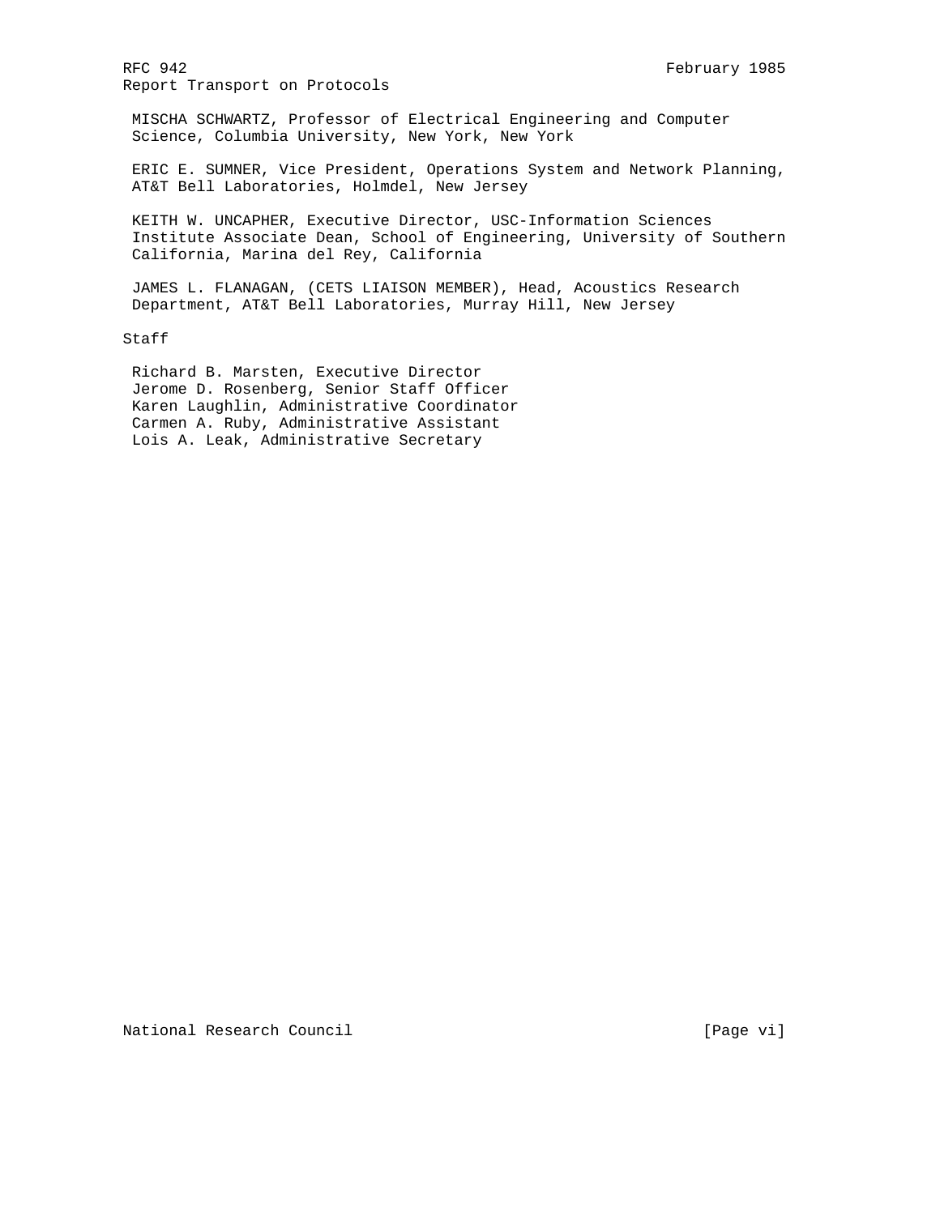MISCHA SCHWARTZ, Professor of Electrical Engineering and Computer Science, Columbia University, New York, New York

ERIC E. SUMNER, Vice President, Operations System and Network Planning, AT&T Bell Laboratories, Holmdel, New Jersey

KEITH W. UNCAPHER, Executive Director, USC-Information Sciences Institute Associate Dean, School of Engineering, University of Southern California, Marina del Rey, California

JAMES L. FLANAGAN, (CETS LIAISON MEMBER), Head, Acoustics Research Department, AT&T Bell Laboratories, Murray Hill, New Jersey

Staff

Richard B. Marsten, Executive Director
Jerome D. Rosenberg, Senior Staff Officer
Karen Laughlin, Administrative Coordinator
Carmen A. Ruby, Administrative Assistant
Lois A. Leak, Administrative Secretary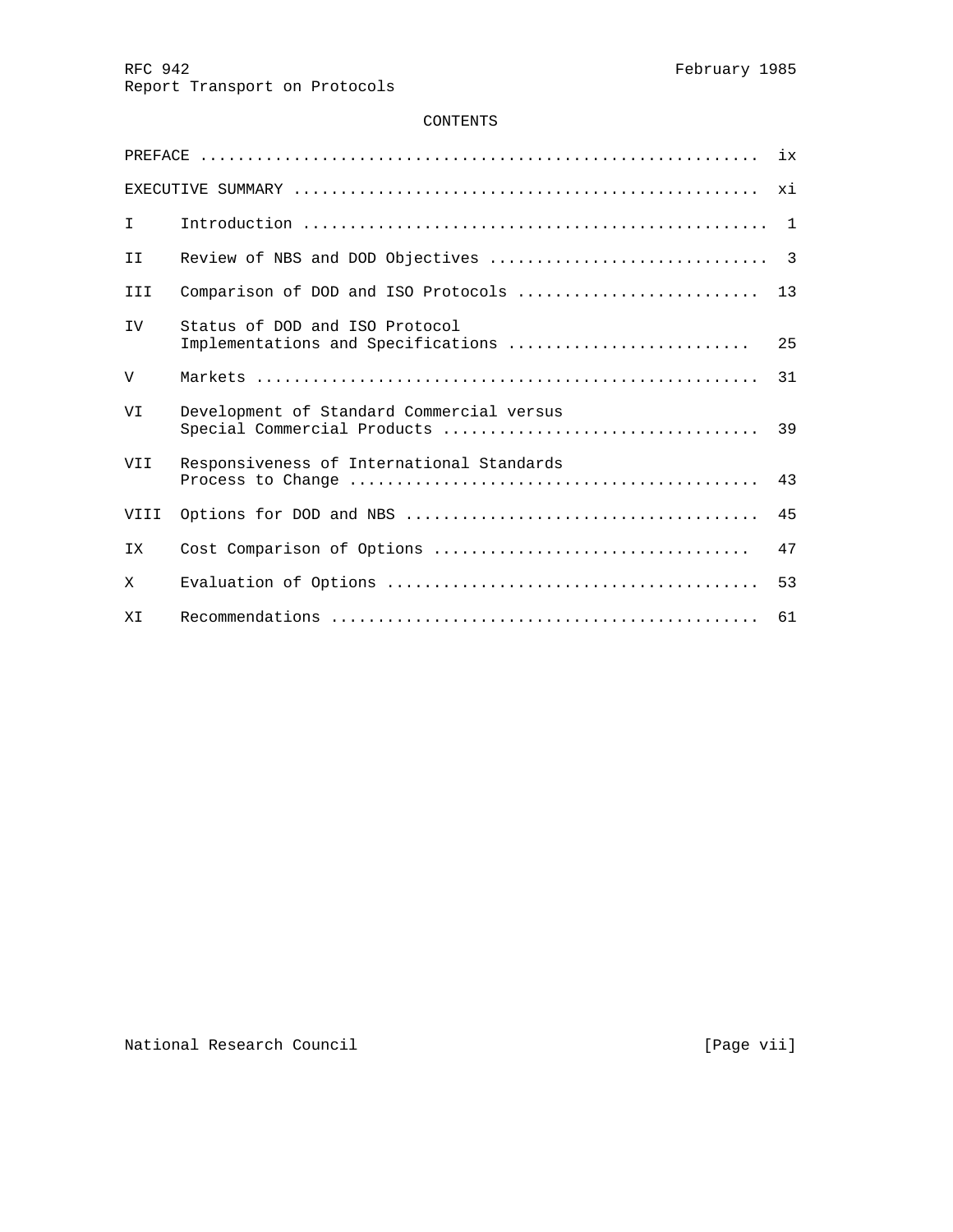# CONTENTS

| | | |
|---|---|---|
| PREFACE | | ix |
| EXECUTIVE SUMMARY | | xi |
| I | Introduction | 1 |
| II | Review of NBS and DOD Objectives | 3 |
| III | Comparison of DOD and ISO Protocols | 13 |
| IV | Status of DOD and ISO Protocol Implementations and Specifications | 25 |
| V | Markets | 31 |
| VI | Development of Standard Commercial versus Special Commercial Products | 39 |
| VII | Responsiveness of International Standards Process to Change | 43 |
| VIII | Options for DOD and NBS | 45 |
| IX | Cost Comparison of Options | 47 |
| X | Evaluation of Options | 53 |
| XI | Recommendations | 61 |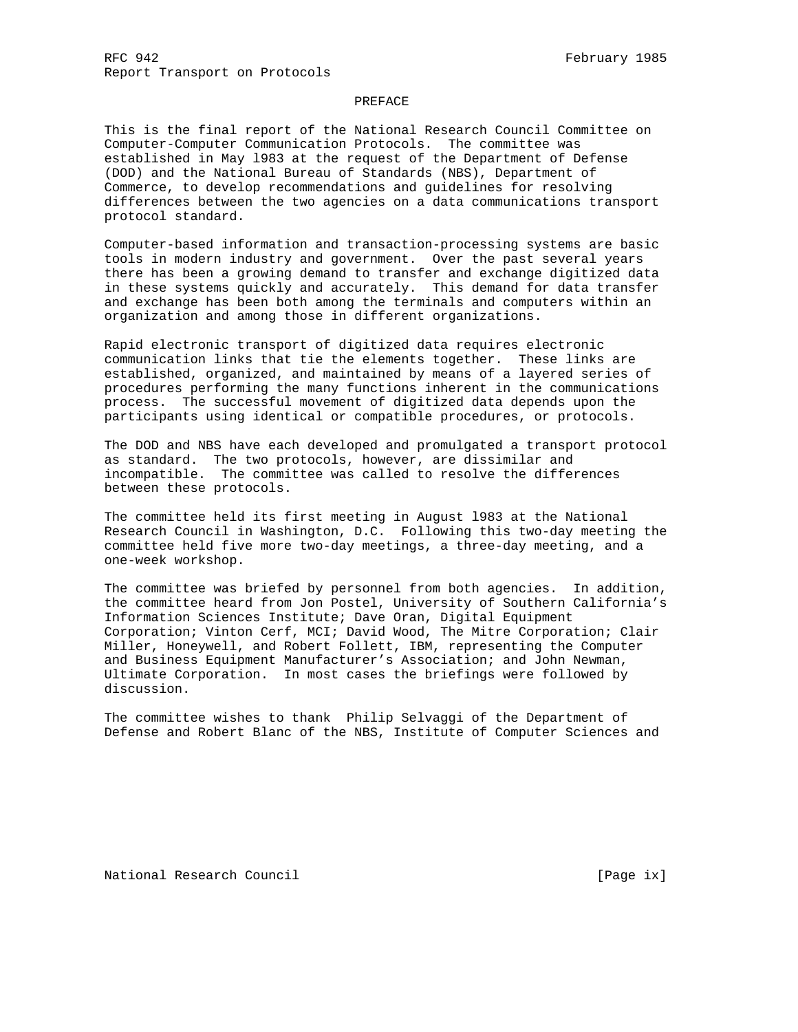## PREFACE

This is the final report of the National Research Council Committee on Computer-Computer Communication Protocols. The committee was established in May l983 at the request of the Department of Defense (DOD) and the National Bureau of Standards (NBS), Department of Commerce, to develop recommendations and guidelines for resolving differences between the two agencies on a data communications transport protocol standard.

Computer-based information and transaction-processing systems are basic tools in modern industry and government. Over the past several years there has been a growing demand to transfer and exchange digitized data in these systems quickly and accurately. This demand for data transfer and exchange has been both among the terminals and computers within an organization and among those in different organizations.

Rapid electronic transport of digitized data requires electronic communication links that tie the elements together. These links are established, organized, and maintained by means of a layered series of procedures performing the many functions inherent in the communications process. The successful movement of digitized data depends upon the participants using identical or compatible procedures, or protocols.

The DOD and NBS have each developed and promulgated a transport protocol as standard. The two protocols, however, are dissimilar and incompatible. The committee was called to resolve the differences between these protocols.

The committee held its first meeting in August l983 at the National Research Council in Washington, D.C. Following this two-day meeting the committee held five more two-day meetings, a three-day meeting, and a one-week workshop.

The committee was briefed by personnel from both agencies. In addition, the committee heard from Jon Postel, University of Southern California's Information Sciences Institute; Dave Oran, Digital Equipment Corporation; Vinton Cerf, MCI; David Wood, The Mitre Corporation; Clair Miller, Honeywell, and Robert Follett, IBM, representing the Computer and Business Equipment Manufacturer's Association; and John Newman, Ultimate Corporation. In most cases the briefings were followed by discussion.

The committee wishes to thank Philip Selvaggi of the Department of Defense and Robert Blanc of the NBS, Institute of Computer Sciences and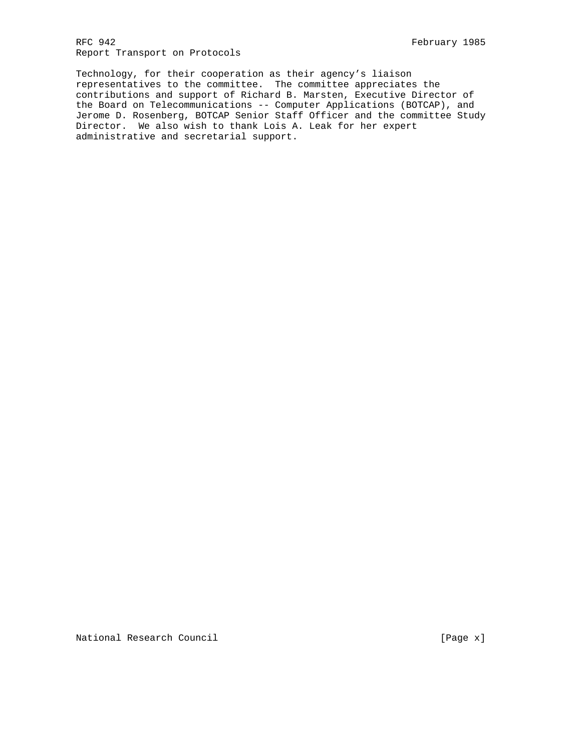Technology, for their cooperation as their agency’s liaison representatives to the committee. The committee appreciates the contributions and support of Richard B. Marsten, Executive Director of the Board on Telecommunications -- Computer Applications (BOTCAP), and Jerome D. Rosenberg, BOTCAP Senior Staff Officer and the committee Study Director. We also wish to thank Lois A. Leak for her expert administrative and secretarial support.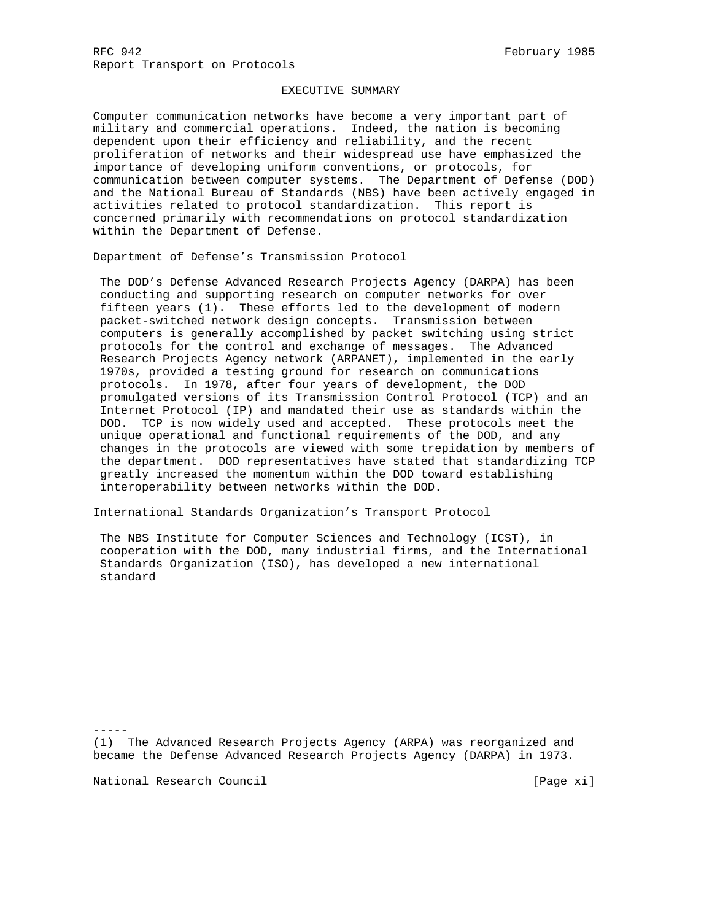## EXECUTIVE SUMMARY

Computer communication networks have become a very important part of military and commercial operations. Indeed, the nation is becoming dependent upon their efficiency and reliability, and the recent proliferation of networks and their widespread use have emphasized the importance of developing uniform conventions, or protocols, for communication between computer systems. The Department of Defense (DOD) and the National Bureau of Standards (NBS) have been actively engaged in activities related to protocol standardization. This report is concerned primarily with recommendations on protocol standardization within the Department of Defense.

### Department of Defense's Transmission Protocol

The DOD's Defense Advanced Research Projects Agency (DARPA) has been conducting and supporting research on computer networks for over fifteen years (1). These efforts led to the development of modern packet-switched network design concepts. Transmission between computers is generally accomplished by packet switching using strict protocols for the control and exchange of messages. The Advanced Research Projects Agency network (ARPANET), implemented in the early 1970s, provided a testing ground for research on communications protocols. In 1978, after four years of development, the DOD promulgated versions of its Transmission Control Protocol (TCP) and an Internet Protocol (IP) and mandated their use as standards within the DOD. TCP is now widely used and accepted. These protocols meet the unique operational and functional requirements of the DOD, and any changes in the protocols are viewed with some trepidation by members of the department. DOD representatives have stated that standardizing TCP greatly increased the momentum within the DOD toward establishing interoperability between networks within the DOD.

### International Standards Organization's Transport Protocol

The NBS Institute for Computer Sciences and Technology (ICST), in cooperation with the DOD, many industrial firms, and the International Standards Organization (ISO), has developed a new international standard

-----

(1) The Advanced Research Projects Agency (ARPA) was reorganized and became the Defense Advanced Research Projects Agency (DARPA) in 1973.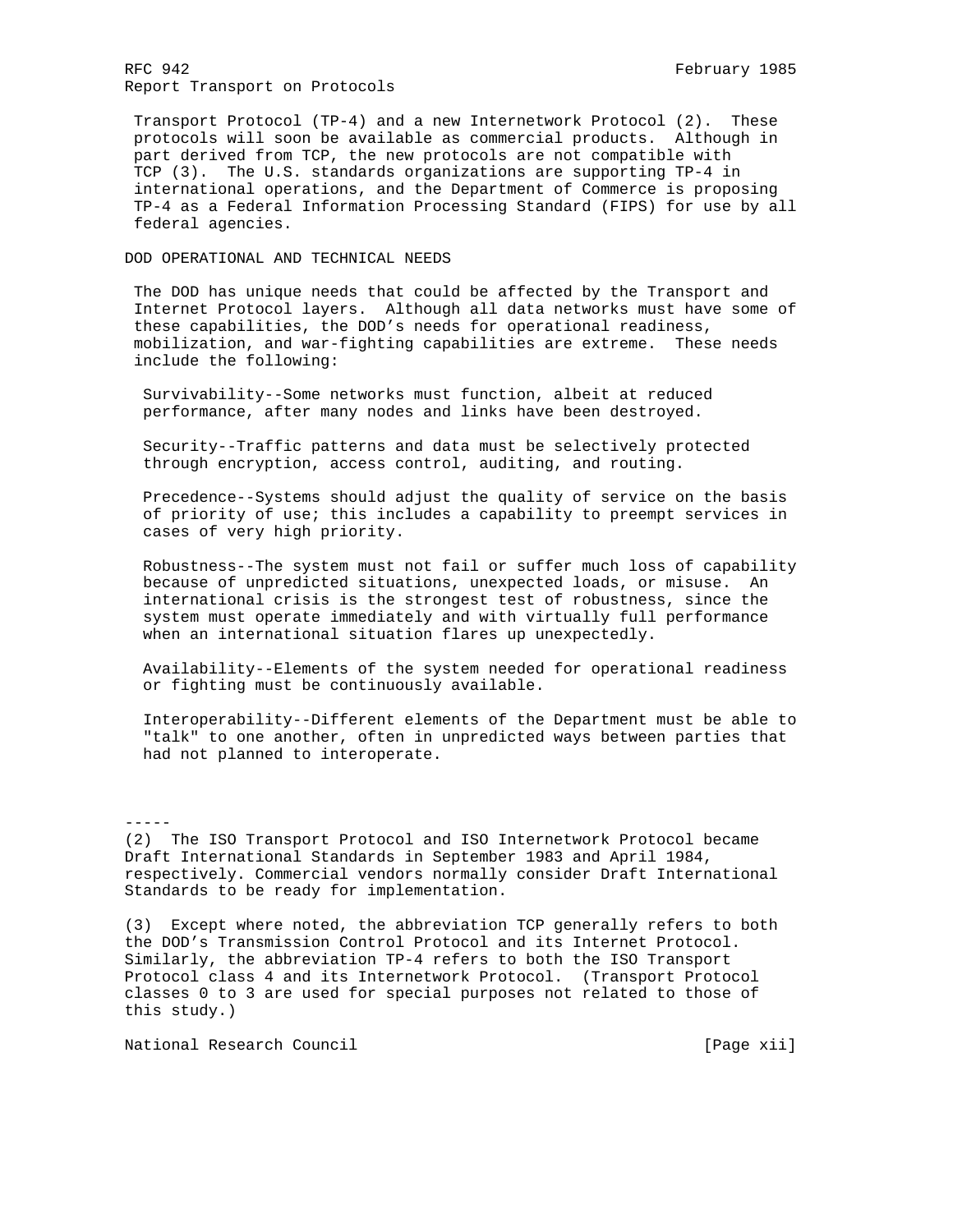Transport Protocol (TP-4) and a new Internetwork Protocol (2). These protocols will soon be available as commercial products. Although in part derived from TCP, the new protocols are not compatible with TCP (3). The U.S. standards organizations are supporting TP-4 in international operations, and the Department of Commerce is proposing TP-4 as a Federal Information Processing Standard (FIPS) for use by all federal agencies.

## DOD OPERATIONAL AND TECHNICAL NEEDS

The DOD has unique needs that could be affected by the Transport and Internet Protocol layers. Although all data networks must have some of these capabilities, the DOD's needs for operational readiness, mobilization, and war-fighting capabilities are extreme. These needs include the following:

Survivability--Some networks must function, albeit at reduced performance, after many nodes and links have been destroyed.

Security--Traffic patterns and data must be selectively protected through encryption, access control, auditing, and routing.

Precedence--Systems should adjust the quality of service on the basis of priority of use; this includes a capability to preempt services in cases of very high priority.

Robustness--The system must not fail or suffer much loss of capability because of unpredicted situations, unexpected loads, or misuse. An international crisis is the strongest test of robustness, since the system must operate immediately and with virtually full performance when an international situation flares up unexpectedly.

Availability--Elements of the system needed for operational readiness or fighting must be continuously available.

Interoperability--Different elements of the Department must be able to "talk" to one another, often in unpredicted ways between parties that had not planned to interoperate.

-----

(2) The ISO Transport Protocol and ISO Internetwork Protocol became Draft International Standards in September 1983 and April 1984, respectively. Commercial vendors normally consider Draft International Standards to be ready for implementation.

(3) Except where noted, the abbreviation TCP generally refers to both the DOD's Transmission Control Protocol and its Internet Protocol. Similarly, the abbreviation TP-4 refers to both the ISO Transport Protocol class 4 and its Internetwork Protocol. (Transport Protocol classes 0 to 3 are used for special purposes not related to those of this study.)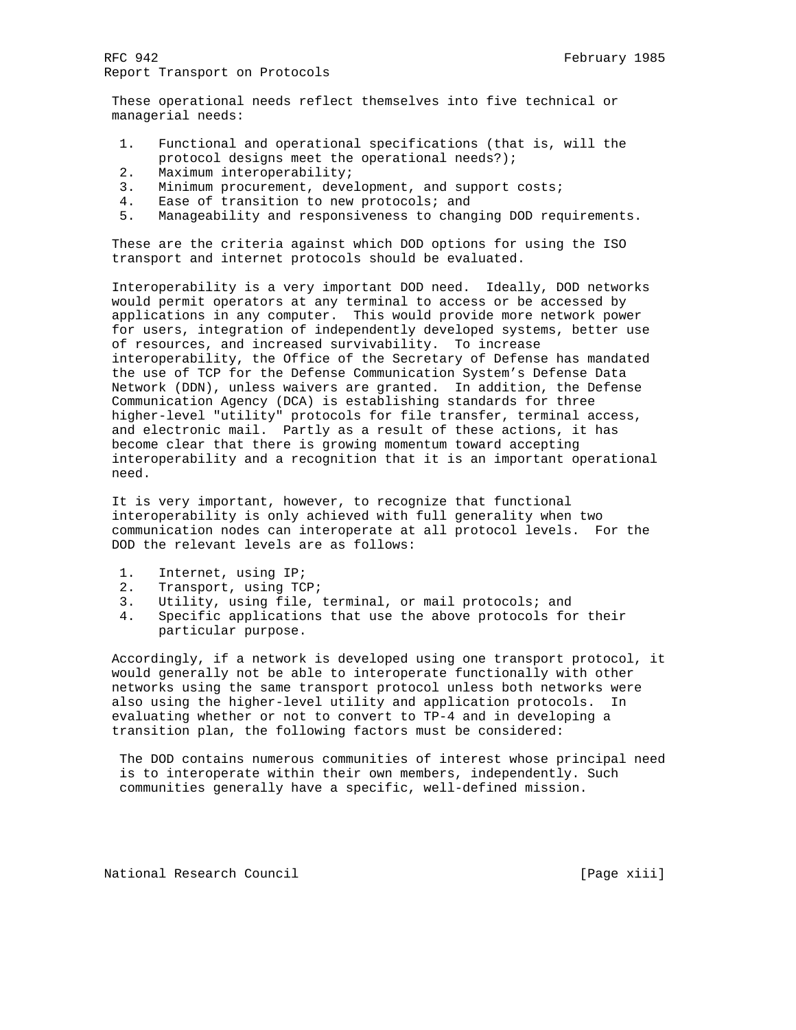These operational needs reflect themselves into five technical or managerial needs:

1. Functional and operational specifications (that is, will the protocol designs meet the operational needs?);
2. Maximum interoperability;
3. Minimum procurement, development, and support costs;
4. Ease of transition to new protocols; and
5. Manageability and responsiveness to changing DOD requirements.

These are the criteria against which DOD options for using the ISO transport and internet protocols should be evaluated.

Interoperability is a very important DOD need. Ideally, DOD networks would permit operators at any terminal to access or be accessed by applications in any computer. This would provide more network power for users, integration of independently developed systems, better use of resources, and increased survivability. To increase interoperability, the Office of the Secretary of Defense has mandated the use of TCP for the Defense Communication System's Defense Data Network (DDN), unless waivers are granted. In addition, the Defense Communication Agency (DCA) is establishing standards for three higher-level "utility" protocols for file transfer, terminal access, and electronic mail. Partly as a result of these actions, it has become clear that there is growing momentum toward accepting interoperability and a recognition that it is an important operational need.

It is very important, however, to recognize that functional interoperability is only achieved with full generality when two communication nodes can interoperate at all protocol levels. For the DOD the relevant levels are as follows:

1. Internet, using IP;
2. Transport, using TCP;
3. Utility, using file, terminal, or mail protocols; and
4. Specific applications that use the above protocols for their particular purpose.

Accordingly, if a network is developed using one transport protocol, it would generally not be able to interoperate functionally with other networks using the same transport protocol unless both networks were also using the higher-level utility and application protocols. In evaluating whether or not to convert to TP-4 and in developing a transition plan, the following factors must be considered:

The DOD contains numerous communities of interest whose principal need is to interoperate within their own members, independently. Such communities generally have a specific, well-defined mission.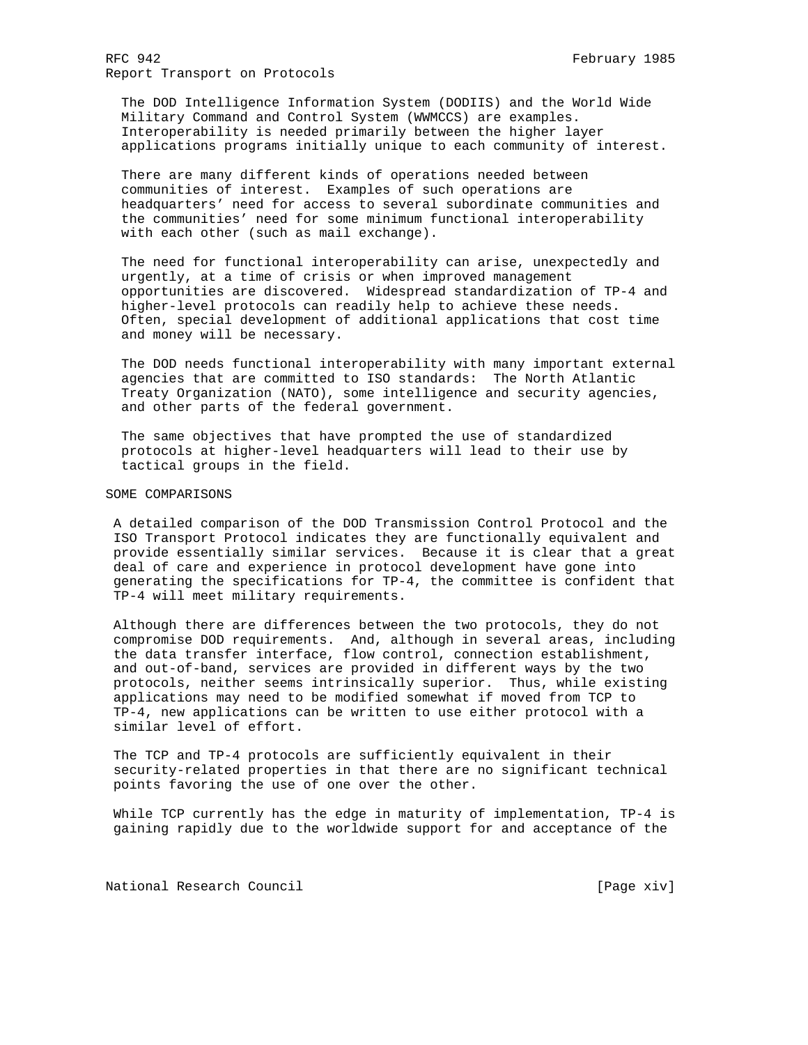The DOD Intelligence Information System (DODIIS) and the World Wide Military Command and Control System (WWMCCS) are examples. Interoperability is needed primarily between the higher layer applications programs initially unique to each community of interest.

There are many different kinds of operations needed between communities of interest. Examples of such operations are headquarters' need for access to several subordinate communities and the communities' need for some minimum functional interoperability with each other (such as mail exchange).

The need for functional interoperability can arise, unexpectedly and urgently, at a time of crisis or when improved management opportunities are discovered. Widespread standardization of TP-4 and higher-level protocols can readily help to achieve these needs. Often, special development of additional applications that cost time and money will be necessary.

The DOD needs functional interoperability with many important external agencies that are committed to ISO standards: The North Atlantic Treaty Organization (NATO), some intelligence and security agencies, and other parts of the federal government.

The same objectives that have prompted the use of standardized protocols at higher-level headquarters will lead to their use by tactical groups in the field.

## SOME COMPARISONS

A detailed comparison of the DOD Transmission Control Protocol and the ISO Transport Protocol indicates they are functionally equivalent and provide essentially similar services. Because it is clear that a great deal of care and experience in protocol development have gone into generating the specifications for TP-4, the committee is confident that TP-4 will meet military requirements.

Although there are differences between the two protocols, they do not compromise DOD requirements. And, although in several areas, including the data transfer interface, flow control, connection establishment, and out-of-band, services are provided in different ways by the two protocols, neither seems intrinsically superior. Thus, while existing applications may need to be modified somewhat if moved from TCP to TP-4, new applications can be written to use either protocol with a similar level of effort.

The TCP and TP-4 protocols are sufficiently equivalent in their security-related properties in that there are no significant technical points favoring the use of one over the other.

While TCP currently has the edge in maturity of implementation, TP-4 is gaining rapidly due to the worldwide support for and acceptance of the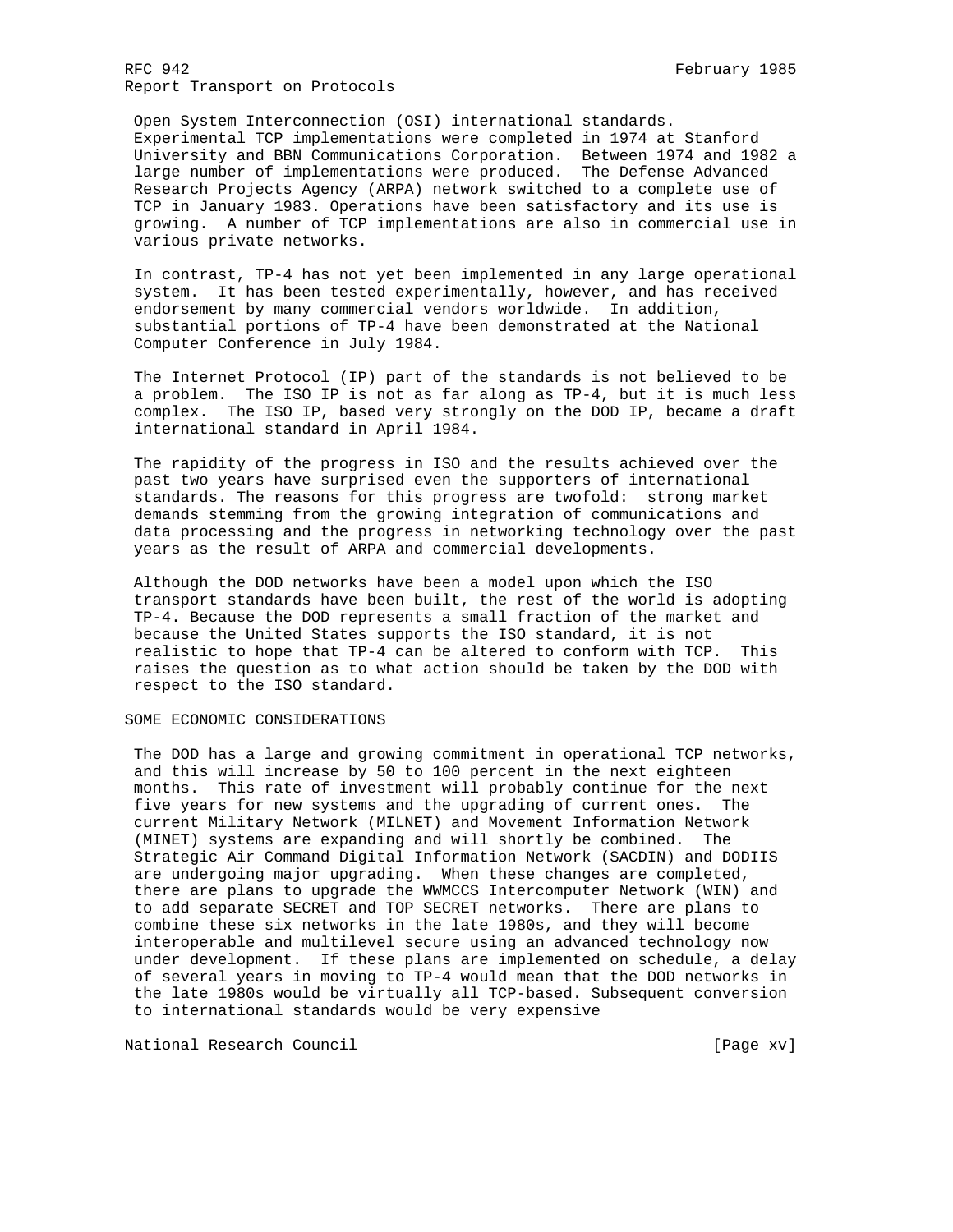Open System Interconnection (OSI) international standards. Experimental TCP implementations were completed in 1974 at Stanford University and BBN Communications Corporation. Between 1974 and 1982 a large number of implementations were produced. The Defense Advanced Research Projects Agency (ARPA) network switched to a complete use of TCP in January 1983. Operations have been satisfactory and its use is growing. A number of TCP implementations are also in commercial use in various private networks.

In contrast, TP-4 has not yet been implemented in any large operational system. It has been tested experimentally, however, and has received endorsement by many commercial vendors worldwide. In addition, substantial portions of TP-4 have been demonstrated at the National Computer Conference in July 1984.

The Internet Protocol (IP) part of the standards is not believed to be a problem. The ISO IP is not as far along as TP-4, but it is much less complex. The ISO IP, based very strongly on the DOD IP, became a draft international standard in April 1984.

The rapidity of the progress in ISO and the results achieved over the past two years have surprised even the supporters of international standards. The reasons for this progress are twofold: strong market demands stemming from the growing integration of communications and data processing and the progress in networking technology over the past years as the result of ARPA and commercial developments.

Although the DOD networks have been a model upon which the ISO transport standards have been built, the rest of the world is adopting TP-4. Because the DOD represents a small fraction of the market and because the United States supports the ISO standard, it is not realistic to hope that TP-4 can be altered to conform with TCP. This raises the question as to what action should be taken by the DOD with respect to the ISO standard.

## SOME ECONOMIC CONSIDERATIONS

The DOD has a large and growing commitment in operational TCP networks, and this will increase by 50 to 100 percent in the next eighteen months. This rate of investment will probably continue for the next five years for new systems and the upgrading of current ones. The current Military Network (MILNET) and Movement Information Network (MINET) systems are expanding and will shortly be combined. The Strategic Air Command Digital Information Network (SACDIN) and DODIIS are undergoing major upgrading. When these changes are completed, there are plans to upgrade the WWMCCS Intercomputer Network (WIN) and to add separate SECRET and TOP SECRET networks. There are plans to combine these six networks in the late 1980s, and they will become interoperable and multilevel secure using an advanced technology now under development. If these plans are implemented on schedule, a delay of several years in moving to TP-4 would mean that the DOD networks in the late 1980s would be virtually all TCP-based. Subsequent conversion to international standards would be very expensive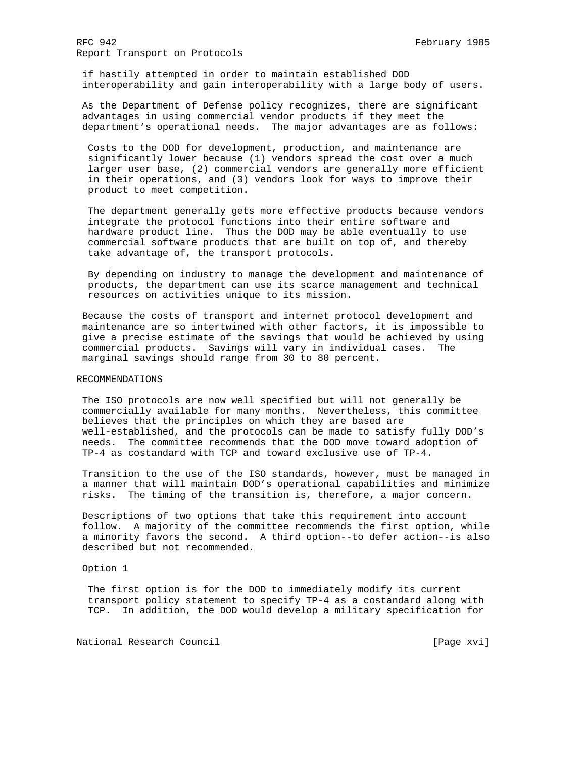if hastily attempted in order to maintain established DOD interoperability and gain interoperability with a large body of users.

As the Department of Defense policy recognizes, there are significant advantages in using commercial vendor products if they meet the department's operational needs. The major advantages are as follows:

Costs to the DOD for development, production, and maintenance are significantly lower because (1) vendors spread the cost over a much larger user base, (2) commercial vendors are generally more efficient in their operations, and (3) vendors look for ways to improve their product to meet competition.

The department generally gets more effective products because vendors integrate the protocol functions into their entire software and hardware product line. Thus the DOD may be able eventually to use commercial software products that are built on top of, and thereby take advantage of, the transport protocols.

By depending on industry to manage the development and maintenance of products, the department can use its scarce management and technical resources on activities unique to its mission.

Because the costs of transport and internet protocol development and maintenance are so intertwined with other factors, it is impossible to give a precise estimate of the savings that would be achieved by using commercial products. Savings will vary in individual cases. The marginal savings should range from 30 to 80 percent.

## RECOMMENDATIONS

The ISO protocols are now well specified but will not generally be commercially available for many months. Nevertheless, this committee believes that the principles on which they are based are well-established, and the protocols can be made to satisfy fully DOD's needs. The committee recommends that the DOD move toward adoption of TP-4 as costandard with TCP and toward exclusive use of TP-4.

Transition to the use of the ISO standards, however, must be managed in a manner that will maintain DOD's operational capabilities and minimize risks. The timing of the transition is, therefore, a major concern.

Descriptions of two options that take this requirement into account follow. A majority of the committee recommends the first option, while a minority favors the second. A third option--to defer action--is also described but not recommended.

### Option 1

The first option is for the DOD to immediately modify its current transport policy statement to specify TP-4 as a costandard along with TCP. In addition, the DOD would develop a military specification for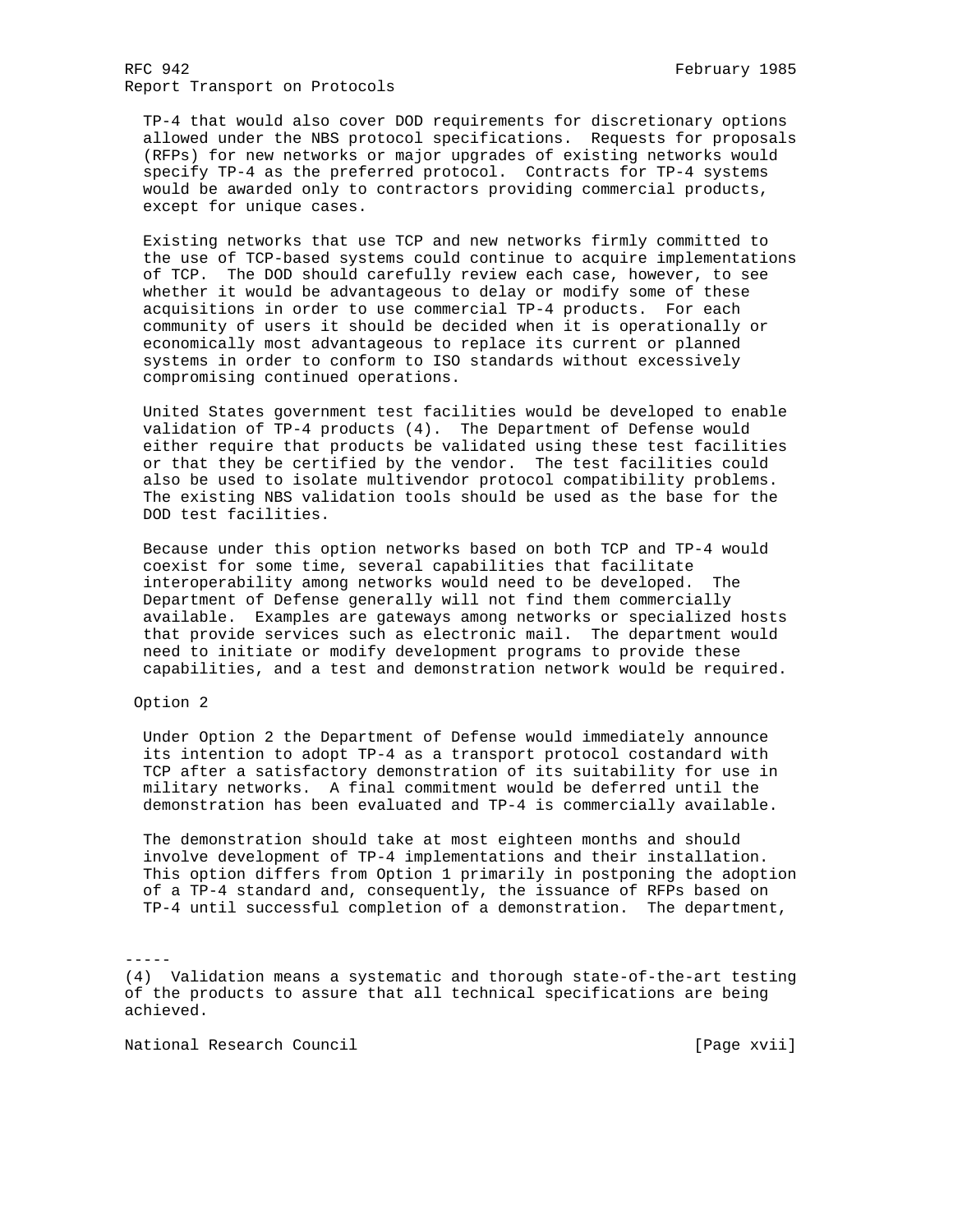TP-4 that would also cover DOD requirements for discretionary options allowed under the NBS protocol specifications. Requests for proposals (RFPs) for new networks or major upgrades of existing networks would specify TP-4 as the preferred protocol. Contracts for TP-4 systems would be awarded only to contractors providing commercial products, except for unique cases.

Existing networks that use TCP and new networks firmly committed to the use of TCP-based systems could continue to acquire implementations of TCP. The DOD should carefully review each case, however, to see whether it would be advantageous to delay or modify some of these acquisitions in order to use commercial TP-4 products. For each community of users it should be decided when it is operationally or economically most advantageous to replace its current or planned systems in order to conform to ISO standards without excessively compromising continued operations.

United States government test facilities would be developed to enable validation of TP-4 products (4). The Department of Defense would either require that products be validated using these test facilities or that they be certified by the vendor. The test facilities could also be used to isolate multivendor protocol compatibility problems. The existing NBS validation tools should be used as the base for the DOD test facilities.

Because under this option networks based on both TCP and TP-4 would coexist for some time, several capabilities that facilitate interoperability among networks would need to be developed. The Department of Defense generally will not find them commercially available. Examples are gateways among networks or specialized hosts that provide services such as electronic mail. The department would need to initiate or modify development programs to provide these capabilities, and a test and demonstration network would be required.

Option 2

Under Option 2 the Department of Defense would immediately announce its intention to adopt TP-4 as a transport protocol costandard with TCP after a satisfactory demonstration of its suitability for use in military networks. A final commitment would be deferred until the demonstration has been evaluated and TP-4 is commercially available.

The demonstration should take at most eighteen months and should involve development of TP-4 implementations and their installation. This option differs from Option 1 primarily in postponing the adoption of a TP-4 standard and, consequently, the issuance of RFPs based on TP-4 until successful completion of a demonstration. The department,

-----

(4) Validation means a systematic and thorough state-of-the-art testing of the products to assure that all technical specifications are being achieved.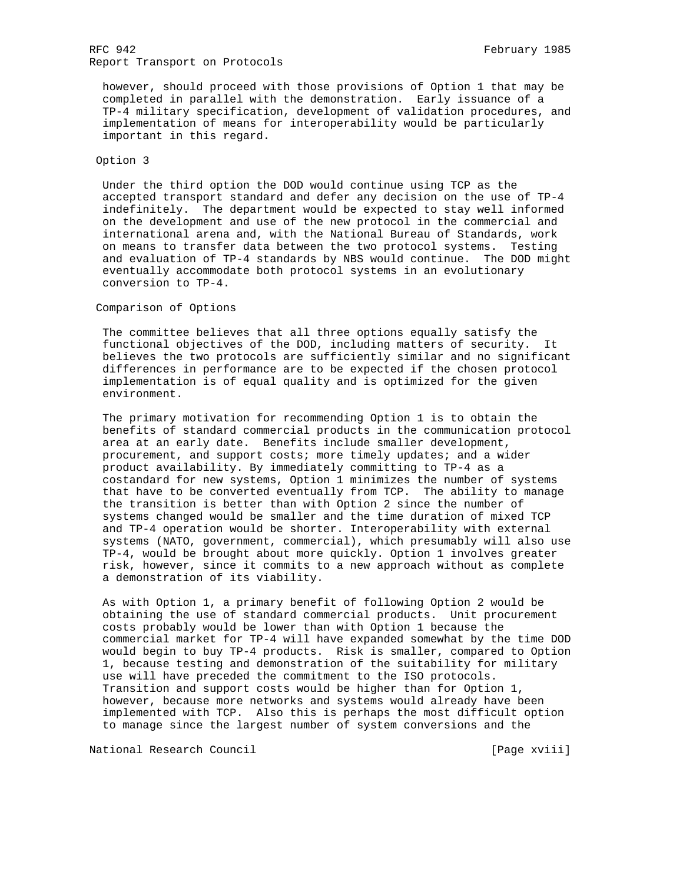however, should proceed with those provisions of Option 1 that may be completed in parallel with the demonstration. Early issuance of a TP-4 military specification, development of validation procedures, and implementation of means for interoperability would be particularly important in this regard.

### Option 3

Under the third option the DOD would continue using TCP as the accepted transport standard and defer any decision on the use of TP-4 indefinitely. The department would be expected to stay well informed on the development and use of the new protocol in the commercial and international arena and, with the National Bureau of Standards, work on means to transfer data between the two protocol systems. Testing and evaluation of TP-4 standards by NBS would continue. The DOD might eventually accommodate both protocol systems in an evolutionary conversion to TP-4.

### Comparison of Options

The committee believes that all three options equally satisfy the functional objectives of the DOD, including matters of security. It believes the two protocols are sufficiently similar and no significant differences in performance are to be expected if the chosen protocol implementation is of equal quality and is optimized for the given environment.

The primary motivation for recommending Option 1 is to obtain the benefits of standard commercial products in the communication protocol area at an early date. Benefits include smaller development, procurement, and support costs; more timely updates; and a wider product availability. By immediately committing to TP-4 as a costandard for new systems, Option 1 minimizes the number of systems that have to be converted eventually from TCP. The ability to manage the transition is better than with Option 2 since the number of systems changed would be smaller and the time duration of mixed TCP and TP-4 operation would be shorter. Interoperability with external systems (NATO, government, commercial), which presumably will also use TP-4, would be brought about more quickly. Option 1 involves greater risk, however, since it commits to a new approach without as complete a demonstration of its viability.

As with Option 1, a primary benefit of following Option 2 would be obtaining the use of standard commercial products. Unit procurement costs probably would be lower than with Option 1 because the commercial market for TP-4 will have expanded somewhat by the time DOD would begin to buy TP-4 products. Risk is smaller, compared to Option 1, because testing and demonstration of the suitability for military use will have preceded the commitment to the ISO protocols. Transition and support costs would be higher than for Option 1, however, because more networks and systems would already have been implemented with TCP. Also this is perhaps the most difficult option to manage since the largest number of system conversions and the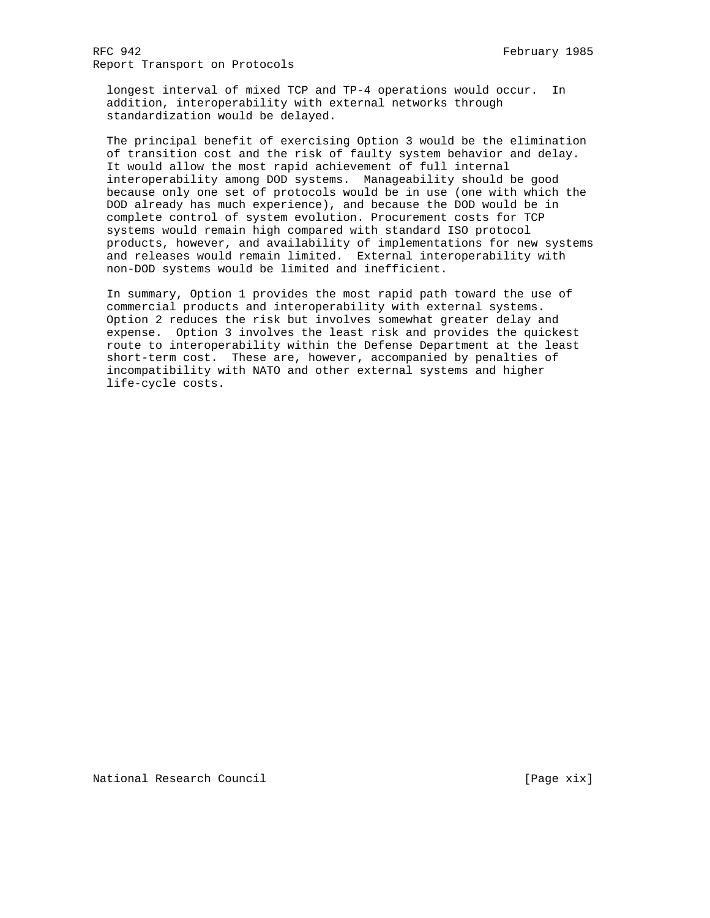longest interval of mixed TCP and TP-4 operations would occur. In addition, interoperability with external networks through standardization would be delayed.

The principal benefit of exercising Option 3 would be the elimination of transition cost and the risk of faulty system behavior and delay. It would allow the most rapid achievement of full internal interoperability among DOD systems. Manageability should be good because only one set of protocols would be in use (one with which the DOD already has much experience), and because the DOD would be in complete control of system evolution. Procurement costs for TCP systems would remain high compared with standard ISO protocol products, however, and availability of implementations for new systems and releases would remain limited. External interoperability with non-DOD systems would be limited and inefficient.

In summary, Option 1 provides the most rapid path toward the use of commercial products and interoperability with external systems. Option 2 reduces the risk but involves somewhat greater delay and expense. Option 3 involves the least risk and provides the quickest route to interoperability within the Defense Department at the least short-term cost. These are, however, accompanied by penalties of incompatibility with NATO and other external systems and higher life-cycle costs.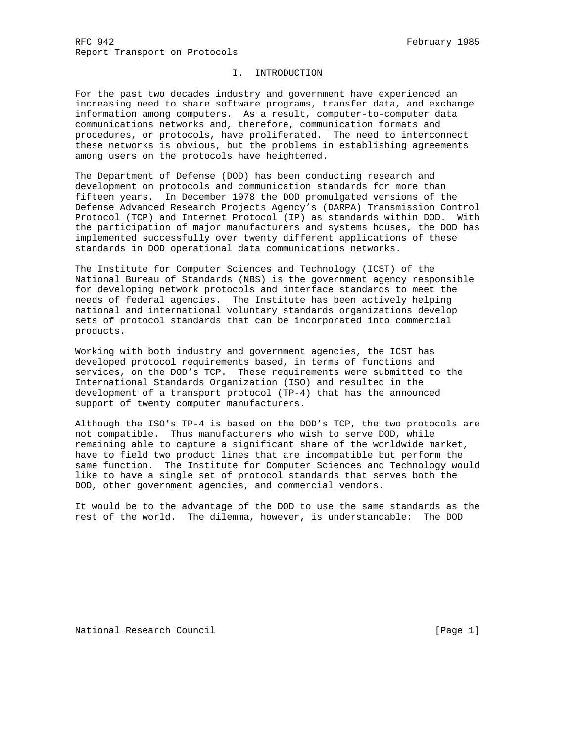## I. INTRODUCTION

For the past two decades industry and government have experienced an increasing need to share software programs, transfer data, and exchange information among computers. As a result, computer-to-computer data communications networks and, therefore, communication formats and procedures, or protocols, have proliferated. The need to interconnect these networks is obvious, but the problems in establishing agreements among users on the protocols have heightened.

The Department of Defense (DOD) has been conducting research and development on protocols and communication standards for more than fifteen years. In December 1978 the DOD promulgated versions of the Defense Advanced Research Projects Agency's (DARPA) Transmission Control Protocol (TCP) and Internet Protocol (IP) as standards within DOD. With the participation of major manufacturers and systems houses, the DOD has implemented successfully over twenty different applications of these standards in DOD operational data communications networks.

The Institute for Computer Sciences and Technology (ICST) of the National Bureau of Standards (NBS) is the government agency responsible for developing network protocols and interface standards to meet the needs of federal agencies. The Institute has been actively helping national and international voluntary standards organizations develop sets of protocol standards that can be incorporated into commercial products.

Working with both industry and government agencies, the ICST has developed protocol requirements based, in terms of functions and services, on the DOD's TCP. These requirements were submitted to the International Standards Organization (ISO) and resulted in the development of a transport protocol (TP-4) that has the announced support of twenty computer manufacturers.

Although the ISO's TP-4 is based on the DOD's TCP, the two protocols are not compatible. Thus manufacturers who wish to serve DOD, while remaining able to capture a significant share of the worldwide market, have to field two product lines that are incompatible but perform the same function. The Institute for Computer Sciences and Technology would like to have a single set of protocol standards that serves both the DOD, other government agencies, and commercial vendors.

It would be to the advantage of the DOD to use the same standards as the rest of the world. The dilemma, however, is understandable: The DOD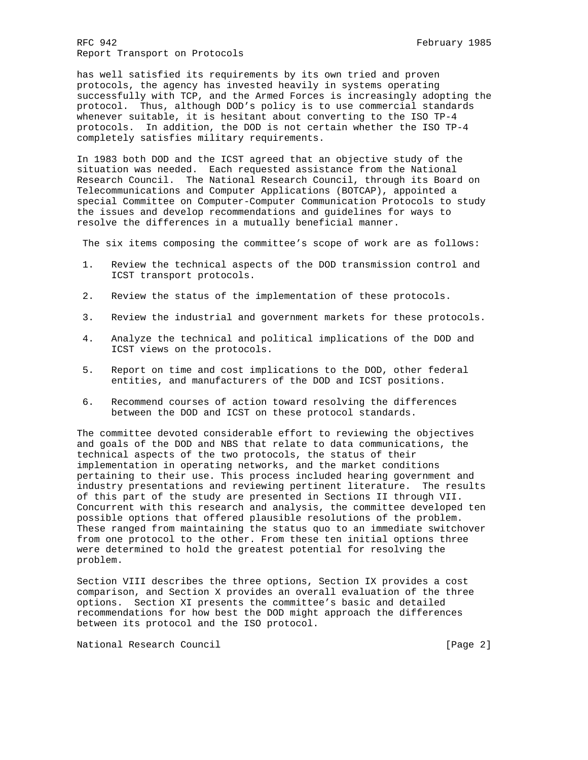has well satisfied its requirements by its own tried and proven protocols, the agency has invested heavily in systems operating successfully with TCP, and the Armed Forces is increasingly adopting the protocol. Thus, although DOD's policy is to use commercial standards whenever suitable, it is hesitant about converting to the ISO TP-4 protocols. In addition, the DOD is not certain whether the ISO TP-4 completely satisfies military requirements.

In 1983 both DOD and the ICST agreed that an objective study of the situation was needed. Each requested assistance from the National Research Council. The National Research Council, through its Board on Telecommunications and Computer Applications (BOTCAP), appointed a special Committee on Computer-Computer Communication Protocols to study the issues and develop recommendations and guidelines for ways to resolve the differences in a mutually beneficial manner.

The six items composing the committee's scope of work are as follows:

1. Review the technical aspects of the DOD transmission control and ICST transport protocols.

2. Review the status of the implementation of these protocols.

3. Review the industrial and government markets for these protocols.

4. Analyze the technical and political implications of the DOD and ICST views on the protocols.

5. Report on time and cost implications to the DOD, other federal entities, and manufacturers of the DOD and ICST positions.

6. Recommend courses of action toward resolving the differences between the DOD and ICST on these protocol standards.

The committee devoted considerable effort to reviewing the objectives and goals of the DOD and NBS that relate to data communications, the technical aspects of the two protocols, the status of their implementation in operating networks, and the market conditions pertaining to their use. This process included hearing government and industry presentations and reviewing pertinent literature. The results of this part of the study are presented in Sections II through VII. Concurrent with this research and analysis, the committee developed ten possible options that offered plausible resolutions of the problem. These ranged from maintaining the status quo to an immediate switchover from one protocol to the other. From these ten initial options three were determined to hold the greatest potential for resolving the problem.

Section VIII describes the three options, Section IX provides a cost comparison, and Section X provides an overall evaluation of the three options. Section XI presents the committee's basic and detailed recommendations for how best the DOD might approach the differences between its protocol and the ISO protocol.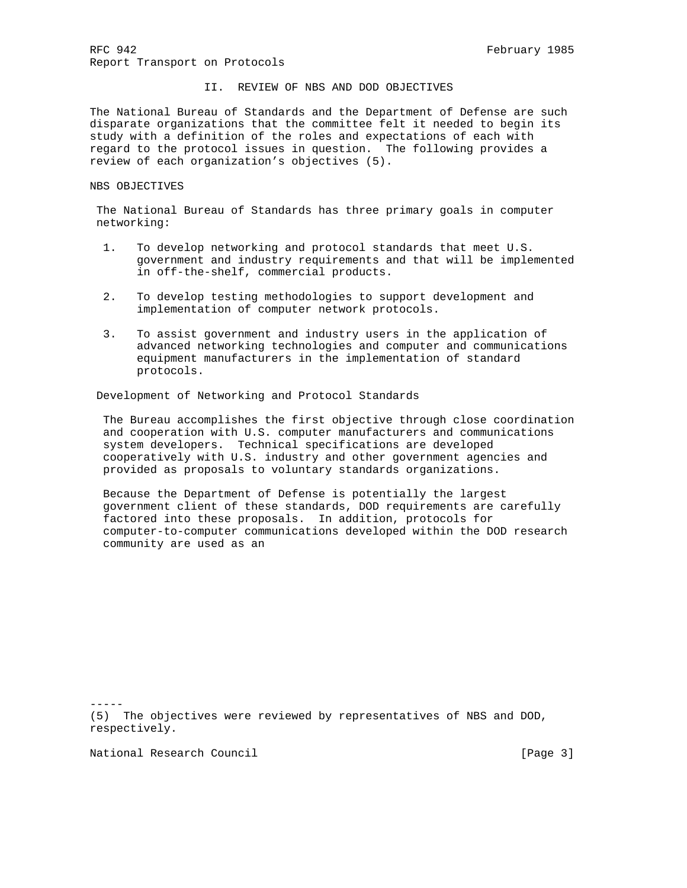## II. REVIEW OF NBS AND DOD OBJECTIVES

The National Bureau of Standards and the Department of Defense are such disparate organizations that the committee felt it needed to begin its study with a definition of the roles and expectations of each with regard to the protocol issues in question. The following provides a review of each organization's objectives (5).

### NBS OBJECTIVES

The National Bureau of Standards has three primary goals in computer networking:

1. To develop networking and protocol standards that meet U.S. government and industry requirements and that will be implemented in off-the-shelf, commercial products.
2. To develop testing methodologies to support development and implementation of computer network protocols.
3. To assist government and industry users in the application of advanced networking technologies and computer and communications equipment manufacturers in the implementation of standard protocols.

#### Development of Networking and Protocol Standards

The Bureau accomplishes the first objective through close coordination and cooperation with U.S. computer manufacturers and communications system developers. Technical specifications are developed cooperatively with U.S. industry and other government agencies and provided as proposals to voluntary standards organizations.

Because the Department of Defense is potentially the largest government client of these standards, DOD requirements are carefully factored into these proposals. In addition, protocols for computer-to-computer communications developed within the DOD research community are used as an

-----

(5) The objectives were reviewed by representatives of NBS and DOD, respectively.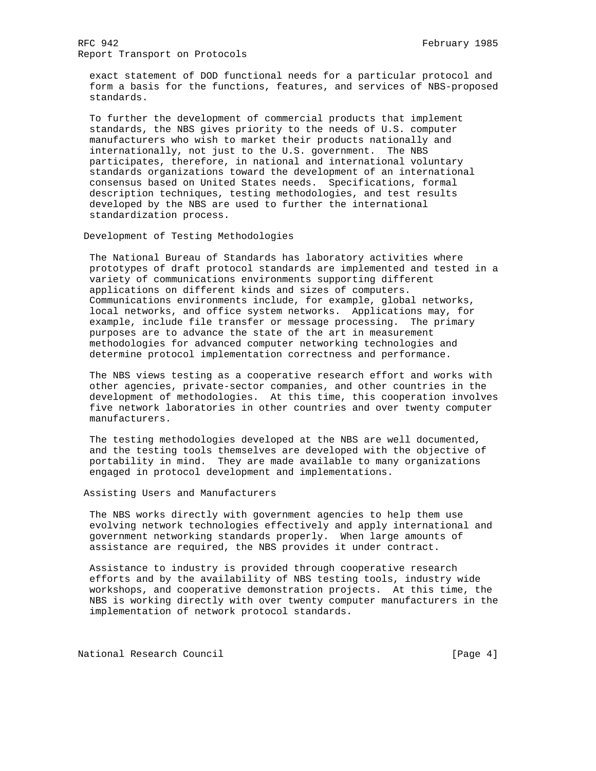exact statement of DOD functional needs for a particular protocol and form a basis for the functions, features, and services of NBS-proposed standards.

To further the development of commercial products that implement standards, the NBS gives priority to the needs of U.S. computer manufacturers who wish to market their products nationally and internationally, not just to the U.S. government. The NBS participates, therefore, in national and international voluntary standards organizations toward the development of an international consensus based on United States needs. Specifications, formal description techniques, testing methodologies, and test results developed by the NBS are used to further the international standardization process.

### Development of Testing Methodologies

The National Bureau of Standards has laboratory activities where prototypes of draft protocol standards are implemented and tested in a variety of communications environments supporting different applications on different kinds and sizes of computers. Communications environments include, for example, global networks, local networks, and office system networks. Applications may, for example, include file transfer or message processing. The primary purposes are to advance the state of the art in measurement methodologies for advanced computer networking technologies and determine protocol implementation correctness and performance.

The NBS views testing as a cooperative research effort and works with other agencies, private-sector companies, and other countries in the development of methodologies. At this time, this cooperation involves five network laboratories in other countries and over twenty computer manufacturers.

The testing methodologies developed at the NBS are well documented, and the testing tools themselves are developed with the objective of portability in mind. They are made available to many organizations engaged in protocol development and implementations.

### Assisting Users and Manufacturers

The NBS works directly with government agencies to help them use evolving network technologies effectively and apply international and government networking standards properly. When large amounts of assistance are required, the NBS provides it under contract.

Assistance to industry is provided through cooperative research efforts and by the availability of NBS testing tools, industry wide workshops, and cooperative demonstration projects. At this time, the NBS is working directly with over twenty computer manufacturers in the implementation of network protocol standards.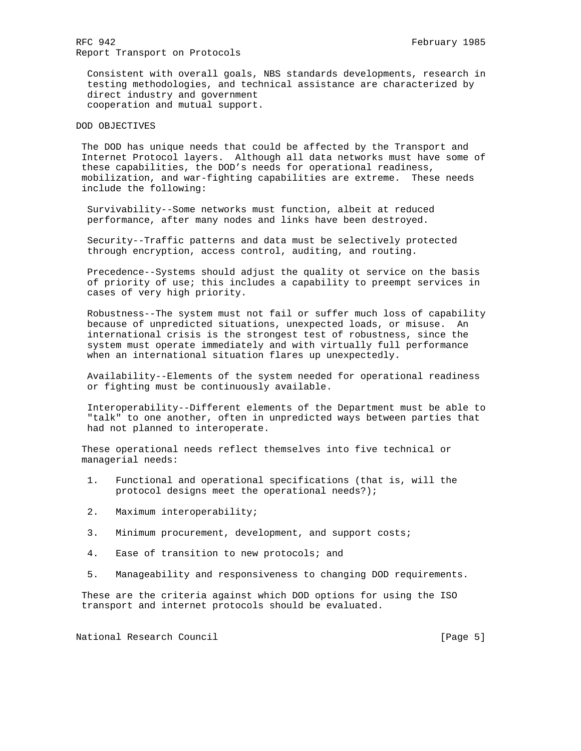Consistent with overall goals, NBS standards developments, research in testing methodologies, and technical assistance are characterized by direct industry and government cooperation and mutual support.

## DOD OBJECTIVES

The DOD has unique needs that could be affected by the Transport and Internet Protocol layers. Although all data networks must have some of these capabilities, the DOD's needs for operational readiness, mobilization, and war-fighting capabilities are extreme. These needs include the following:

Survivability--Some networks must function, albeit at reduced performance, after many nodes and links have been destroyed.

Security--Traffic patterns and data must be selectively protected through encryption, access control, auditing, and routing.

Precedence--Systems should adjust the quality ot service on the basis of priority of use; this includes a capability to preempt services in cases of very high priority.

Robustness--The system must not fail or suffer much loss of capability because of unpredicted situations, unexpected loads, or misuse. An international crisis is the strongest test of robustness, since the system must operate immediately and with virtually full performance when an international situation flares up unexpectedly.

Availability--Elements of the system needed for operational readiness or fighting must be continuously available.

Interoperability--Different elements of the Department must be able to "talk" to one another, often in unpredicted ways between parties that had not planned to interoperate.

These operational needs reflect themselves into five technical or managerial needs:

1. Functional and operational specifications (that is, will the protocol designs meet the operational needs?);
2. Maximum interoperability;
3. Minimum procurement, development, and support costs;
4. Ease of transition to new protocols; and
5. Manageability and responsiveness to changing DOD requirements.

These are the criteria against which DOD options for using the ISO transport and internet protocols should be evaluated.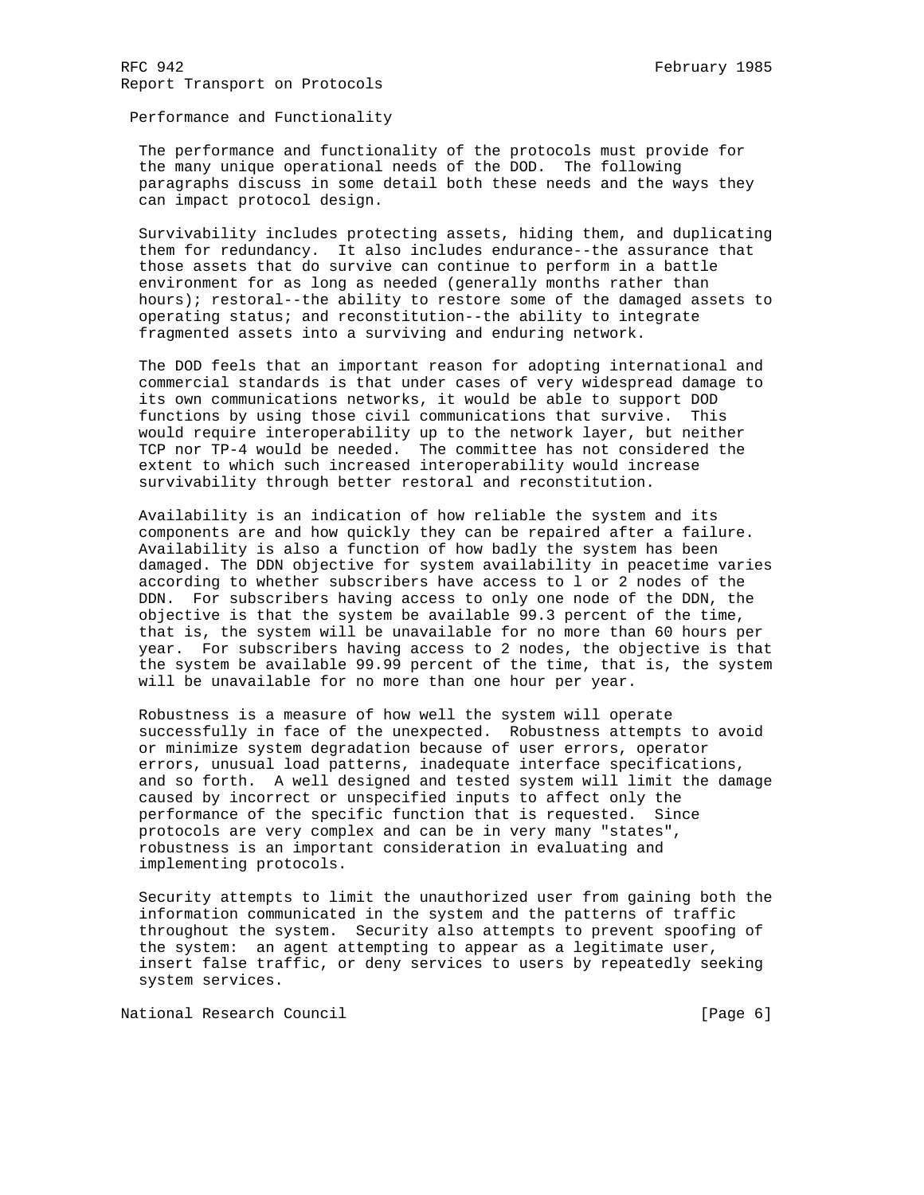### Performance and Functionality

The performance and functionality of the protocols must provide for the many unique operational needs of the DOD. The following paragraphs discuss in some detail both these needs and the ways they can impact protocol design.

Survivability includes protecting assets, hiding them, and duplicating them for redundancy. It also includes endurance--the assurance that those assets that do survive can continue to perform in a battle environment for as long as needed (generally months rather than hours); restoral--the ability to restore some of the damaged assets to operating status; and reconstitution--the ability to integrate fragmented assets into a surviving and enduring network.

The DOD feels that an important reason for adopting international and commercial standards is that under cases of very widespread damage to its own communications networks, it would be able to support DOD functions by using those civil communications that survive. This would require interoperability up to the network layer, but neither TCP nor TP-4 would be needed. The committee has not considered the extent to which such increased interoperability would increase survivability through better restoral and reconstitution.

Availability is an indication of how reliable the system and its components are and how quickly they can be repaired after a failure. Availability is also a function of how badly the system has been damaged. The DDN objective for system availability in peacetime varies according to whether subscribers have access to l or 2 nodes of the DDN. For subscribers having access to only one node of the DDN, the objective is that the system be available 99.3 percent of the time, that is, the system will be unavailable for no more than 60 hours per year. For subscribers having access to 2 nodes, the objective is that the system be available 99.99 percent of the time, that is, the system will be unavailable for no more than one hour per year.

Robustness is a measure of how well the system will operate successfully in face of the unexpected. Robustness attempts to avoid or minimize system degradation because of user errors, operator errors, unusual load patterns, inadequate interface specifications, and so forth. A well designed and tested system will limit the damage caused by incorrect or unspecified inputs to affect only the performance of the specific function that is requested. Since protocols are very complex and can be in very many "states", robustness is an important consideration in evaluating and implementing protocols.

Security attempts to limit the unauthorized user from gaining both the information communicated in the system and the patterns of traffic throughout the system. Security also attempts to prevent spoofing of the system: an agent attempting to appear as a legitimate user, insert false traffic, or deny services to users by repeatedly seeking system services.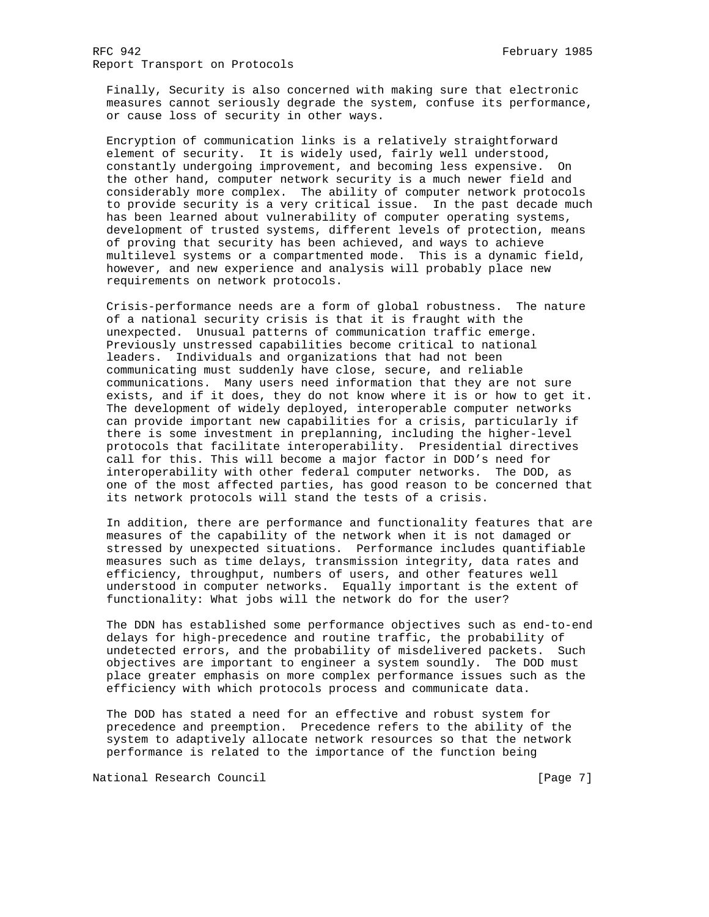Finally, Security is also concerned with making sure that electronic measures cannot seriously degrade the system, confuse its performance, or cause loss of security in other ways.

Encryption of communication links is a relatively straightforward element of security. It is widely used, fairly well understood, constantly undergoing improvement, and becoming less expensive. On the other hand, computer network security is a much newer field and considerably more complex. The ability of computer network protocols to provide security is a very critical issue. In the past decade much has been learned about vulnerability of computer operating systems, development of trusted systems, different levels of protection, means of proving that security has been achieved, and ways to achieve multilevel systems or a compartmented mode. This is a dynamic field, however, and new experience and analysis will probably place new requirements on network protocols.

Crisis-performance needs are a form of global robustness. The nature of a national security crisis is that it is fraught with the unexpected. Unusual patterns of communication traffic emerge. Previously unstressed capabilities become critical to national leaders. Individuals and organizations that had not been communicating must suddenly have close, secure, and reliable communications. Many users need information that they are not sure exists, and if it does, they do not know where it is or how to get it. The development of widely deployed, interoperable computer networks can provide important new capabilities for a crisis, particularly if there is some investment in preplanning, including the higher-level protocols that facilitate interoperability. Presidential directives call for this. This will become a major factor in DOD's need for interoperability with other federal computer networks. The DOD, as one of the most affected parties, has good reason to be concerned that its network protocols will stand the tests of a crisis.

In addition, there are performance and functionality features that are measures of the capability of the network when it is not damaged or stressed by unexpected situations. Performance includes quantifiable measures such as time delays, transmission integrity, data rates and efficiency, throughput, numbers of users, and other features well understood in computer networks. Equally important is the extent of functionality: What jobs will the network do for the user?

The DDN has established some performance objectives such as end-to-end delays for high-precedence and routine traffic, the probability of undetected errors, and the probability of misdelivered packets. Such objectives are important to engineer a system soundly. The DOD must place greater emphasis on more complex performance issues such as the efficiency with which protocols process and communicate data.

The DOD has stated a need for an effective and robust system for precedence and preemption. Precedence refers to the ability of the system to adaptively allocate network resources so that the network performance is related to the importance of the function being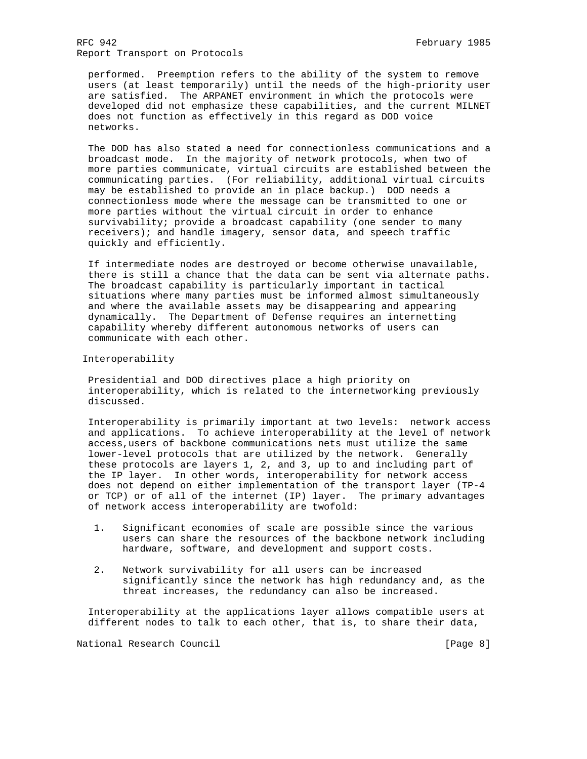performed. Preemption refers to the ability of the system to remove users (at least temporarily) until the needs of the high-priority user are satisfied. The ARPANET environment in which the protocols were developed did not emphasize these capabilities, and the current MILNET does not function as effectively in this regard as DOD voice networks.

The DOD has also stated a need for connectionless communications and a broadcast mode. In the majority of network protocols, when two of more parties communicate, virtual circuits are established between the communicating parties. (For reliability, additional virtual circuits may be established to provide an in place backup.) DOD needs a connectionless mode where the message can be transmitted to one or more parties without the virtual circuit in order to enhance survivability; provide a broadcast capability (one sender to many receivers); and handle imagery, sensor data, and speech traffic quickly and efficiently.

If intermediate nodes are destroyed or become otherwise unavailable, there is still a chance that the data can be sent via alternate paths. The broadcast capability is particularly important in tactical situations where many parties must be informed almost simultaneously and where the available assets may be disappearing and appearing dynamically. The Department of Defense requires an internetting capability whereby different autonomous networks of users can communicate with each other.

### Interoperability

Presidential and DOD directives place a high priority on interoperability, which is related to the internetworking previously discussed.

Interoperability is primarily important at two levels: network access and applications. To achieve interoperability at the level of network access,users of backbone communications nets must utilize the same lower-level protocols that are utilized by the network. Generally these protocols are layers 1, 2, and 3, up to and including part of the IP layer. In other words, interoperability for network access does not depend on either implementation of the transport layer (TP-4 or TCP) or of all of the internet (IP) layer. The primary advantages of network access interoperability are twofold:

1. Significant economies of scale are possible since the various users can share the resources of the backbone network including hardware, software, and development and support costs.

2. Network survivability for all users can be increased significantly since the network has high redundancy and, as the threat increases, the redundancy can also be increased.

Interoperability at the applications layer allows compatible users at different nodes to talk to each other, that is, to share their data,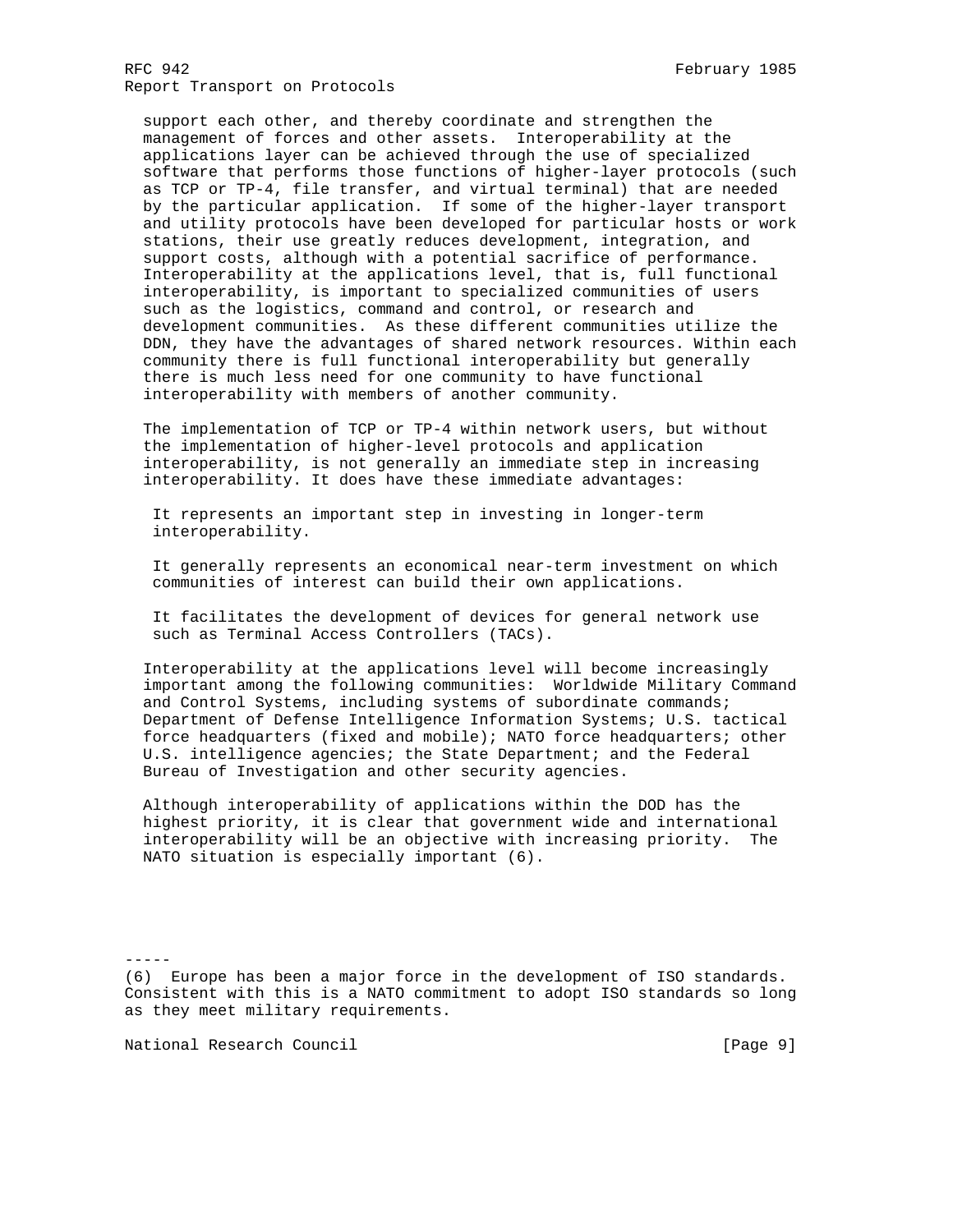support each other, and thereby coordinate and strengthen the management of forces and other assets. Interoperability at the applications layer can be achieved through the use of specialized software that performs those functions of higher-layer protocols (such as TCP or TP-4, file transfer, and virtual terminal) that are needed by the particular application. If some of the higher-layer transport and utility protocols have been developed for particular hosts or work stations, their use greatly reduces development, integration, and support costs, although with a potential sacrifice of performance. Interoperability at the applications level, that is, full functional interoperability, is important to specialized communities of users such as the logistics, command and control, or research and development communities. As these different communities utilize the DDN, they have the advantages of shared network resources. Within each community there is full functional interoperability but generally there is much less need for one community to have functional interoperability with members of another community.

The implementation of TCP or TP-4 within network users, but without the implementation of higher-level protocols and application interoperability, is not generally an immediate step in increasing interoperability. It does have these immediate advantages:

It represents an important step in investing in longer-term interoperability.

It generally represents an economical near-term investment on which communities of interest can build their own applications.

It facilitates the development of devices for general network use such as Terminal Access Controllers (TACs).

Interoperability at the applications level will become increasingly important among the following communities: Worldwide Military Command and Control Systems, including systems of subordinate commands; Department of Defense Intelligence Information Systems; U.S. tactical force headquarters (fixed and mobile); NATO force headquarters; other U.S. intelligence agencies; the State Department; and the Federal Bureau of Investigation and other security agencies.

Although interoperability of applications within the DOD has the highest priority, it is clear that government wide and international interoperability will be an objective with increasing priority. The NATO situation is especially important (6).

-----

(6) Europe has been a major force in the development of ISO standards. Consistent with this is a NATO commitment to adopt ISO standards so long as they meet military requirements.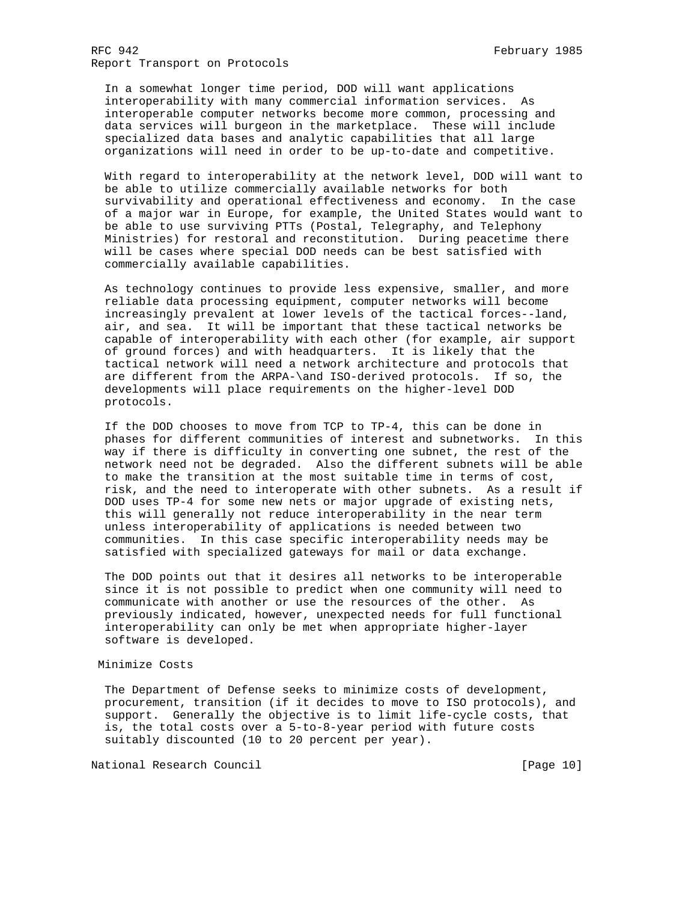In a somewhat longer time period, DOD will want applications interoperability with many commercial information services. As interoperable computer networks become more common, processing and data services will burgeon in the marketplace. These will include specialized data bases and analytic capabilities that all large organizations will need in order to be up-to-date and competitive.

With regard to interoperability at the network level, DOD will want to be able to utilize commercially available networks for both survivability and operational effectiveness and economy. In the case of a major war in Europe, for example, the United States would want to be able to use surviving PTTs (Postal, Telegraphy, and Telephony Ministries) for restoral and reconstitution. During peacetime there will be cases where special DOD needs can be best satisfied with commercially available capabilities.

As technology continues to provide less expensive, smaller, and more reliable data processing equipment, computer networks will become increasingly prevalent at lower levels of the tactical forces--land, air, and sea. It will be important that these tactical networks be capable of interoperability with each other (for example, air support of ground forces) and with headquarters. It is likely that the tactical network will need a network architecture and protocols that are different from the ARPA-\and ISO-derived protocols. If so, the developments will place requirements on the higher-level DOD protocols.

If the DOD chooses to move from TCP to TP-4, this can be done in phases for different communities of interest and subnetworks. In this way if there is difficulty in converting one subnet, the rest of the network need not be degraded. Also the different subnets will be able to make the transition at the most suitable time in terms of cost, risk, and the need to interoperate with other subnets. As a result if DOD uses TP-4 for some new nets or major upgrade of existing nets, this will generally not reduce interoperability in the near term unless interoperability of applications is needed between two communities. In this case specific interoperability needs may be satisfied with specialized gateways for mail or data exchange.

The DOD points out that it desires all networks to be interoperable since it is not possible to predict when one community will need to communicate with another or use the resources of the other. As previously indicated, however, unexpected needs for full functional interoperability can only be met when appropriate higher-layer software is developed.

### Minimize Costs

The Department of Defense seeks to minimize costs of development, procurement, transition (if it decides to move to ISO protocols), and support. Generally the objective is to limit life-cycle costs, that is, the total costs over a 5-to-8-year period with future costs suitably discounted (10 to 20 percent per year).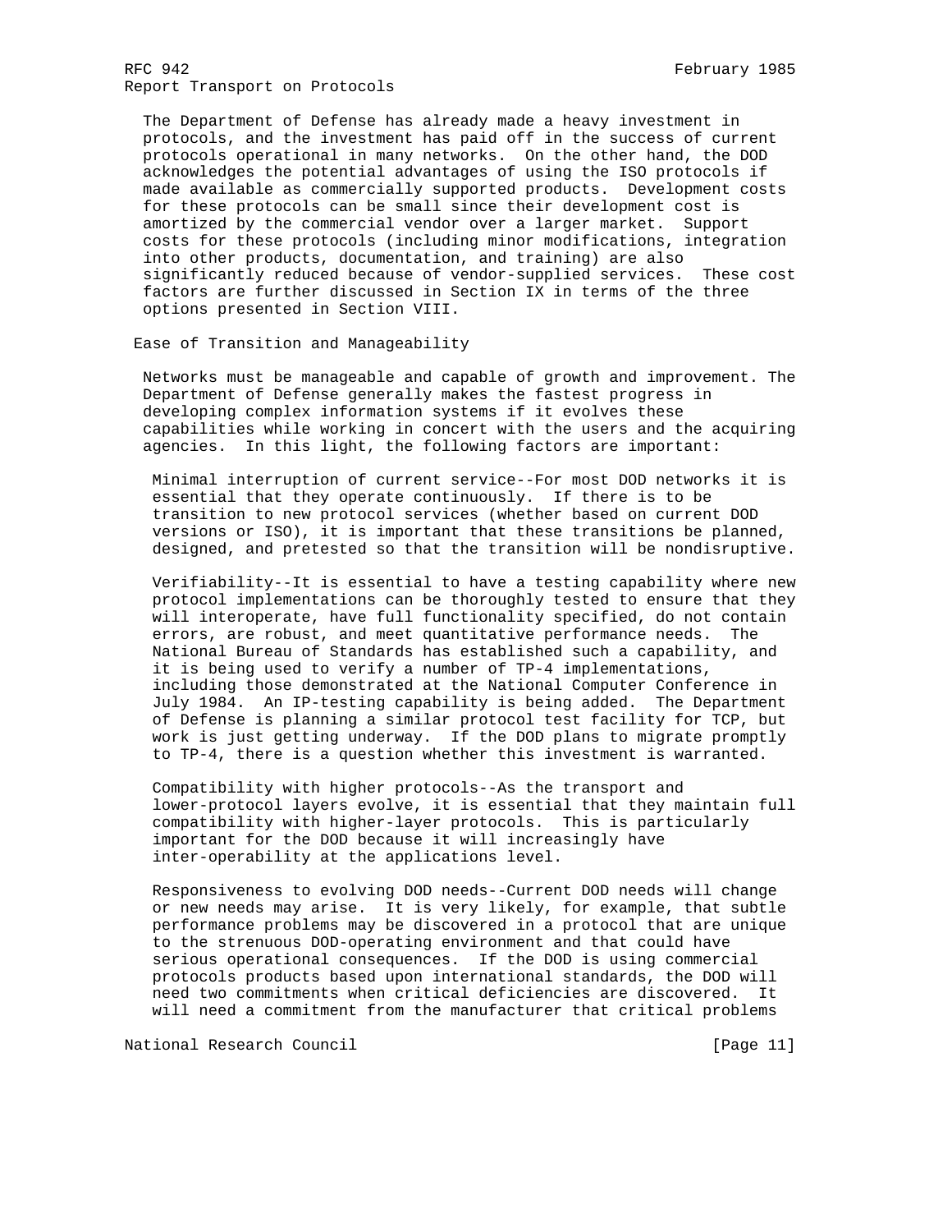The Department of Defense has already made a heavy investment in protocols, and the investment has paid off in the success of current protocols operational in many networks. On the other hand, the DOD acknowledges the potential advantages of using the ISO protocols if made available as commercially supported products. Development costs for these protocols can be small since their development cost is amortized by the commercial vendor over a larger market. Support costs for these protocols (including minor modifications, integration into other products, documentation, and training) are also significantly reduced because of vendor-supplied services. These cost factors are further discussed in Section IX in terms of the three options presented in Section VIII.

### Ease of Transition and Manageability

Networks must be manageable and capable of growth and improvement. The Department of Defense generally makes the fastest progress in developing complex information systems if it evolves these capabilities while working in concert with the users and the acquiring agencies. In this light, the following factors are important:

Minimal interruption of current service--For most DOD networks it is essential that they operate continuously. If there is to be transition to new protocol services (whether based on current DOD versions or ISO), it is important that these transitions be planned, designed, and pretested so that the transition will be nondisruptive.

Verifiability--It is essential to have a testing capability where new protocol implementations can be thoroughly tested to ensure that they will interoperate, have full functionality specified, do not contain errors, are robust, and meet quantitative performance needs. The National Bureau of Standards has established such a capability, and it is being used to verify a number of TP-4 implementations, including those demonstrated at the National Computer Conference in July 1984. An IP-testing capability is being added. The Department of Defense is planning a similar protocol test facility for TCP, but work is just getting underway. If the DOD plans to migrate promptly to TP-4, there is a question whether this investment is warranted.

Compatibility with higher protocols--As the transport and lower-protocol layers evolve, it is essential that they maintain full compatibility with higher-layer protocols. This is particularly important for the DOD because it will increasingly have inter-operability at the applications level.

Responsiveness to evolving DOD needs--Current DOD needs will change or new needs may arise. It is very likely, for example, that subtle performance problems may be discovered in a protocol that are unique to the strenuous DOD-operating environment and that could have serious operational consequences. If the DOD is using commercial protocols products based upon international standards, the DOD will need two commitments when critical deficiencies are discovered. It will need a commitment from the manufacturer that critical problems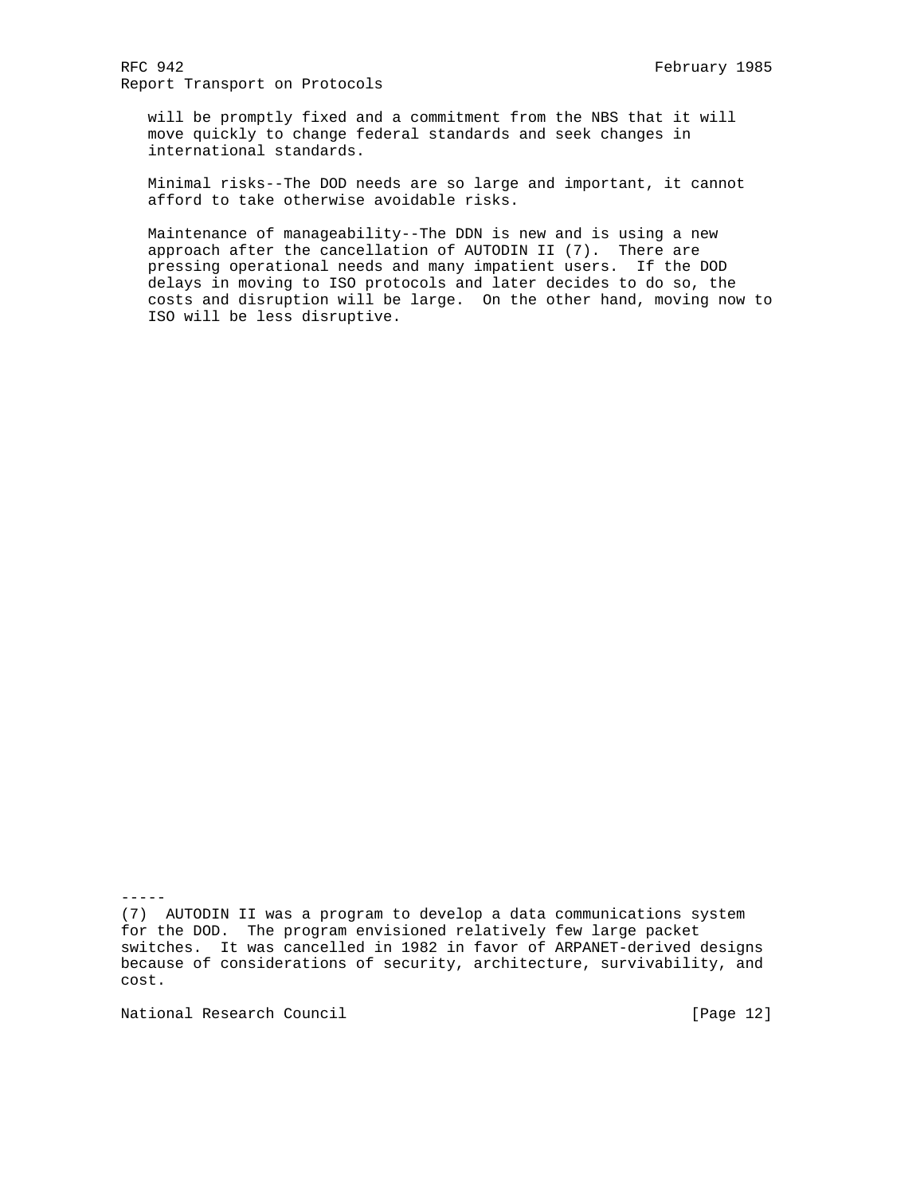will be promptly fixed and a commitment from the NBS that it will move quickly to change federal standards and seek changes in international standards.

Minimal risks--The DOD needs are so large and important, it cannot afford to take otherwise avoidable risks.

Maintenance of manageability--The DDN is new and is using a new approach after the cancellation of AUTODIN II (7). There are pressing operational needs and many impatient users. If the DOD delays in moving to ISO protocols and later decides to do so, the costs and disruption will be large. On the other hand, moving now to ISO will be less disruptive.

-----

(7) AUTODIN II was a program to develop a data communications system for the DOD. The program envisioned relatively few large packet switches. It was cancelled in 1982 in favor of ARPANET-derived designs because of considerations of security, architecture, survivability, and cost.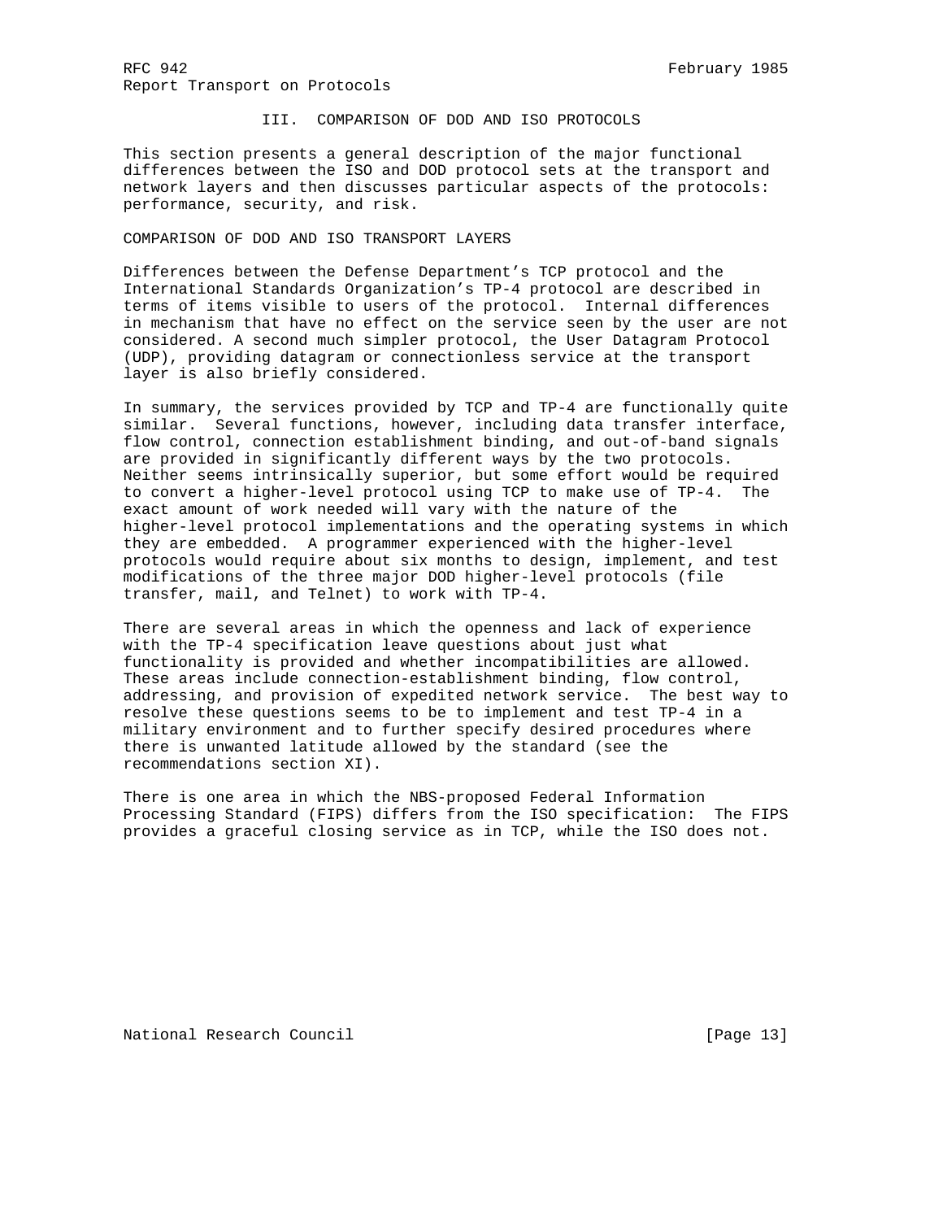## III. COMPARISON OF DOD AND ISO PROTOCOLS

This section presents a general description of the major functional differences between the ISO and DOD protocol sets at the transport and network layers and then discusses particular aspects of the protocols: performance, security, and risk.

### COMPARISON OF DOD AND ISO TRANSPORT LAYERS

Differences between the Defense Department's TCP protocol and the International Standards Organization's TP-4 protocol are described in terms of items visible to users of the protocol. Internal differences in mechanism that have no effect on the service seen by the user are not considered. A second much simpler protocol, the User Datagram Protocol (UDP), providing datagram or connectionless service at the transport layer is also briefly considered.

In summary, the services provided by TCP and TP-4 are functionally quite similar. Several functions, however, including data transfer interface, flow control, connection establishment binding, and out-of-band signals are provided in significantly different ways by the two protocols. Neither seems intrinsically superior, but some effort would be required to convert a higher-level protocol using TCP to make use of TP-4. The exact amount of work needed will vary with the nature of the higher-level protocol implementations and the operating systems in which they are embedded. A programmer experienced with the higher-level protocols would require about six months to design, implement, and test modifications of the three major DOD higher-level protocols (file transfer, mail, and Telnet) to work with TP-4.

There are several areas in which the openness and lack of experience with the TP-4 specification leave questions about just what functionality is provided and whether incompatibilities are allowed. These areas include connection-establishment binding, flow control, addressing, and provision of expedited network service. The best way to resolve these questions seems to be to implement and test TP-4 in a military environment and to further specify desired procedures where there is unwanted latitude allowed by the standard (see the recommendations section XI).

There is one area in which the NBS-proposed Federal Information Processing Standard (FIPS) differs from the ISO specification: The FIPS provides a graceful closing service as in TCP, while the ISO does not.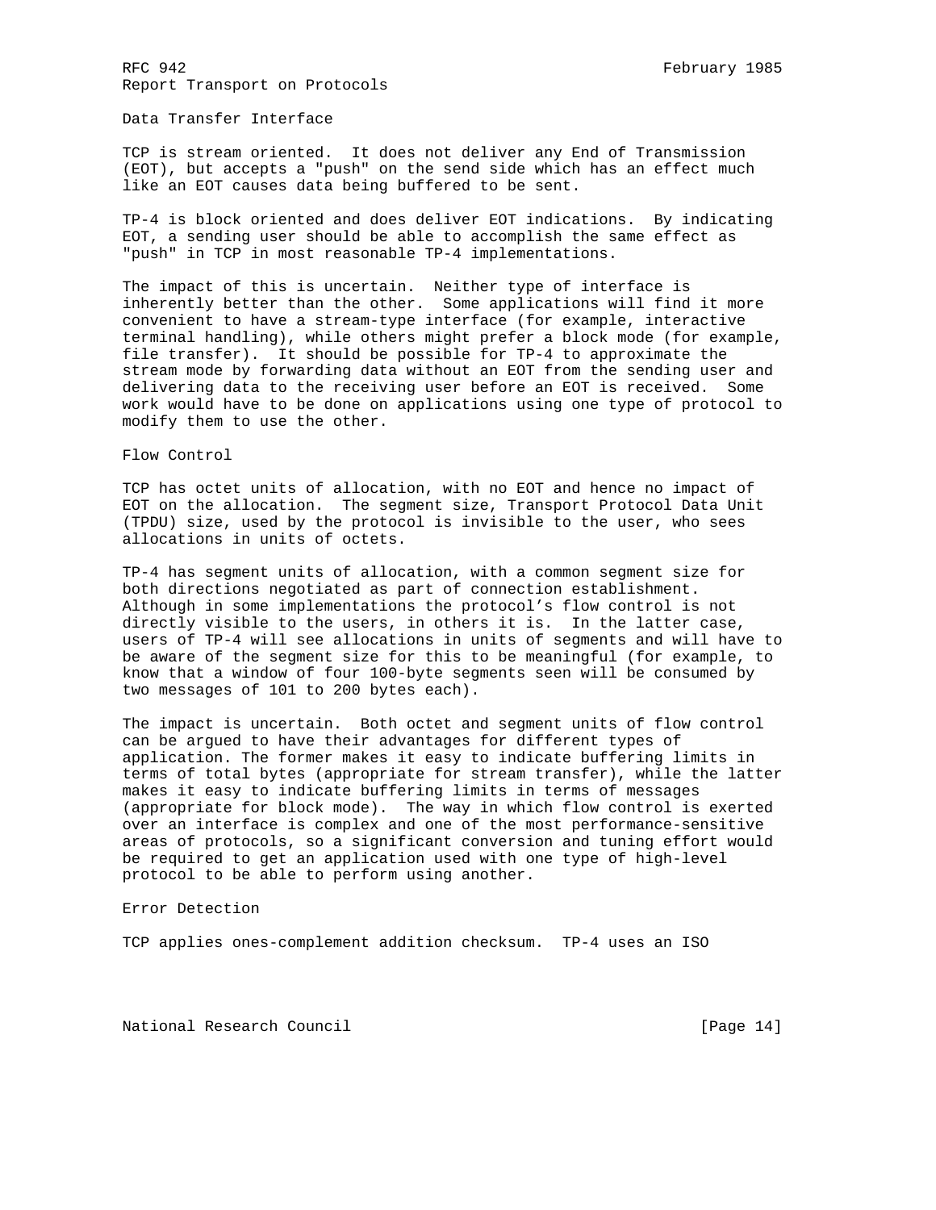### Data Transfer Interface

TCP is stream oriented. It does not deliver any End of Transmission (EOT), but accepts a "push" on the send side which has an effect much like an EOT causes data being buffered to be sent.

TP-4 is block oriented and does deliver EOT indications. By indicating EOT, a sending user should be able to accomplish the same effect as "push" in TCP in most reasonable TP-4 implementations.

The impact of this is uncertain. Neither type of interface is inherently better than the other. Some applications will find it more convenient to have a stream-type interface (for example, interactive terminal handling), while others might prefer a block mode (for example, file transfer). It should be possible for TP-4 to approximate the stream mode by forwarding data without an EOT from the sending user and delivering data to the receiving user before an EOT is received. Some work would have to be done on applications using one type of protocol to modify them to use the other.

### Flow Control

TCP has octet units of allocation, with no EOT and hence no impact of EOT on the allocation. The segment size, Transport Protocol Data Unit (TPDU) size, used by the protocol is invisible to the user, who sees allocations in units of octets.

TP-4 has segment units of allocation, with a common segment size for both directions negotiated as part of connection establishment. Although in some implementations the protocol's flow control is not directly visible to the users, in others it is. In the latter case, users of TP-4 will see allocations in units of segments and will have to be aware of the segment size for this to be meaningful (for example, to know that a window of four 100-byte segments seen will be consumed by two messages of 101 to 200 bytes each).

The impact is uncertain. Both octet and segment units of flow control can be argued to have their advantages for different types of application. The former makes it easy to indicate buffering limits in terms of total bytes (appropriate for stream transfer), while the latter makes it easy to indicate buffering limits in terms of messages (appropriate for block mode). The way in which flow control is exerted over an interface is complex and one of the most performance-sensitive areas of protocols, so a significant conversion and tuning effort would be required to get an application used with one type of high-level protocol to be able to perform using another.

### Error Detection

TCP applies ones-complement addition checksum. TP-4 uses an ISO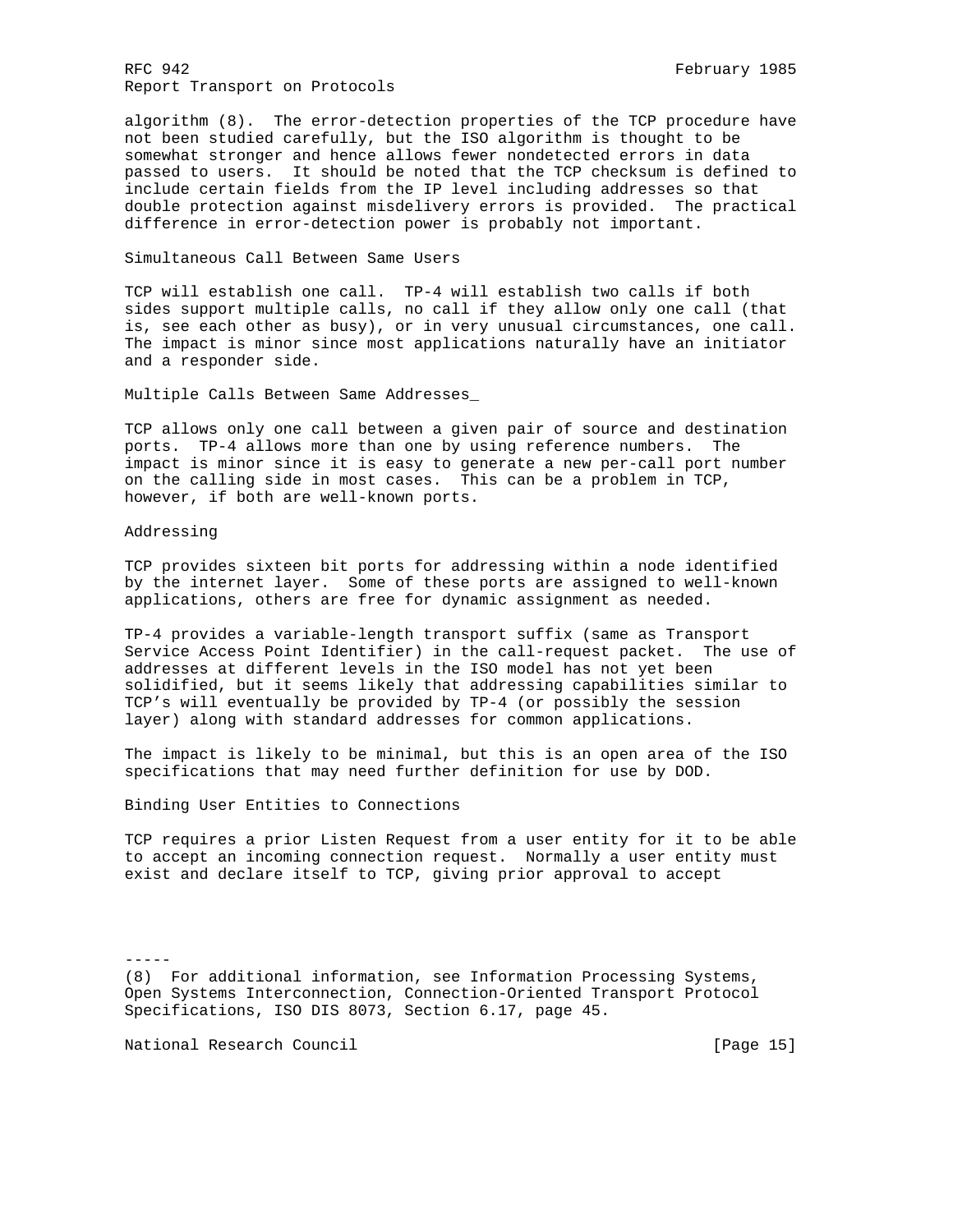algorithm (8). The error-detection properties of the TCP procedure have not been studied carefully, but the ISO algorithm is thought to be somewhat stronger and hence allows fewer nondetected errors in data passed to users. It should be noted that the TCP checksum is defined to include certain fields from the IP level including addresses so that double protection against misdelivery errors is provided. The practical difference in error-detection power is probably not important.

### Simultaneous Call Between Same Users

TCP will establish one call. TP-4 will establish two calls if both sides support multiple calls, no call if they allow only one call (that is, see each other as busy), or in very unusual circumstances, one call. The impact is minor since most applications naturally have an initiator and a responder side.

### Multiple Calls Between Same Addresses_

TCP allows only one call between a given pair of source and destination ports. TP-4 allows more than one by using reference numbers. The impact is minor since it is easy to generate a new per-call port number on the calling side in most cases. This can be a problem in TCP, however, if both are well-known ports.

### Addressing

TCP provides sixteen bit ports for addressing within a node identified by the internet layer. Some of these ports are assigned to well-known applications, others are free for dynamic assignment as needed.

TP-4 provides a variable-length transport suffix (same as Transport Service Access Point Identifier) in the call-request packet. The use of addresses at different levels in the ISO model has not yet been solidified, but it seems likely that addressing capabilities similar to TCP's will eventually be provided by TP-4 (or possibly the session layer) along with standard addresses for common applications.

The impact is likely to be minimal, but this is an open area of the ISO specifications that may need further definition for use by DOD.

### Binding User Entities to Connections

TCP requires a prior Listen Request from a user entity for it to be able to accept an incoming connection request. Normally a user entity must exist and declare itself to TCP, giving prior approval to accept

-----

(8) For additional information, see Information Processing Systems, Open Systems Interconnection, Connection-Oriented Transport Protocol Specifications, ISO DIS 8073, Section 6.17, page 45.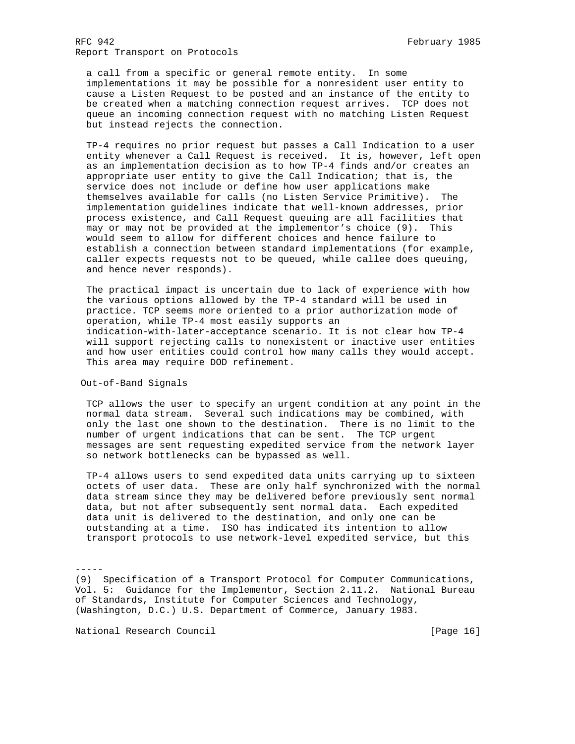a call from a specific or general remote entity. In some implementations it may be possible for a nonresident user entity to cause a Listen Request to be posted and an instance of the entity to be created when a matching connection request arrives. TCP does not queue an incoming connection request with no matching Listen Request but instead rejects the connection.

TP-4 requires no prior request but passes a Call Indication to a user entity whenever a Call Request is received. It is, however, left open as an implementation decision as to how TP-4 finds and/or creates an appropriate user entity to give the Call Indication; that is, the service does not include or define how user applications make themselves available for calls (no Listen Service Primitive). The implementation guidelines indicate that well-known addresses, prior process existence, and Call Request queuing are all facilities that may or may not be provided at the implementor's choice (9). This would seem to allow for different choices and hence failure to establish a connection between standard implementations (for example, caller expects requests not to be queued, while callee does queuing, and hence never responds).

The practical impact is uncertain due to lack of experience with how the various options allowed by the TP-4 standard will be used in practice. TCP seems more oriented to a prior authorization mode of operation, while TP-4 most easily supports an indication-with-later-acceptance scenario. It is not clear how TP-4 will support rejecting calls to nonexistent or inactive user entities and how user entities could control how many calls they would accept. This area may require DOD refinement.

### Out-of-Band Signals

TCP allows the user to specify an urgent condition at any point in the normal data stream. Several such indications may be combined, with only the last one shown to the destination. There is no limit to the number of urgent indications that can be sent. The TCP urgent messages are sent requesting expedited service from the network layer so network bottlenecks can be bypassed as well.

TP-4 allows users to send expedited data units carrying up to sixteen octets of user data. These are only half synchronized with the normal data stream since they may be delivered before previously sent normal data, but not after subsequently sent normal data. Each expedited data unit is delivered to the destination, and only one can be outstanding at a time. ISO has indicated its intention to allow transport protocols to use network-level expedited service, but this

-----

(9) Specification of a Transport Protocol for Computer Communications, Vol. 5: Guidance for the Implementor, Section 2.11.2. National Bureau of Standards, Institute for Computer Sciences and Technology, (Washington, D.C.) U.S. Department of Commerce, January 1983.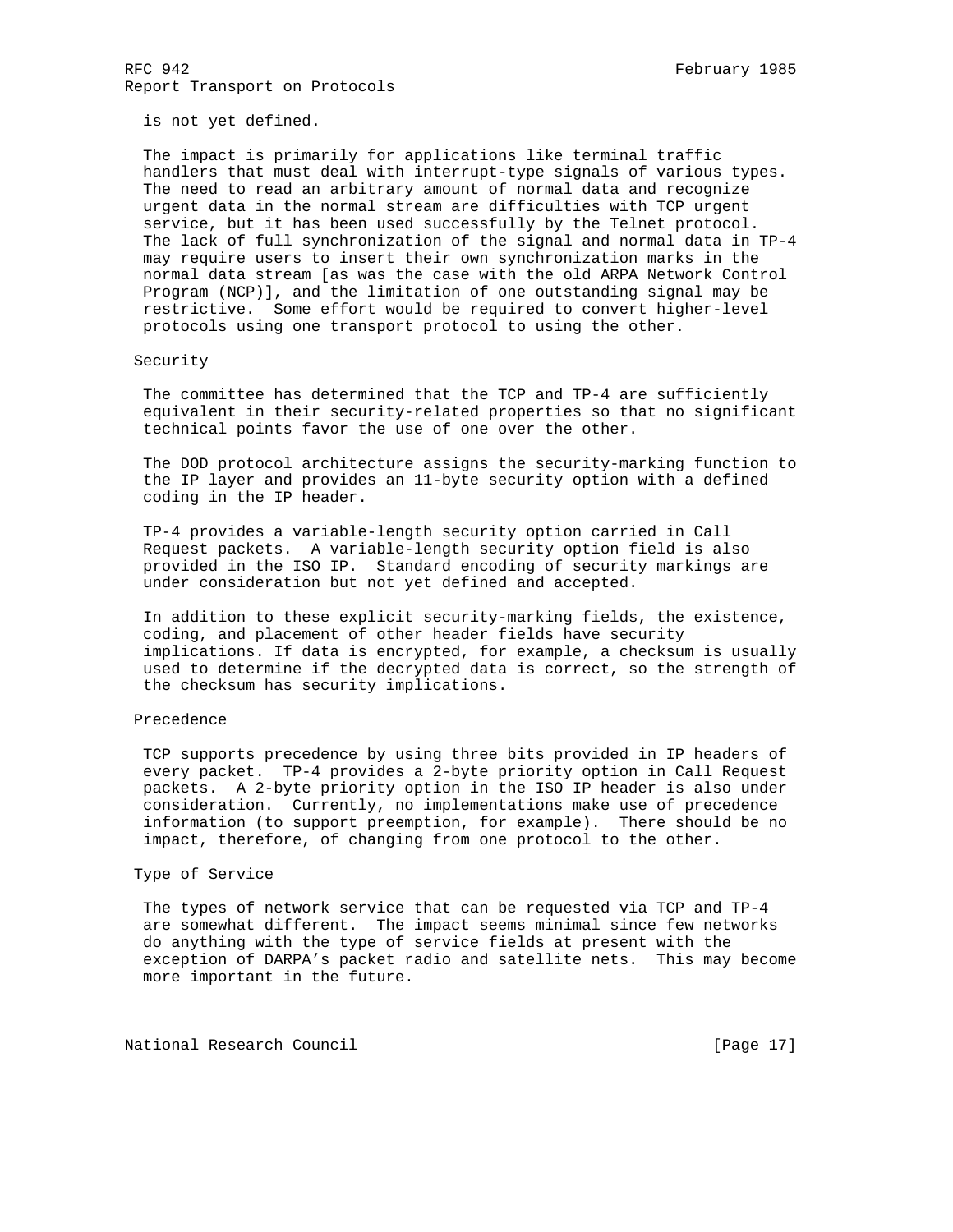is not yet defined.

The impact is primarily for applications like terminal traffic handlers that must deal with interrupt-type signals of various types. The need to read an arbitrary amount of normal data and recognize urgent data in the normal stream are difficulties with TCP urgent service, but it has been used successfully by the Telnet protocol. The lack of full synchronization of the signal and normal data in TP-4 may require users to insert their own synchronization marks in the normal data stream [as was the case with the old ARPA Network Control Program (NCP)], and the limitation of one outstanding signal may be restrictive. Some effort would be required to convert higher-level protocols using one transport protocol to using the other.

### Security

The committee has determined that the TCP and TP-4 are sufficiently equivalent in their security-related properties so that no significant technical points favor the use of one over the other.

The DOD protocol architecture assigns the security-marking function to the IP layer and provides an 11-byte security option with a defined coding in the IP header.

TP-4 provides a variable-length security option carried in Call Request packets. A variable-length security option field is also provided in the ISO IP. Standard encoding of security markings are under consideration but not yet defined and accepted.

In addition to these explicit security-marking fields, the existence, coding, and placement of other header fields have security implications. If data is encrypted, for example, a checksum is usually used to determine if the decrypted data is correct, so the strength of the checksum has security implications.

### Precedence

TCP supports precedence by using three bits provided in IP headers of every packet. TP-4 provides a 2-byte priority option in Call Request packets. A 2-byte priority option in the ISO IP header is also under consideration. Currently, no implementations make use of precedence information (to support preemption, for example). There should be no impact, therefore, of changing from one protocol to the other.

### Type of Service

The types of network service that can be requested via TCP and TP-4 are somewhat different. The impact seems minimal since few networks do anything with the type of service fields at present with the exception of DARPA's packet radio and satellite nets. This may become more important in the future.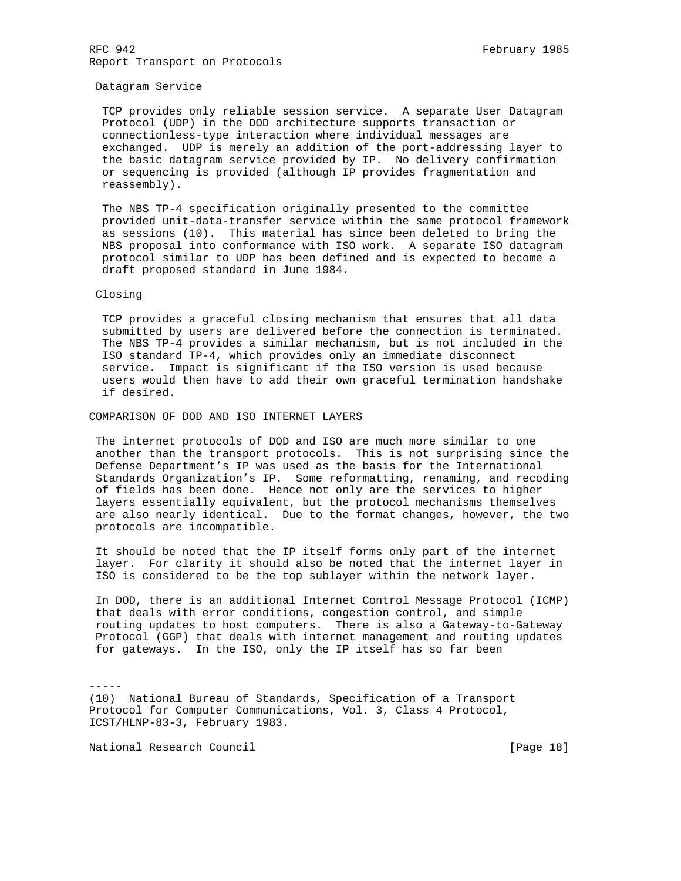### Datagram Service

TCP provides only reliable session service. A separate User Datagram Protocol (UDP) in the DOD architecture supports transaction or connectionless-type interaction where individual messages are exchanged. UDP is merely an addition of the port-addressing layer to the basic datagram service provided by IP. No delivery confirmation or sequencing is provided (although IP provides fragmentation and reassembly).

The NBS TP-4 specification originally presented to the committee provided unit-data-transfer service within the same protocol framework as sessions (10). This material has since been deleted to bring the NBS proposal into conformance with ISO work. A separate ISO datagram protocol similar to UDP has been defined and is expected to become a draft proposed standard in June 1984.

### Closing

TCP provides a graceful closing mechanism that ensures that all data submitted by users are delivered before the connection is terminated. The NBS TP-4 provides a similar mechanism, but is not included in the ISO standard TP-4, which provides only an immediate disconnect service. Impact is significant if the ISO version is used because users would then have to add their own graceful termination handshake if desired.

## COMPARISON OF DOD AND ISO INTERNET LAYERS

The internet protocols of DOD and ISO are much more similar to one another than the transport protocols. This is not surprising since the Defense Department's IP was used as the basis for the International Standards Organization's IP. Some reformatting, renaming, and recoding of fields has been done. Hence not only are the services to higher layers essentially equivalent, but the protocol mechanisms themselves are also nearly identical. Due to the format changes, however, the two protocols are incompatible.

It should be noted that the IP itself forms only part of the internet layer. For clarity it should also be noted that the internet layer in ISO is considered to be the top sublayer within the network layer.

In DOD, there is an additional Internet Control Message Protocol (ICMP) that deals with error conditions, congestion control, and simple routing updates to host computers. There is also a Gateway-to-Gateway Protocol (GGP) that deals with internet management and routing updates for gateways. In the ISO, only the IP itself has so far been

-----

(10) National Bureau of Standards, Specification of a Transport Protocol for Computer Communications, Vol. 3, Class 4 Protocol, ICST/HLNP-83-3, February 1983.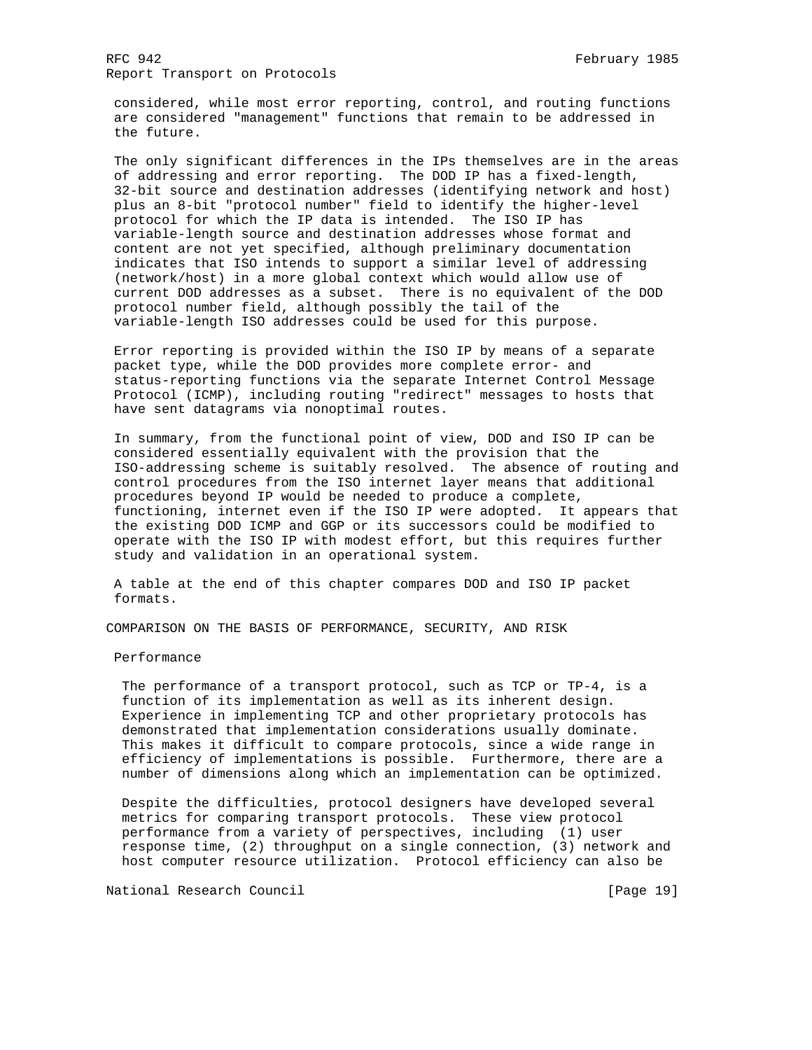considered, while most error reporting, control, and routing functions are considered "management" functions that remain to be addressed in the future.

The only significant differences in the IPs themselves are in the areas of addressing and error reporting. The DOD IP has a fixed-length, 32-bit source and destination addresses (identifying network and host) plus an 8-bit "protocol number" field to identify the higher-level protocol for which the IP data is intended. The ISO IP has variable-length source and destination addresses whose format and content are not yet specified, although preliminary documentation indicates that ISO intends to support a similar level of addressing (network/host) in a more global context which would allow use of current DOD addresses as a subset. There is no equivalent of the DOD protocol number field, although possibly the tail of the variable-length ISO addresses could be used for this purpose.

Error reporting is provided within the ISO IP by means of a separate packet type, while the DOD provides more complete error- and status-reporting functions via the separate Internet Control Message Protocol (ICMP), including routing "redirect" messages to hosts that have sent datagrams via nonoptimal routes.

In summary, from the functional point of view, DOD and ISO IP can be considered essentially equivalent with the provision that the ISO-addressing scheme is suitably resolved. The absence of routing and control procedures from the ISO internet layer means that additional procedures beyond IP would be needed to produce a complete, functioning, internet even if the ISO IP were adopted. It appears that the existing DOD ICMP and GGP or its successors could be modified to operate with the ISO IP with modest effort, but this requires further study and validation in an operational system.

A table at the end of this chapter compares DOD and ISO IP packet formats.

## COMPARISON ON THE BASIS OF PERFORMANCE, SECURITY, AND RISK

### Performance

The performance of a transport protocol, such as TCP or TP-4, is a function of its implementation as well as its inherent design. Experience in implementing TCP and other proprietary protocols has demonstrated that implementation considerations usually dominate. This makes it difficult to compare protocols, since a wide range in efficiency of implementations is possible. Furthermore, there are a number of dimensions along which an implementation can be optimized.

Despite the difficulties, protocol designers have developed several metrics for comparing transport protocols. These view protocol performance from a variety of perspectives, including (1) user response time, (2) throughput on a single connection, (3) network and host computer resource utilization. Protocol efficiency can also be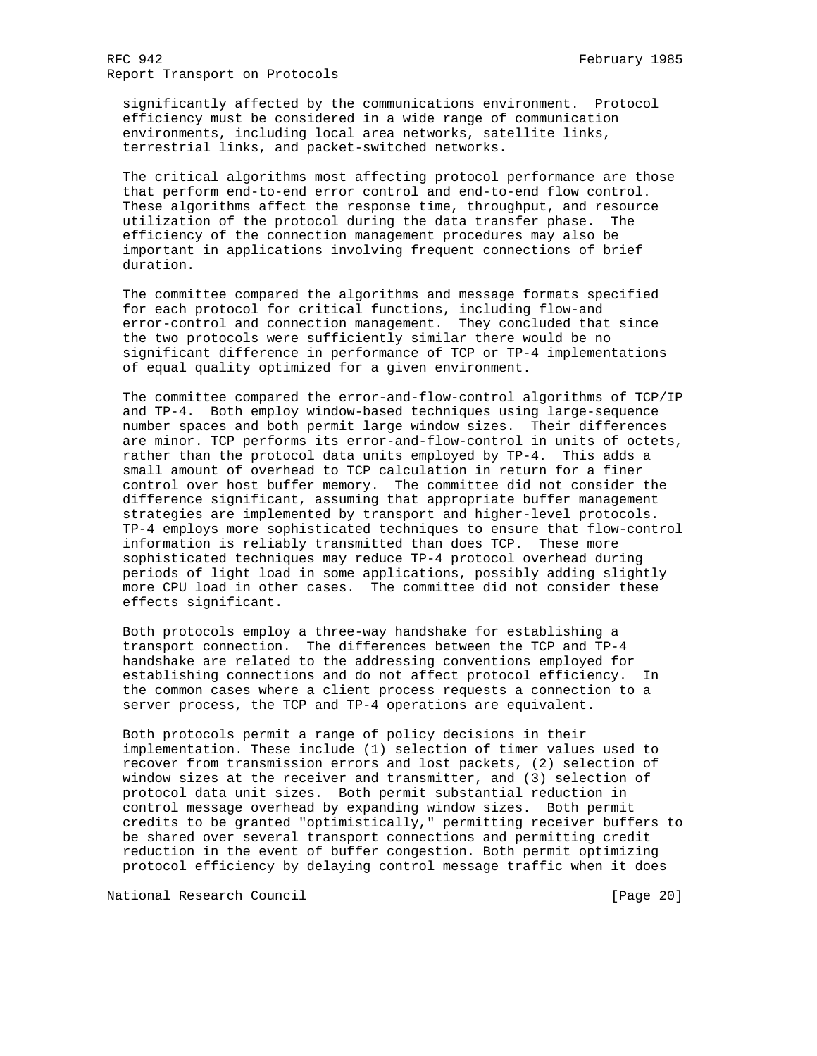significantly affected by the communications environment. Protocol efficiency must be considered in a wide range of communication environments, including local area networks, satellite links, terrestrial links, and packet-switched networks.

The critical algorithms most affecting protocol performance are those that perform end-to-end error control and end-to-end flow control. These algorithms affect the response time, throughput, and resource utilization of the protocol during the data transfer phase. The efficiency of the connection management procedures may also be important in applications involving frequent connections of brief duration.

The committee compared the algorithms and message formats specified for each protocol for critical functions, including flow-and error-control and connection management. They concluded that since the two protocols were sufficiently similar there would be no significant difference in performance of TCP or TP-4 implementations of equal quality optimized for a given environment.

The committee compared the error-and-flow-control algorithms of TCP/IP and TP-4. Both employ window-based techniques using large-sequence number spaces and both permit large window sizes. Their differences are minor. TCP performs its error-and-flow-control in units of octets, rather than the protocol data units employed by TP-4. This adds a small amount of overhead to TCP calculation in return for a finer control over host buffer memory. The committee did not consider the difference significant, assuming that appropriate buffer management strategies are implemented by transport and higher-level protocols. TP-4 employs more sophisticated techniques to ensure that flow-control information is reliably transmitted than does TCP. These more sophisticated techniques may reduce TP-4 protocol overhead during periods of light load in some applications, possibly adding slightly more CPU load in other cases. The committee did not consider these effects significant.

Both protocols employ a three-way handshake for establishing a transport connection. The differences between the TCP and TP-4 handshake are related to the addressing conventions employed for establishing connections and do not affect protocol efficiency. In the common cases where a client process requests a connection to a server process, the TCP and TP-4 operations are equivalent.

Both protocols permit a range of policy decisions in their implementation. These include (1) selection of timer values used to recover from transmission errors and lost packets, (2) selection of window sizes at the receiver and transmitter, and (3) selection of protocol data unit sizes. Both permit substantial reduction in control message overhead by expanding window sizes. Both permit credits to be granted "optimistically," permitting receiver buffers to be shared over several transport connections and permitting credit reduction in the event of buffer congestion. Both permit optimizing protocol efficiency by delaying control message traffic when it does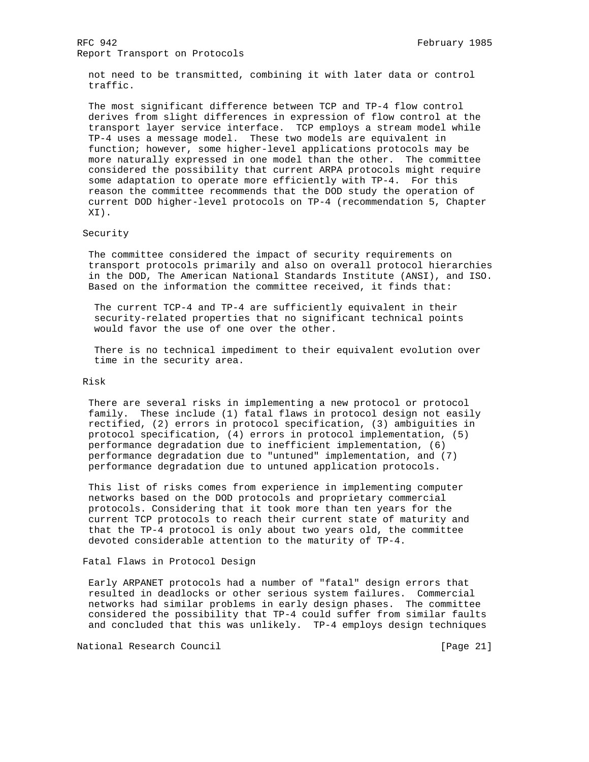not need to be transmitted, combining it with later data or control traffic.

The most significant difference between TCP and TP-4 flow control derives from slight differences in expression of flow control at the transport layer service interface. TCP employs a stream model while TP-4 uses a message model. These two models are equivalent in function; however, some higher-level applications protocols may be more naturally expressed in one model than the other. The committee considered the possibility that current ARPA protocols might require some adaptation to operate more efficiently with TP-4. For this reason the committee recommends that the DOD study the operation of current DOD higher-level protocols on TP-4 (recommendation 5, Chapter XI).

## Security

The committee considered the impact of security requirements on transport protocols primarily and also on overall protocol hierarchies in the DOD, The American National Standards Institute (ANSI), and ISO. Based on the information the committee received, it finds that:

> The current TCP-4 and TP-4 are sufficiently equivalent in their security-related properties that no significant technical points would favor the use of one over the other.
>
> There is no technical impediment to their equivalent evolution over time in the security area.

## Risk

There are several risks in implementing a new protocol or protocol family. These include (1) fatal flaws in protocol design not easily rectified, (2) errors in protocol specification, (3) ambiguities in protocol specification, (4) errors in protocol implementation, (5) performance degradation due to inefficient implementation, (6) performance degradation due to "untuned" implementation, and (7) performance degradation due to untuned application protocols.

This list of risks comes from experience in implementing computer networks based on the DOD protocols and proprietary commercial protocols. Considering that it took more than ten years for the current TCP protocols to reach their current state of maturity and that the TP-4 protocol is only about two years old, the committee devoted considerable attention to the maturity of TP-4.

## Fatal Flaws in Protocol Design

Early ARPANET protocols had a number of "fatal" design errors that resulted in deadlocks or other serious system failures. Commercial networks had similar problems in early design phases. The committee considered the possibility that TP-4 could suffer from similar faults and concluded that this was unlikely. TP-4 employs design techniques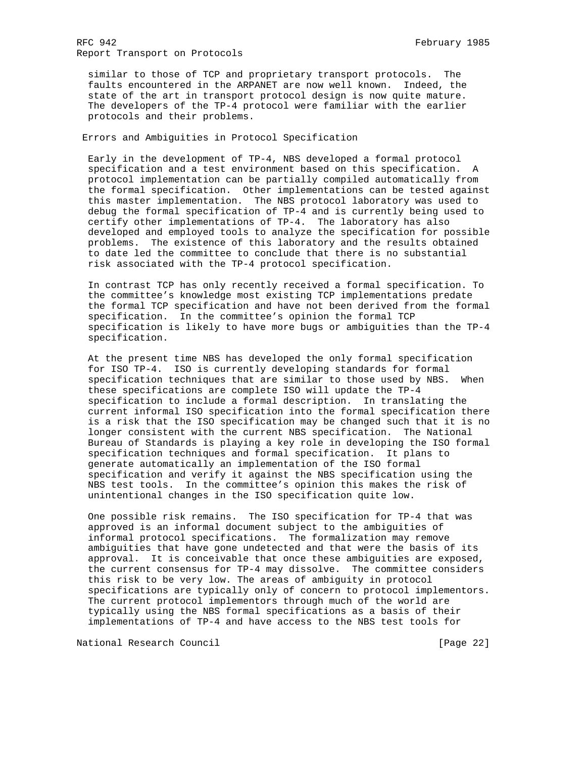similar to those of TCP and proprietary transport protocols. The faults encountered in the ARPANET are now well known. Indeed, the state of the art in transport protocol design is now quite mature. The developers of the TP-4 protocol were familiar with the earlier protocols and their problems.

## Errors and Ambiguities in Protocol Specification

Early in the development of TP-4, NBS developed a formal protocol specification and a test environment based on this specification. A protocol implementation can be partially compiled automatically from the formal specification. Other implementations can be tested against this master implementation. The NBS protocol laboratory was used to debug the formal specification of TP-4 and is currently being used to certify other implementations of TP-4. The laboratory has also developed and employed tools to analyze the specification for possible problems. The existence of this laboratory and the results obtained to date led the committee to conclude that there is no substantial risk associated with the TP-4 protocol specification.

In contrast TCP has only recently received a formal specification. To the committee’s knowledge most existing TCP implementations predate the formal TCP specification and have not been derived from the formal specification. In the committee’s opinion the formal TCP specification is likely to have more bugs or ambiguities than the TP-4 specification.

At the present time NBS has developed the only formal specification for ISO TP-4. ISO is currently developing standards for formal specification techniques that are similar to those used by NBS. When these specifications are complete ISO will update the TP-4 specification to include a formal description. In translating the current informal ISO specification into the formal specification there is a risk that the ISO specification may be changed such that it is no longer consistent with the current NBS specification. The National Bureau of Standards is playing a key role in developing the ISO formal specification techniques and formal specification. It plans to generate automatically an implementation of the ISO formal specification and verify it against the NBS specification using the NBS test tools. In the committee’s opinion this makes the risk of unintentional changes in the ISO specification quite low.

One possible risk remains. The ISO specification for TP-4 that was approved is an informal document subject to the ambiguities of informal protocol specifications. The formalization may remove ambiguities that have gone undetected and that were the basis of its approval. It is conceivable that once these ambiguities are exposed, the current consensus for TP-4 may dissolve. The committee considers this risk to be very low. The areas of ambiguity in protocol specifications are typically only of concern to protocol implementors. The current protocol implementors through much of the world are typically using the NBS formal specifications as a basis of their implementations of TP-4 and have access to the NBS test tools for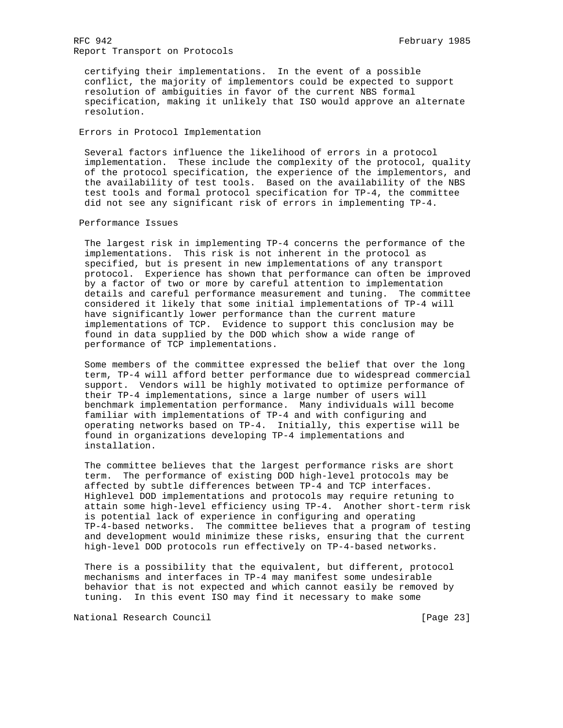certifying their implementations. In the event of a possible conflict, the majority of implementors could be expected to support resolution of ambiguities in favor of the current NBS formal specification, making it unlikely that ISO would approve an alternate resolution.

### Errors in Protocol Implementation

Several factors influence the likelihood of errors in a protocol implementation. These include the complexity of the protocol, quality of the protocol specification, the experience of the implementors, and the availability of test tools. Based on the availability of the NBS test tools and formal protocol specification for TP-4, the committee did not see any significant risk of errors in implementing TP-4.

### Performance Issues

The largest risk in implementing TP-4 concerns the performance of the implementations. This risk is not inherent in the protocol as specified, but is present in new implementations of any transport protocol. Experience has shown that performance can often be improved by a factor of two or more by careful attention to implementation details and careful performance measurement and tuning. The committee considered it likely that some initial implementations of TP-4 will have significantly lower performance than the current mature implementations of TCP. Evidence to support this conclusion may be found in data supplied by the DOD which show a wide range of performance of TCP implementations.

Some members of the committee expressed the belief that over the long term, TP-4 will afford better performance due to widespread commercial support. Vendors will be highly motivated to optimize performance of their TP-4 implementations, since a large number of users will benchmark implementation performance. Many individuals will become familiar with implementations of TP-4 and with configuring and operating networks based on TP-4. Initially, this expertise will be found in organizations developing TP-4 implementations and installation.

The committee believes that the largest performance risks are short term. The performance of existing DOD high-level protocols may be affected by subtle differences between TP-4 and TCP interfaces. Highlevel DOD implementations and protocols may require retuning to attain some high-level efficiency using TP-4. Another short-term risk is potential lack of experience in configuring and operating TP-4-based networks. The committee believes that a program of testing and development would minimize these risks, ensuring that the current high-level DOD protocols run effectively on TP-4-based networks.

There is a possibility that the equivalent, but different, protocol mechanisms and interfaces in TP-4 may manifest some undesirable behavior that is not expected and which cannot easily be removed by tuning. In this event ISO may find it necessary to make some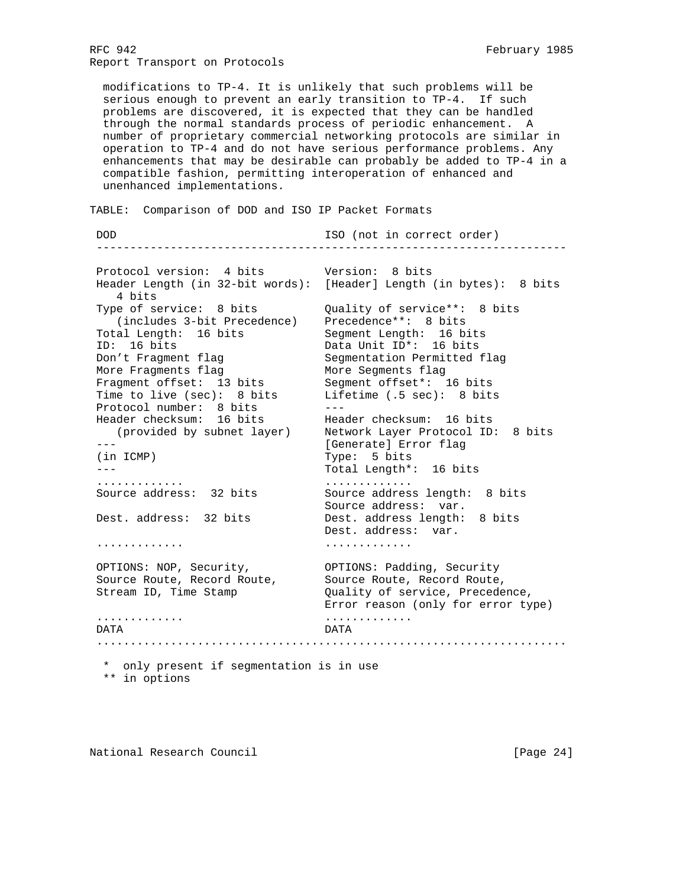modifications to TP-4. It is unlikely that such problems will be serious enough to prevent an early transition to TP-4. If such problems are discovered, it is expected that they can be handled through the normal standards process of periodic enhancement. A number of proprietary commercial networking protocols are similar in operation to TP-4 and do not have serious performance problems. Any enhancements that may be desirable can probably be added to TP-4 in a compatible fashion, permitting interoperation of enhanced and unenhanced implementations.

TABLE: Comparison of DOD and ISO IP Packet Formats

```
 DOD                                ISO (not in correct order)
 ---------------------------------------------------------------------

 Protocol version:  4 bits          Version:  8 bits
 Header Length (in 32-bit words):   [Header] Length (in bytes):  8 bits
    4 bits
 Type of service:  8 bits           Quality of service**:  8 bits
    (includes 3-bit Precedence)     Precedence**:  8 bits
 Total Length:  16 bits             Segment Length:  16 bits
 ID:  16 bits                       Data Unit ID*:  16 bits
 Don't Fragment flag                Segmentation Permitted flag
 More Fragments flag                More Segments flag
 Fragment offset:  13 bits          Segment offset*:  16 bits
 Time to live (sec):  8 bits        Lifetime (.5 sec):  8 bits
 Protocol number:  8 bits           ---
 Header checksum:  16 bits          Header checksum:  16 bits
    (provided by subnet layer)      Network Layer Protocol ID:  8 bits
 ---                                [Generate] Error flag
 (in ICMP)                          Type:  5 bits
 ---                                Total Length*:  16 bits
 .............                      .............
 Source address:  32 bits           Source address length:  8 bits
                                    Source address:  var.
 Dest. address:  32 bits            Dest. address length:  8 bits
                                    Dest. address:  var.
 .............                      .............

 OPTIONS: NOP, Security,            OPTIONS: Padding, Security
 Source Route, Record Route,        Source Route, Record Route,
 Stream ID, Time Stamp              Quality of service, Precedence,
                                    Error reason (only for error type)
 .............                      .............
 DATA                               DATA
 .....................................................................
```

\* only present if segmentation is in use

\*\* in options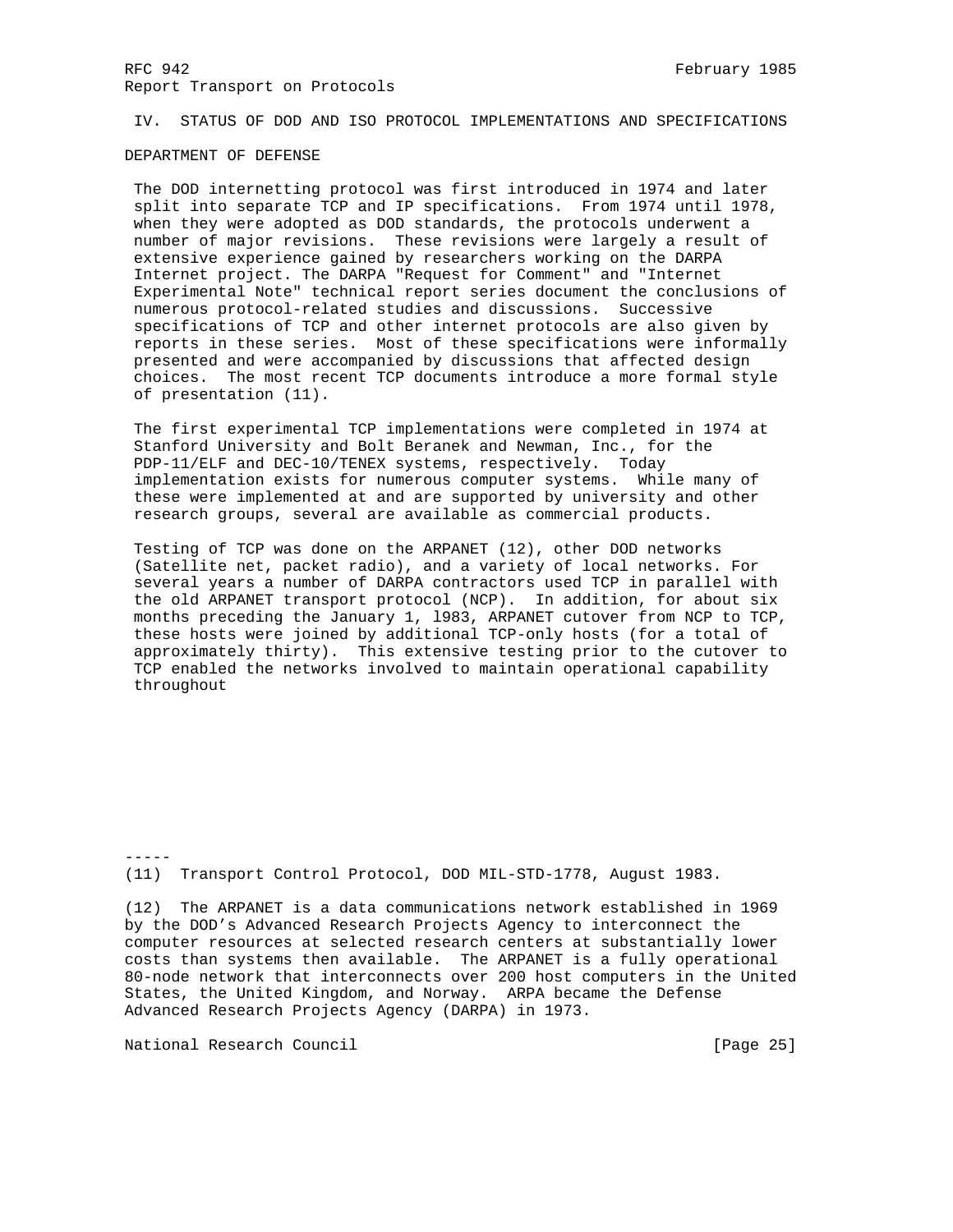## IV. STATUS OF DOD AND ISO PROTOCOL IMPLEMENTATIONS AND SPECIFICATIONS

### DEPARTMENT OF DEFENSE

The DOD internetting protocol was first introduced in 1974 and later split into separate TCP and IP specifications. From 1974 until 1978, when they were adopted as DOD standards, the protocols underwent a number of major revisions. These revisions were largely a result of extensive experience gained by researchers working on the DARPA Internet project. The DARPA "Request for Comment" and "Internet Experimental Note" technical report series document the conclusions of numerous protocol-related studies and discussions. Successive specifications of TCP and other internet protocols are also given by reports in these series. Most of these specifications were informally presented and were accompanied by discussions that affected design choices. The most recent TCP documents introduce a more formal style of presentation (11).

The first experimental TCP implementations were completed in 1974 at Stanford University and Bolt Beranek and Newman, Inc., for the PDP-11/ELF and DEC-10/TENEX systems, respectively. Today implementation exists for numerous computer systems. While many of these were implemented at and are supported by university and other research groups, several are available as commercial products.

Testing of TCP was done on the ARPANET (12), other DOD networks (Satellite net, packet radio), and a variety of local networks. For several years a number of DARPA contractors used TCP in parallel with the old ARPANET transport protocol (NCP). In addition, for about six months preceding the January 1, l983, ARPANET cutover from NCP to TCP, these hosts were joined by additional TCP-only hosts (for a total of approximately thirty). This extensive testing prior to the cutover to TCP enabled the networks involved to maintain operational capability throughout

-----

(11) Transport Control Protocol, DOD MIL-STD-1778, August 1983.

(12) The ARPANET is a data communications network established in 1969 by the DOD's Advanced Research Projects Agency to interconnect the computer resources at selected research centers at substantially lower costs than systems then available. The ARPANET is a fully operational 80-node network that interconnects over 200 host computers in the United States, the United Kingdom, and Norway. ARPA became the Defense Advanced Research Projects Agency (DARPA) in 1973.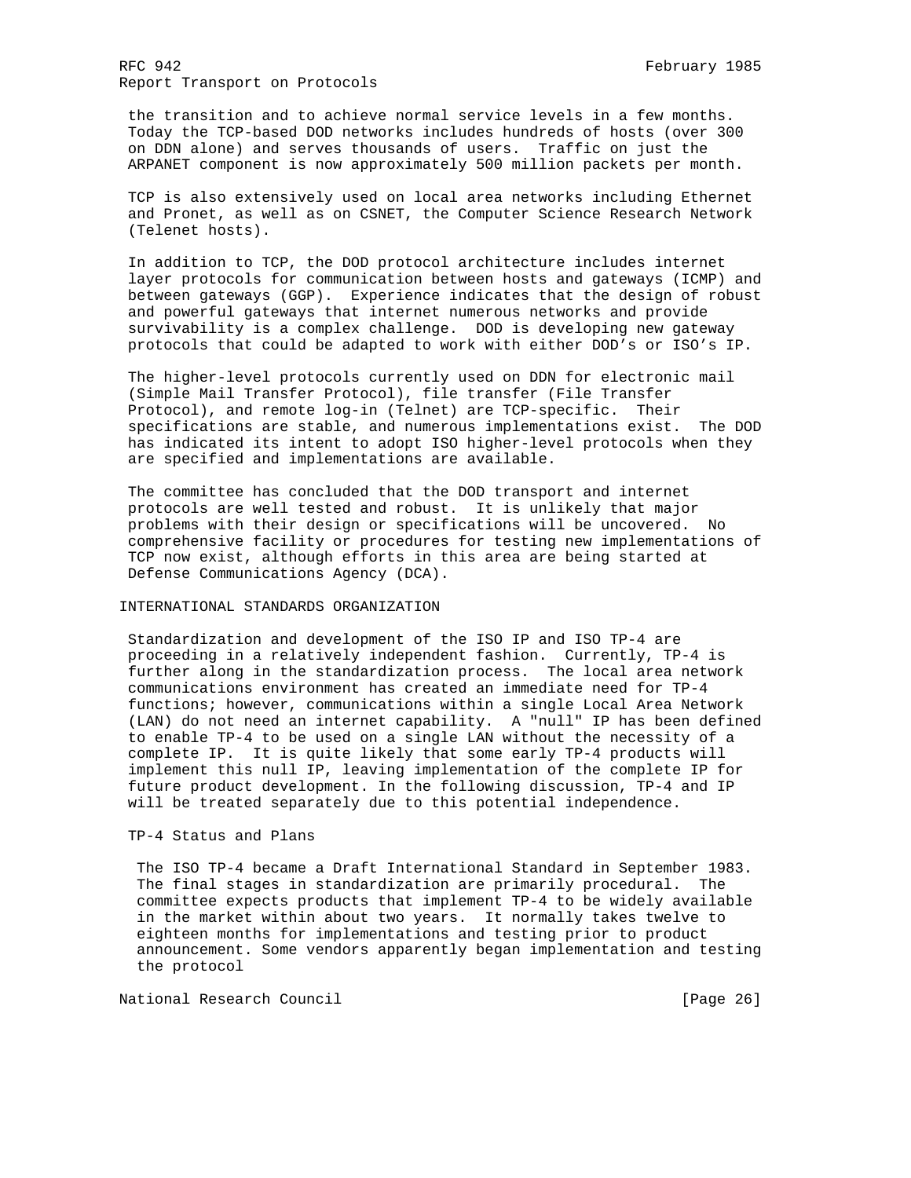the transition and to achieve normal service levels in a few months. Today the TCP-based DOD networks includes hundreds of hosts (over 300 on DDN alone) and serves thousands of users. Traffic on just the ARPANET component is now approximately 500 million packets per month.

TCP is also extensively used on local area networks including Ethernet and Pronet, as well as on CSNET, the Computer Science Research Network (Telenet hosts).

In addition to TCP, the DOD protocol architecture includes internet layer protocols for communication between hosts and gateways (ICMP) and between gateways (GGP). Experience indicates that the design of robust and powerful gateways that internet numerous networks and provide survivability is a complex challenge. DOD is developing new gateway protocols that could be adapted to work with either DOD's or ISO's IP.

The higher-level protocols currently used on DDN for electronic mail (Simple Mail Transfer Protocol), file transfer (File Transfer Protocol), and remote log-in (Telnet) are TCP-specific. Their specifications are stable, and numerous implementations exist. The DOD has indicated its intent to adopt ISO higher-level protocols when they are specified and implementations are available.

The committee has concluded that the DOD transport and internet protocols are well tested and robust. It is unlikely that major problems with their design or specifications will be uncovered. No comprehensive facility or procedures for testing new implementations of TCP now exist, although efforts in this area are being started at Defense Communications Agency (DCA).

## INTERNATIONAL STANDARDS ORGANIZATION

Standardization and development of the ISO IP and ISO TP-4 are proceeding in a relatively independent fashion. Currently, TP-4 is further along in the standardization process. The local area network communications environment has created an immediate need for TP-4 functions; however, communications within a single Local Area Network (LAN) do not need an internet capability. A "null" IP has been defined to enable TP-4 to be used on a single LAN without the necessity of a complete IP. It is quite likely that some early TP-4 products will implement this null IP, leaving implementation of the complete IP for future product development. In the following discussion, TP-4 and IP will be treated separately due to this potential independence.

### TP-4 Status and Plans

The ISO TP-4 became a Draft International Standard in September 1983. The final stages in standardization are primarily procedural. The committee expects products that implement TP-4 to be widely available in the market within about two years. It normally takes twelve to eighteen months for implementations and testing prior to product announcement. Some vendors apparently began implementation and testing the protocol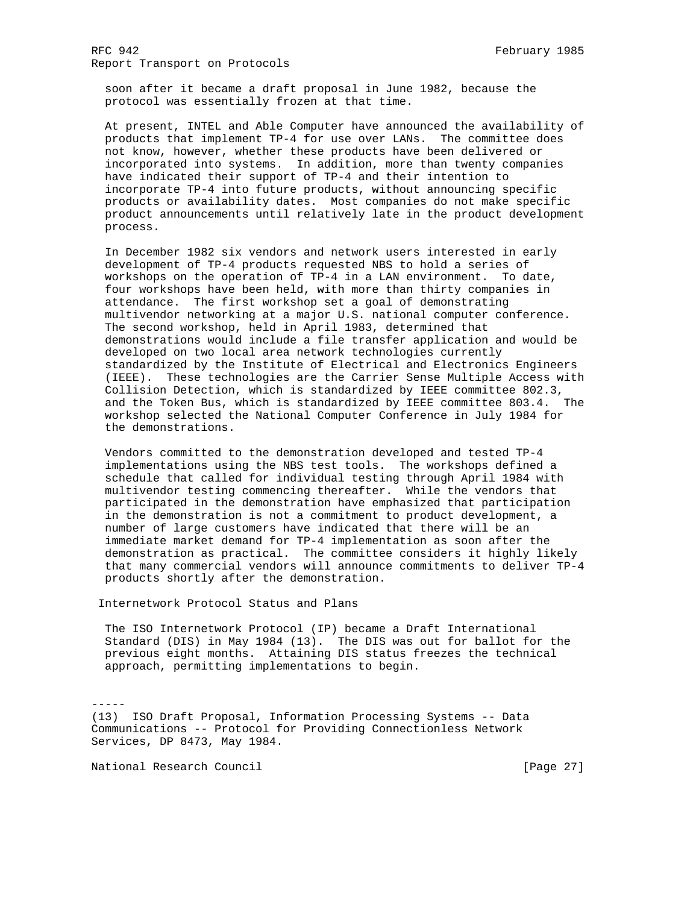soon after it became a draft proposal in June 1982, because the protocol was essentially frozen at that time.

At present, INTEL and Able Computer have announced the availability of products that implement TP-4 for use over LANs. The committee does not know, however, whether these products have been delivered or incorporated into systems. In addition, more than twenty companies have indicated their support of TP-4 and their intention to incorporate TP-4 into future products, without announcing specific products or availability dates. Most companies do not make specific product announcements until relatively late in the product development process.

In December 1982 six vendors and network users interested in early development of TP-4 products requested NBS to hold a series of workshops on the operation of TP-4 in a LAN environment. To date, four workshops have been held, with more than thirty companies in attendance. The first workshop set a goal of demonstrating multivendor networking at a major U.S. national computer conference. The second workshop, held in April 1983, determined that demonstrations would include a file transfer application and would be developed on two local area network technologies currently standardized by the Institute of Electrical and Electronics Engineers (IEEE). These technologies are the Carrier Sense Multiple Access with Collision Detection, which is standardized by IEEE committee 802.3, and the Token Bus, which is standardized by IEEE committee 803.4. The workshop selected the National Computer Conference in July 1984 for the demonstrations.

Vendors committed to the demonstration developed and tested TP-4 implementations using the NBS test tools. The workshops defined a schedule that called for individual testing through April 1984 with multivendor testing commencing thereafter. While the vendors that participated in the demonstration have emphasized that participation in the demonstration is not a commitment to product development, a number of large customers have indicated that there will be an immediate market demand for TP-4 implementation as soon after the demonstration as practical. The committee considers it highly likely that many commercial vendors will announce commitments to deliver TP-4 products shortly after the demonstration.

## Internetwork Protocol Status and Plans

The ISO Internetwork Protocol (IP) became a Draft International Standard (DIS) in May 1984 (13). The DIS was out for ballot for the previous eight months. Attaining DIS status freezes the technical approach, permitting implementations to begin.

-----

(13) ISO Draft Proposal, Information Processing Systems -- Data Communications -- Protocol for Providing Connectionless Network Services, DP 8473, May 1984.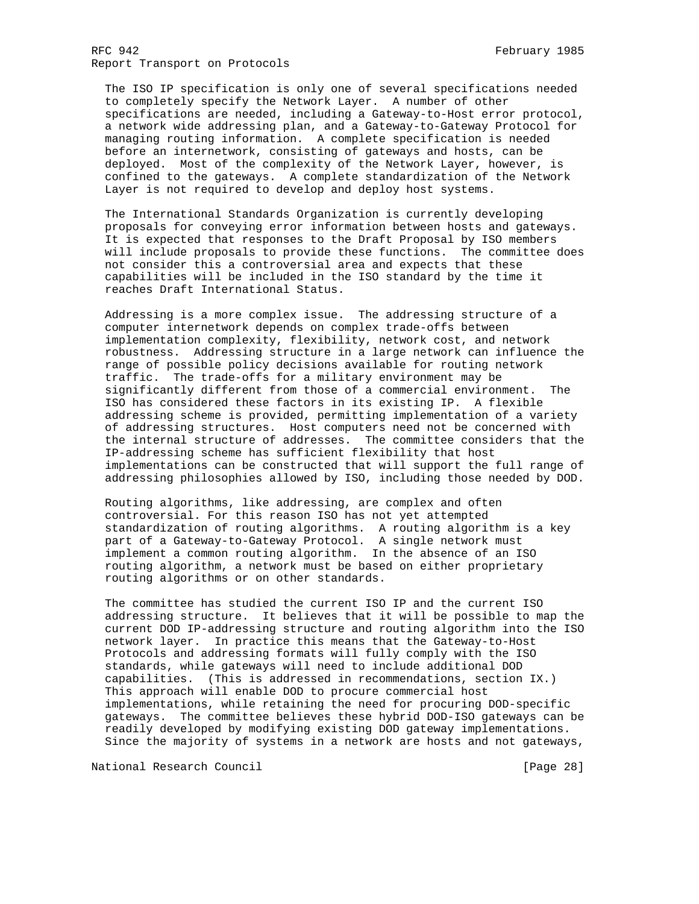The ISO IP specification is only one of several specifications needed to completely specify the Network Layer. A number of other specifications are needed, including a Gateway-to-Host error protocol, a network wide addressing plan, and a Gateway-to-Gateway Protocol for managing routing information. A complete specification is needed before an internetwork, consisting of gateways and hosts, can be deployed. Most of the complexity of the Network Layer, however, is confined to the gateways. A complete standardization of the Network Layer is not required to develop and deploy host systems.

The International Standards Organization is currently developing proposals for conveying error information between hosts and gateways. It is expected that responses to the Draft Proposal by ISO members will include proposals to provide these functions. The committee does not consider this a controversial area and expects that these capabilities will be included in the ISO standard by the time it reaches Draft International Status.

Addressing is a more complex issue. The addressing structure of a computer internetwork depends on complex trade-offs between implementation complexity, flexibility, network cost, and network robustness. Addressing structure in a large network can influence the range of possible policy decisions available for routing network traffic. The trade-offs for a military environment may be significantly different from those of a commercial environment. The ISO has considered these factors in its existing IP. A flexible addressing scheme is provided, permitting implementation of a variety of addressing structures. Host computers need not be concerned with the internal structure of addresses. The committee considers that the IP-addressing scheme has sufficient flexibility that host implementations can be constructed that will support the full range of addressing philosophies allowed by ISO, including those needed by DOD.

Routing algorithms, like addressing, are complex and often controversial. For this reason ISO has not yet attempted standardization of routing algorithms. A routing algorithm is a key part of a Gateway-to-Gateway Protocol. A single network must implement a common routing algorithm. In the absence of an ISO routing algorithm, a network must be based on either proprietary routing algorithms or on other standards.

The committee has studied the current ISO IP and the current ISO addressing structure. It believes that it will be possible to map the current DOD IP-addressing structure and routing algorithm into the ISO network layer. In practice this means that the Gateway-to-Host Protocols and addressing formats will fully comply with the ISO standards, while gateways will need to include additional DOD capabilities. (This is addressed in recommendations, section IX.) This approach will enable DOD to procure commercial host implementations, while retaining the need for procuring DOD-specific gateways. The committee believes these hybrid DOD-ISO gateways can be readily developed by modifying existing DOD gateway implementations. Since the majority of systems in a network are hosts and not gateways,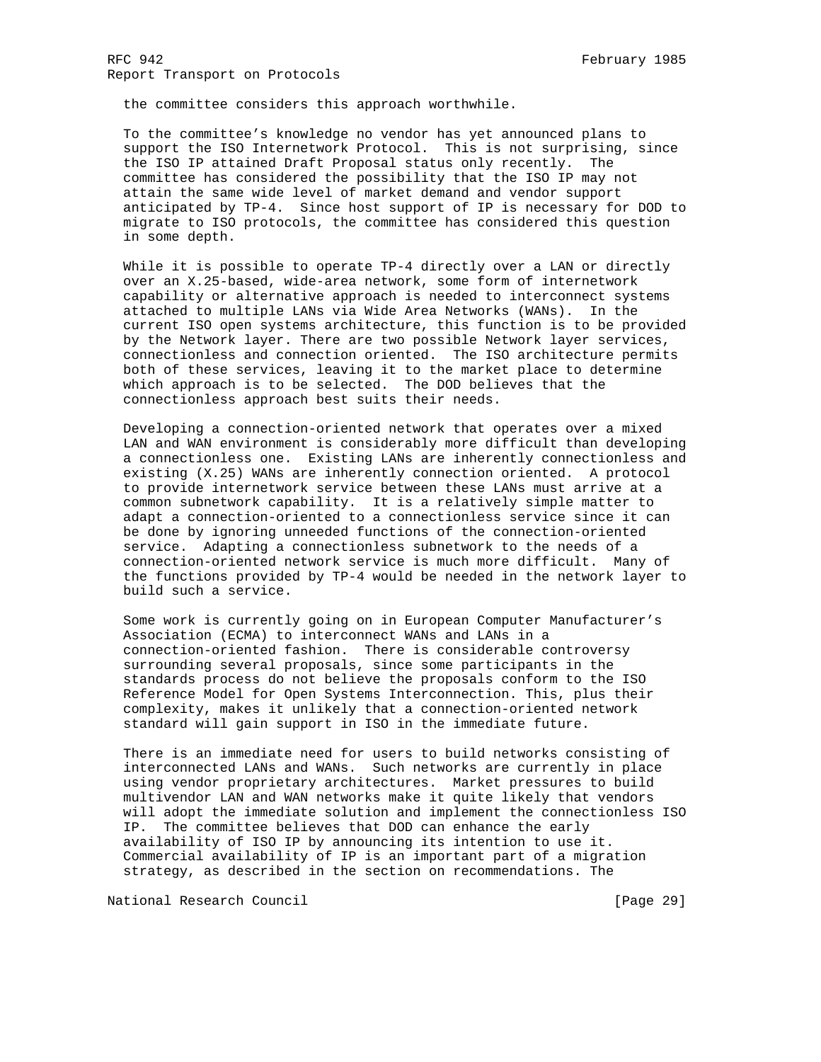the committee considers this approach worthwhile.

To the committee's knowledge no vendor has yet announced plans to support the ISO Internetwork Protocol. This is not surprising, since the ISO IP attained Draft Proposal status only recently. The committee has considered the possibility that the ISO IP may not attain the same wide level of market demand and vendor support anticipated by TP-4. Since host support of IP is necessary for DOD to migrate to ISO protocols, the committee has considered this question in some depth.

While it is possible to operate TP-4 directly over a LAN or directly over an X.25-based, wide-area network, some form of internetwork capability or alternative approach is needed to interconnect systems attached to multiple LANs via Wide Area Networks (WANs). In the current ISO open systems architecture, this function is to be provided by the Network layer. There are two possible Network layer services, connectionless and connection oriented. The ISO architecture permits both of these services, leaving it to the market place to determine which approach is to be selected. The DOD believes that the connectionless approach best suits their needs.

Developing a connection-oriented network that operates over a mixed LAN and WAN environment is considerably more difficult than developing a connectionless one. Existing LANs are inherently connectionless and existing (X.25) WANs are inherently connection oriented. A protocol to provide internetwork service between these LANs must arrive at a common subnetwork capability. It is a relatively simple matter to adapt a connection-oriented to a connectionless service since it can be done by ignoring unneeded functions of the connection-oriented service. Adapting a connectionless subnetwork to the needs of a connection-oriented network service is much more difficult. Many of the functions provided by TP-4 would be needed in the network layer to build such a service.

Some work is currently going on in European Computer Manufacturer's Association (ECMA) to interconnect WANs and LANs in a connection-oriented fashion. There is considerable controversy surrounding several proposals, since some participants in the standards process do not believe the proposals conform to the ISO Reference Model for Open Systems Interconnection. This, plus their complexity, makes it unlikely that a connection-oriented network standard will gain support in ISO in the immediate future.

There is an immediate need for users to build networks consisting of interconnected LANs and WANs. Such networks are currently in place using vendor proprietary architectures. Market pressures to build multivendor LAN and WAN networks make it quite likely that vendors will adopt the immediate solution and implement the connectionless ISO IP. The committee believes that DOD can enhance the early availability of ISO IP by announcing its intention to use it. Commercial availability of IP is an important part of a migration strategy, as described in the section on recommendations. The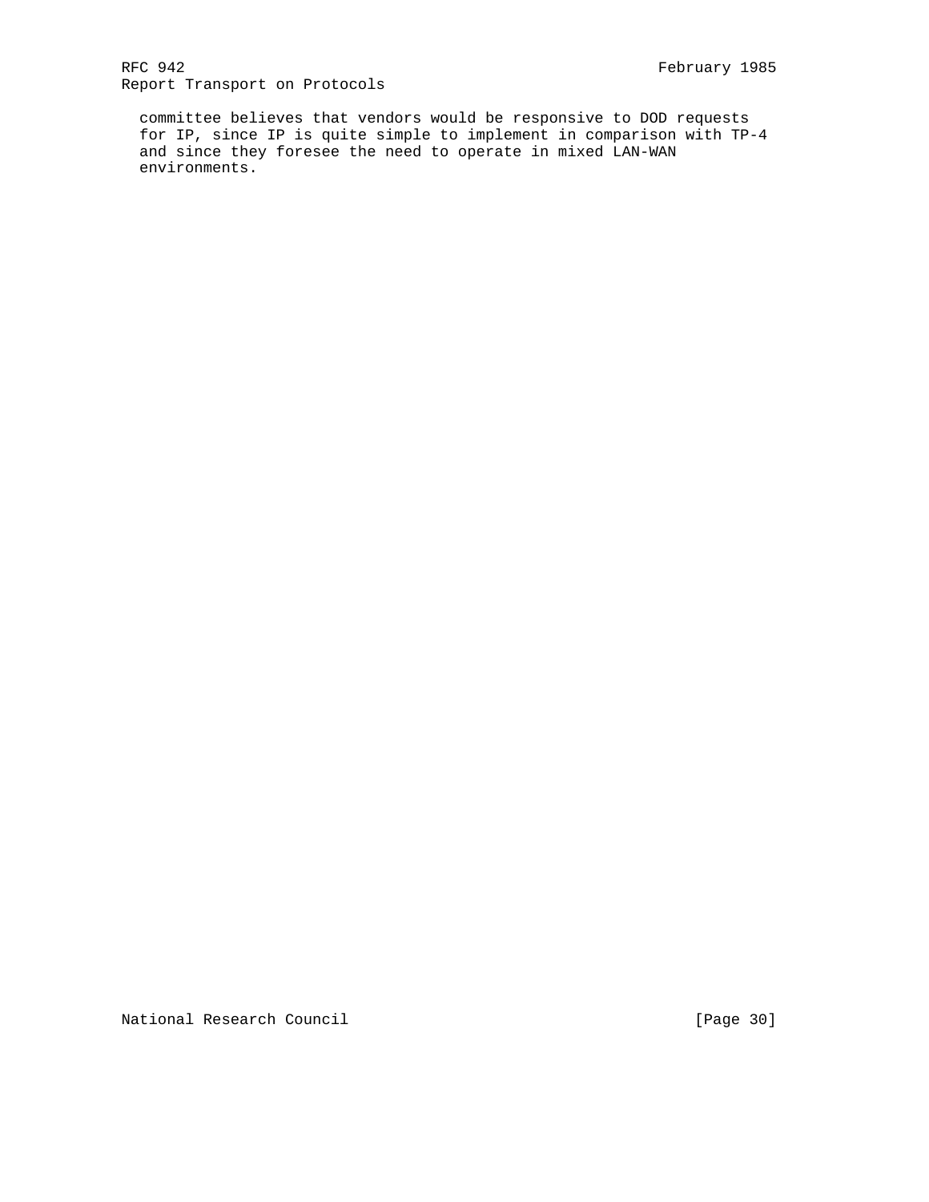committee believes that vendors would be responsive to DOD requests for IP, since IP is quite simple to implement in comparison with TP-4 and since they foresee the need to operate in mixed LAN-WAN environments.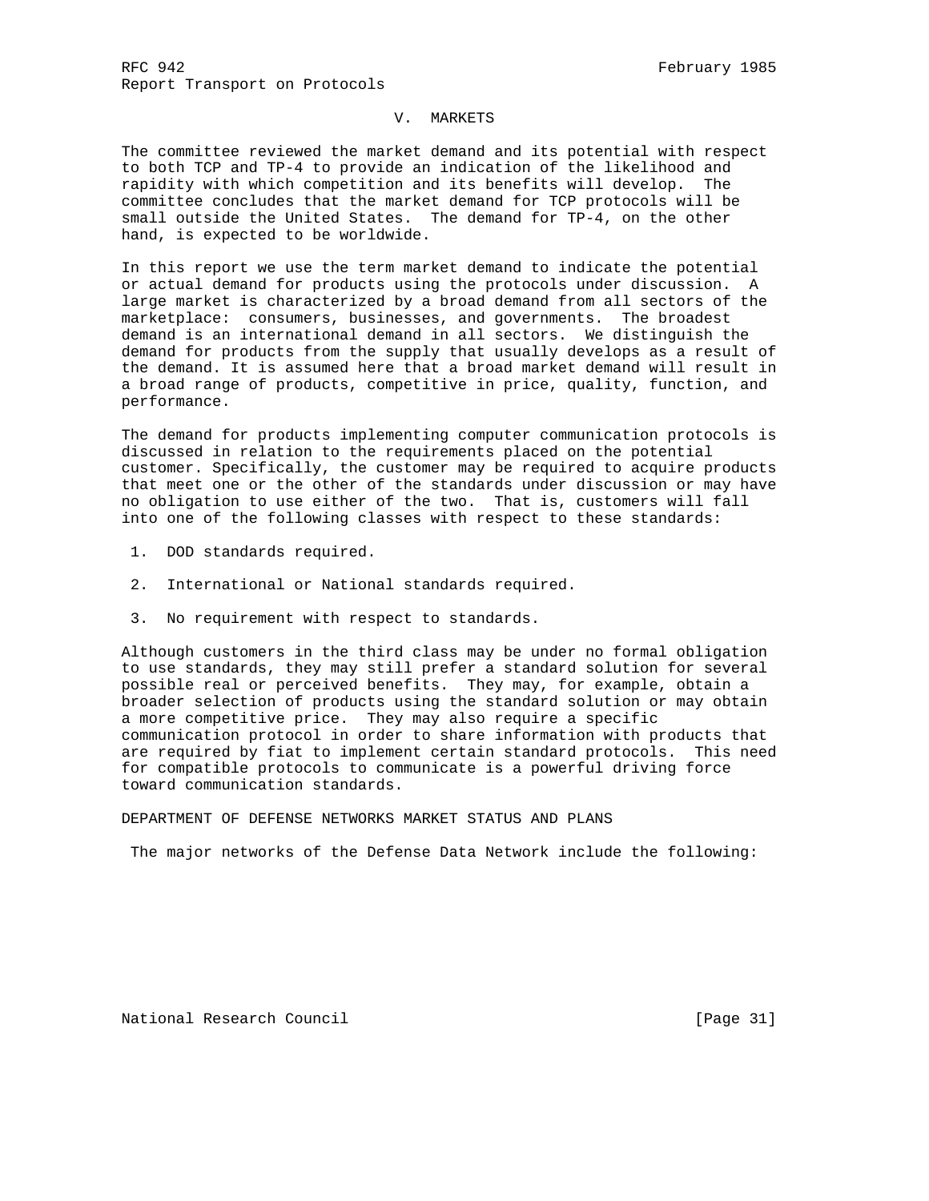## V. MARKETS

The committee reviewed the market demand and its potential with respect to both TCP and TP-4 to provide an indication of the likelihood and rapidity with which competition and its benefits will develop. The committee concludes that the market demand for TCP protocols will be small outside the United States. The demand for TP-4, on the other hand, is expected to be worldwide.

In this report we use the term market demand to indicate the potential or actual demand for products using the protocols under discussion. A large market is characterized by a broad demand from all sectors of the marketplace: consumers, businesses, and governments. The broadest demand is an international demand in all sectors. We distinguish the demand for products from the supply that usually develops as a result of the demand. It is assumed here that a broad market demand will result in a broad range of products, competitive in price, quality, function, and performance.

The demand for products implementing computer communication protocols is discussed in relation to the requirements placed on the potential customer. Specifically, the customer may be required to acquire products that meet one or the other of the standards under discussion or may have no obligation to use either of the two. That is, customers will fall into one of the following classes with respect to these standards:

1. DOD standards required.
2. International or National standards required.
3. No requirement with respect to standards.

Although customers in the third class may be under no formal obligation to use standards, they may still prefer a standard solution for several possible real or perceived benefits. They may, for example, obtain a broader selection of products using the standard solution or may obtain a more competitive price. They may also require a specific communication protocol in order to share information with products that are required by fiat to implement certain standard protocols. This need for compatible protocols to communicate is a powerful driving force toward communication standards.

### DEPARTMENT OF DEFENSE NETWORKS MARKET STATUS AND PLANS

The major networks of the Defense Data Network include the following: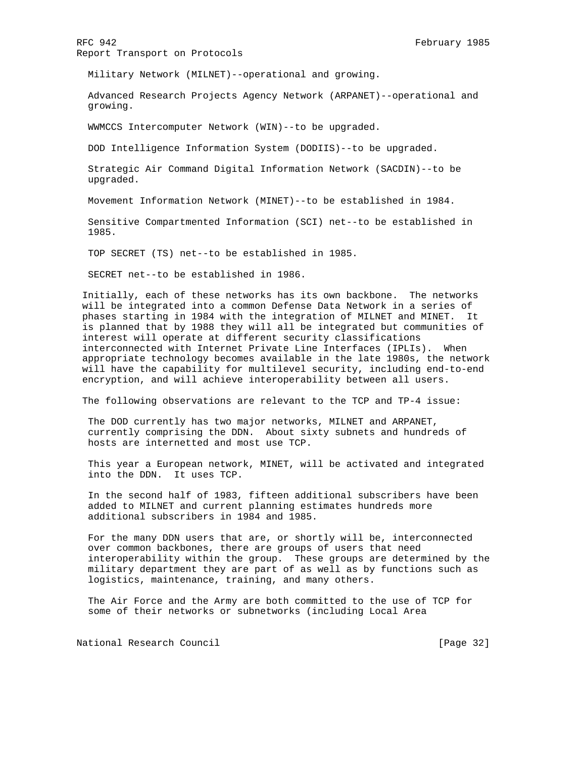Military Network (MILNET)--operational and growing.

Advanced Research Projects Agency Network (ARPANET)--operational and growing.

WWMCCS Intercomputer Network (WIN)--to be upgraded.

DOD Intelligence Information System (DODIIS)--to be upgraded.

Strategic Air Command Digital Information Network (SACDIN)--to be upgraded.

Movement Information Network (MINET)--to be established in 1984.

Sensitive Compartmented Information (SCI) net--to be established in 1985.

TOP SECRET (TS) net--to be established in 1985.

SECRET net--to be established in 1986.

Initially, each of these networks has its own backbone. The networks will be integrated into a common Defense Data Network in a series of phases starting in 1984 with the integration of MILNET and MINET. It is planned that by 1988 they will all be integrated but communities of interest will operate at different security classifications interconnected with Internet Private Line Interfaces (IPLIs). When appropriate technology becomes available in the late 1980s, the network will have the capability for multilevel security, including end-to-end encryption, and will achieve interoperability between all users.

The following observations are relevant to the TCP and TP-4 issue:

The DOD currently has two major networks, MILNET and ARPANET, currently comprising the DDN. About sixty subnets and hundreds of hosts are internetted and most use TCP.

This year a European network, MINET, will be activated and integrated into the DDN. It uses TCP.

In the second half of 1983, fifteen additional subscribers have been added to MILNET and current planning estimates hundreds more additional subscribers in 1984 and 1985.

For the many DDN users that are, or shortly will be, interconnected over common backbones, there are groups of users that need interoperability within the group. These groups are determined by the military department they are part of as well as by functions such as logistics, maintenance, training, and many others.

The Air Force and the Army are both committed to the use of TCP for some of their networks or subnetworks (including Local Area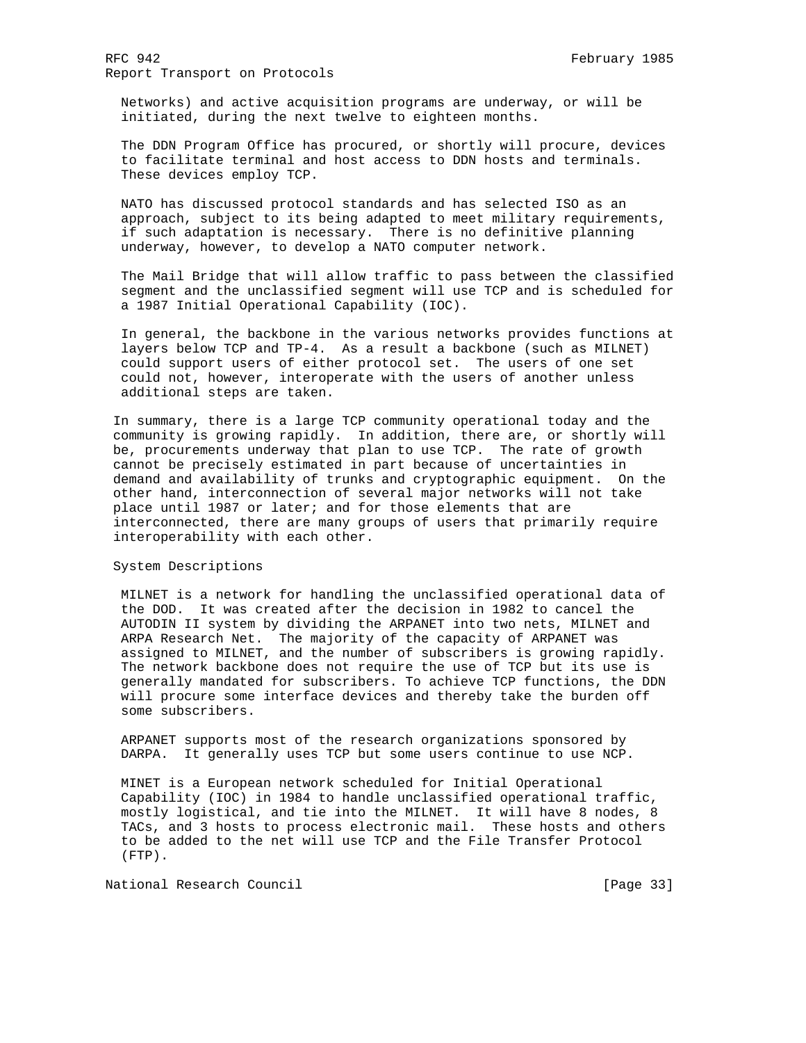Networks) and active acquisition programs are underway, or will be initiated, during the next twelve to eighteen months.

The DDN Program Office has procured, or shortly will procure, devices to facilitate terminal and host access to DDN hosts and terminals. These devices employ TCP.

NATO has discussed protocol standards and has selected ISO as an approach, subject to its being adapted to meet military requirements, if such adaptation is necessary. There is no definitive planning underway, however, to develop a NATO computer network.

The Mail Bridge that will allow traffic to pass between the classified segment and the unclassified segment will use TCP and is scheduled for a 1987 Initial Operational Capability (IOC).

In general, the backbone in the various networks provides functions at layers below TCP and TP-4. As a result a backbone (such as MILNET) could support users of either protocol set. The users of one set could not, however, interoperate with the users of another unless additional steps are taken.

In summary, there is a large TCP community operational today and the community is growing rapidly. In addition, there are, or shortly will be, procurements underway that plan to use TCP. The rate of growth cannot be precisely estimated in part because of uncertainties in demand and availability of trunks and cryptographic equipment. On the other hand, interconnection of several major networks will not take place until 1987 or later; and for those elements that are interconnected, there are many groups of users that primarily require interoperability with each other.

System Descriptions

MILNET is a network for handling the unclassified operational data of the DOD. It was created after the decision in 1982 to cancel the AUTODIN II system by dividing the ARPANET into two nets, MILNET and ARPA Research Net. The majority of the capacity of ARPANET was assigned to MILNET, and the number of subscribers is growing rapidly. The network backbone does not require the use of TCP but its use is generally mandated for subscribers. To achieve TCP functions, the DDN will procure some interface devices and thereby take the burden off some subscribers.

ARPANET supports most of the research organizations sponsored by DARPA. It generally uses TCP but some users continue to use NCP.

MINET is a European network scheduled for Initial Operational Capability (IOC) in 1984 to handle unclassified operational traffic, mostly logistical, and tie into the MILNET. It will have 8 nodes, 8 TACs, and 3 hosts to process electronic mail. These hosts and others to be added to the net will use TCP and the File Transfer Protocol (FTP).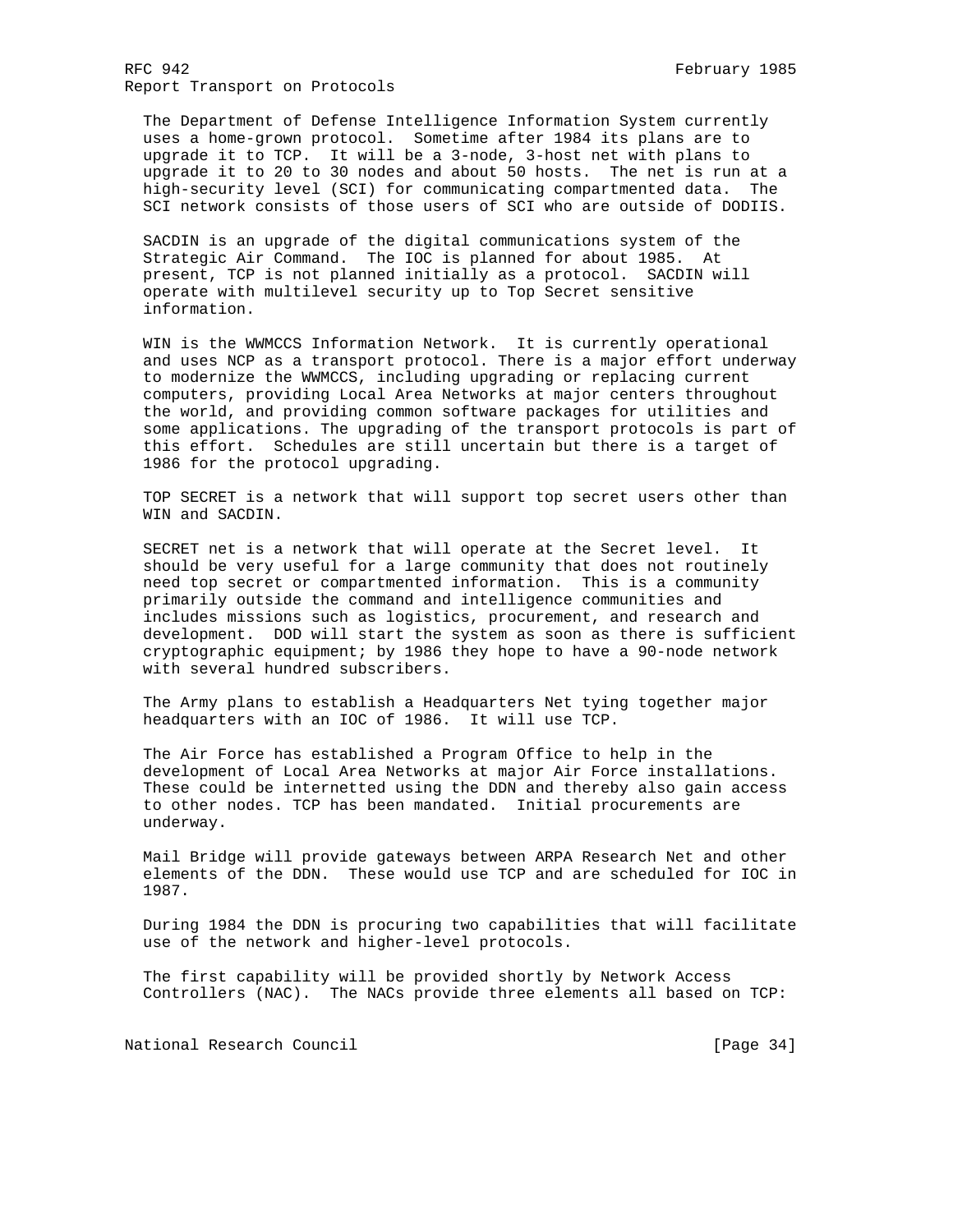The Department of Defense Intelligence Information System currently uses a home-grown protocol. Sometime after 1984 its plans are to upgrade it to TCP. It will be a 3-node, 3-host net with plans to upgrade it to 20 to 30 nodes and about 50 hosts. The net is run at a high-security level (SCI) for communicating compartmented data. The SCI network consists of those users of SCI who are outside of DODIIS.

SACDIN is an upgrade of the digital communications system of the Strategic Air Command. The IOC is planned for about 1985. At present, TCP is not planned initially as a protocol. SACDIN will operate with multilevel security up to Top Secret sensitive information.

WIN is the WWMCCS Information Network. It is currently operational and uses NCP as a transport protocol. There is a major effort underway to modernize the WWMCCS, including upgrading or replacing current computers, providing Local Area Networks at major centers throughout the world, and providing common software packages for utilities and some applications. The upgrading of the transport protocols is part of this effort. Schedules are still uncertain but there is a target of 1986 for the protocol upgrading.

TOP SECRET is a network that will support top secret users other than WIN and SACDIN.

SECRET net is a network that will operate at the Secret level. It should be very useful for a large community that does not routinely need top secret or compartmented information. This is a community primarily outside the command and intelligence communities and includes missions such as logistics, procurement, and research and development. DOD will start the system as soon as there is sufficient cryptographic equipment; by 1986 they hope to have a 90-node network with several hundred subscribers.

The Army plans to establish a Headquarters Net tying together major headquarters with an IOC of 1986. It will use TCP.

The Air Force has established a Program Office to help in the development of Local Area Networks at major Air Force installations. These could be internetted using the DDN and thereby also gain access to other nodes. TCP has been mandated. Initial procurements are underway.

Mail Bridge will provide gateways between ARPA Research Net and other elements of the DDN. These would use TCP and are scheduled for IOC in 1987.

During 1984 the DDN is procuring two capabilities that will facilitate use of the network and higher-level protocols.

The first capability will be provided shortly by Network Access Controllers (NAC). The NACs provide three elements all based on TCP: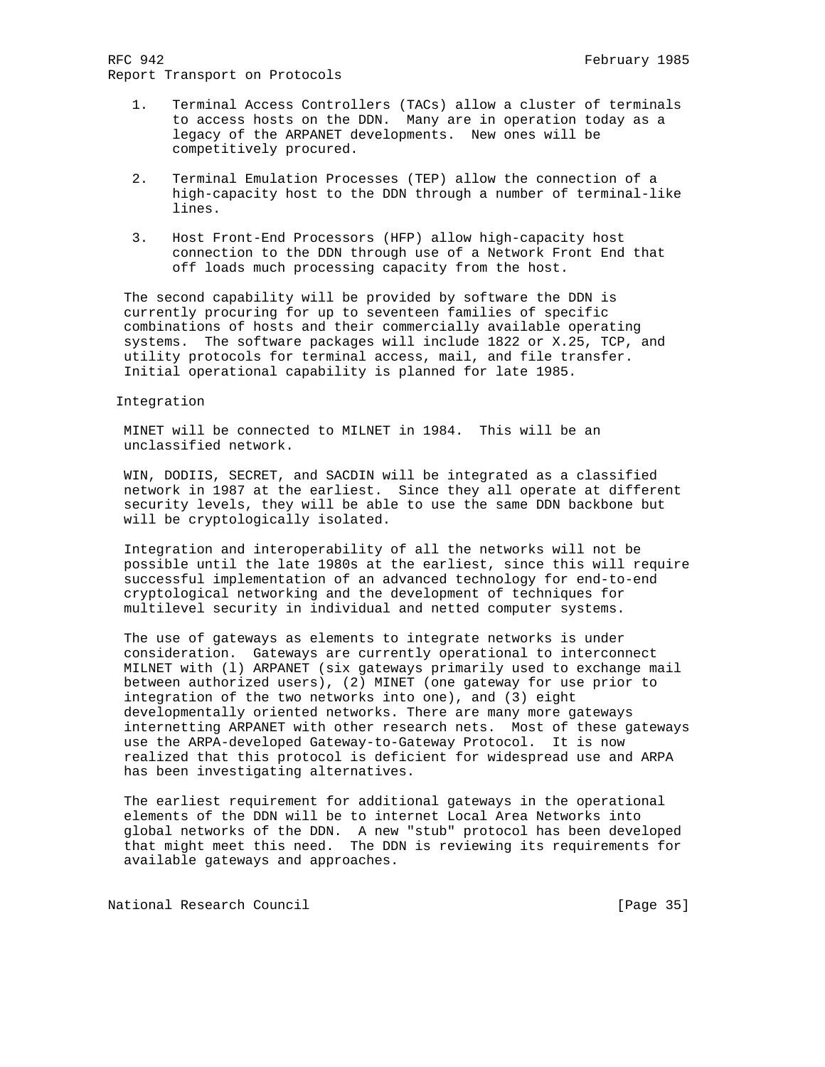1. Terminal Access Controllers (TACs) allow a cluster of terminals to access hosts on the DDN. Many are in operation today as a legacy of the ARPANET developments. New ones will be competitively procured.

2. Terminal Emulation Processes (TEP) allow the connection of a high-capacity host to the DDN through a number of terminal-like lines.

3. Host Front-End Processors (HFP) allow high-capacity host connection to the DDN through use of a Network Front End that off loads much processing capacity from the host.

The second capability will be provided by software the DDN is currently procuring for up to seventeen families of specific combinations of hosts and their commercially available operating systems. The software packages will include 1822 or X.25, TCP, and utility protocols for terminal access, mail, and file transfer. Initial operational capability is planned for late 1985.

Integration

MINET will be connected to MILNET in 1984. This will be an unclassified network.

WIN, DODIIS, SECRET, and SACDIN will be integrated as a classified network in 1987 at the earliest. Since they all operate at different security levels, they will be able to use the same DDN backbone but will be cryptologically isolated.

Integration and interoperability of all the networks will not be possible until the late 1980s at the earliest, since this will require successful implementation of an advanced technology for end-to-end cryptological networking and the development of techniques for multilevel security in individual and netted computer systems.

The use of gateways as elements to integrate networks is under consideration. Gateways are currently operational to interconnect MILNET with (l) ARPANET (six gateways primarily used to exchange mail between authorized users), (2) MINET (one gateway for use prior to integration of the two networks into one), and (3) eight developmentally oriented networks. There are many more gateways internetting ARPANET with other research nets. Most of these gateways use the ARPA-developed Gateway-to-Gateway Protocol. It is now realized that this protocol is deficient for widespread use and ARPA has been investigating alternatives.

The earliest requirement for additional gateways in the operational elements of the DDN will be to internet Local Area Networks into global networks of the DDN. A new "stub" protocol has been developed that might meet this need. The DDN is reviewing its requirements for available gateways and approaches.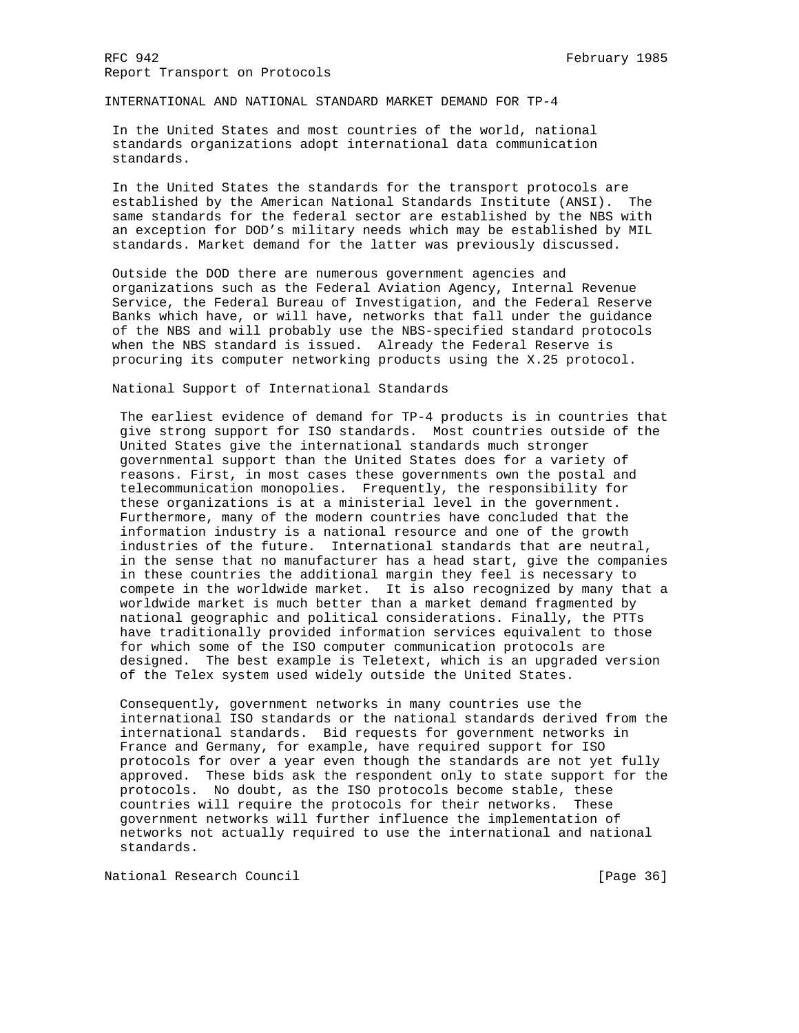## INTERNATIONAL AND NATIONAL STANDARD MARKET DEMAND FOR TP-4

In the United States and most countries of the world, national standards organizations adopt international data communication standards.

In the United States the standards for the transport protocols are established by the American National Standards Institute (ANSI). The same standards for the federal sector are established by the NBS with an exception for DOD's military needs which may be established by MIL standards. Market demand for the latter was previously discussed.

Outside the DOD there are numerous government agencies and organizations such as the Federal Aviation Agency, Internal Revenue Service, the Federal Bureau of Investigation, and the Federal Reserve Banks which have, or will have, networks that fall under the guidance of the NBS and will probably use the NBS-specified standard protocols when the NBS standard is issued. Already the Federal Reserve is procuring its computer networking products using the X.25 protocol.

### National Support of International Standards

The earliest evidence of demand for TP-4 products is in countries that give strong support for ISO standards. Most countries outside of the United States give the international standards much stronger governmental support than the United States does for a variety of reasons. First, in most cases these governments own the postal and telecommunication monopolies. Frequently, the responsibility for these organizations is at a ministerial level in the government. Furthermore, many of the modern countries have concluded that the information industry is a national resource and one of the growth industries of the future. International standards that are neutral, in the sense that no manufacturer has a head start, give the companies in these countries the additional margin they feel is necessary to compete in the worldwide market. It is also recognized by many that a worldwide market is much better than a market demand fragmented by national geographic and political considerations. Finally, the PTTs have traditionally provided information services equivalent to those for which some of the ISO computer communication protocols are designed. The best example is Teletext, which is an upgraded version of the Telex system used widely outside the United States.

Consequently, government networks in many countries use the international ISO standards or the national standards derived from the international standards. Bid requests for government networks in France and Germany, for example, have required support for ISO protocols for over a year even though the standards are not yet fully approved. These bids ask the respondent only to state support for the protocols. No doubt, as the ISO protocols become stable, these countries will require the protocols for their networks. These government networks will further influence the implementation of networks not actually required to use the international and national standards.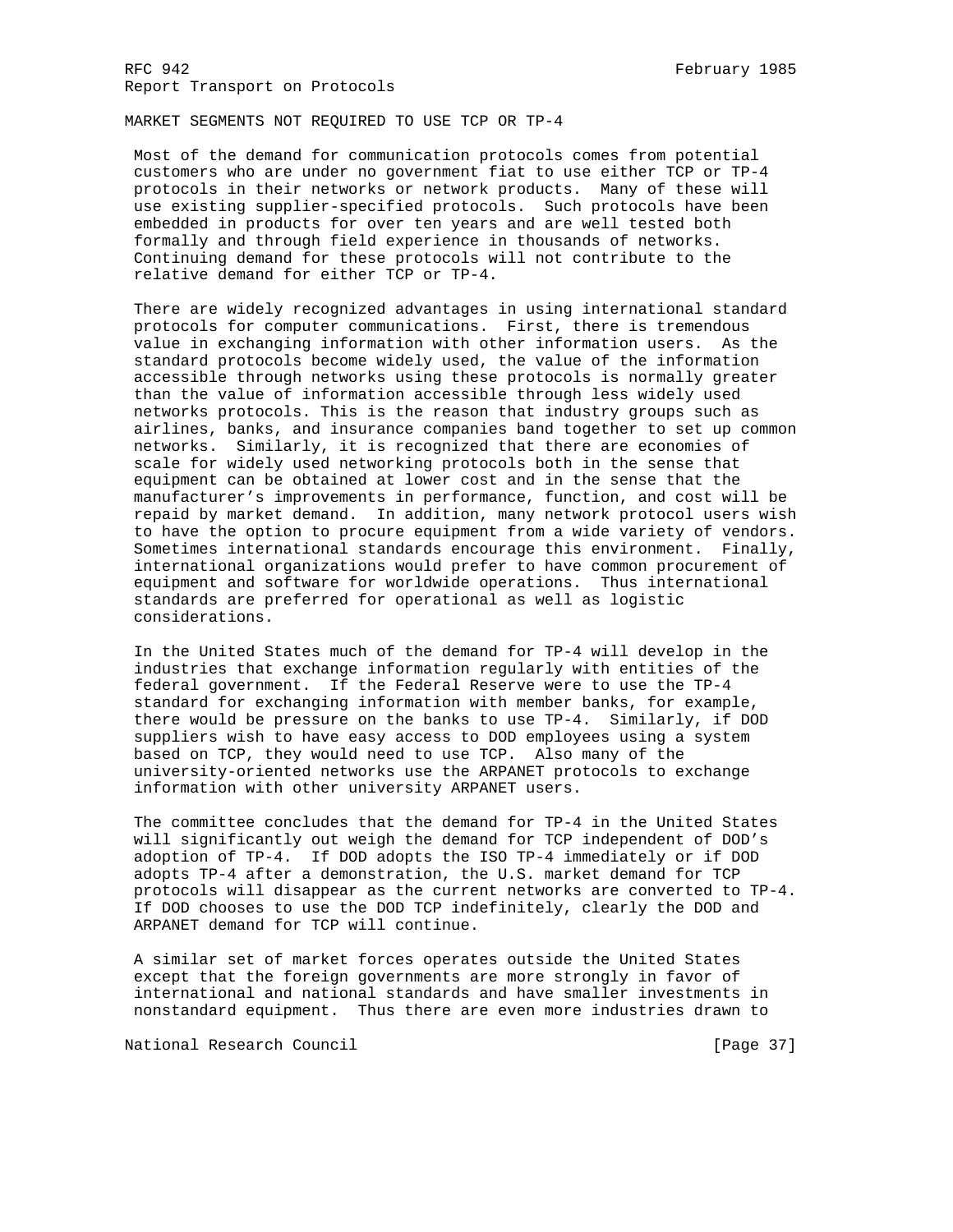## MARKET SEGMENTS NOT REQUIRED TO USE TCP OR TP-4

Most of the demand for communication protocols comes from potential customers who are under no government fiat to use either TCP or TP-4 protocols in their networks or network products. Many of these will use existing supplier-specified protocols. Such protocols have been embedded in products for over ten years and are well tested both formally and through field experience in thousands of networks. Continuing demand for these protocols will not contribute to the relative demand for either TCP or TP-4.

There are widely recognized advantages in using international standard protocols for computer communications. First, there is tremendous value in exchanging information with other information users. As the standard protocols become widely used, the value of the information accessible through networks using these protocols is normally greater than the value of information accessible through less widely used networks protocols. This is the reason that industry groups such as airlines, banks, and insurance companies band together to set up common networks. Similarly, it is recognized that there are economies of scale for widely used networking protocols both in the sense that equipment can be obtained at lower cost and in the sense that the manufacturer's improvements in performance, function, and cost will be repaid by market demand. In addition, many network protocol users wish to have the option to procure equipment from a wide variety of vendors. Sometimes international standards encourage this environment. Finally, international organizations would prefer to have common procurement of equipment and software for worldwide operations. Thus international standards are preferred for operational as well as logistic considerations.

In the United States much of the demand for TP-4 will develop in the industries that exchange information regularly with entities of the federal government. If the Federal Reserve were to use the TP-4 standard for exchanging information with member banks, for example, there would be pressure on the banks to use TP-4. Similarly, if DOD suppliers wish to have easy access to DOD employees using a system based on TCP, they would need to use TCP. Also many of the university-oriented networks use the ARPANET protocols to exchange information with other university ARPANET users.

The committee concludes that the demand for TP-4 in the United States will significantly out weigh the demand for TCP independent of DOD's adoption of TP-4. If DOD adopts the ISO TP-4 immediately or if DOD adopts TP-4 after a demonstration, the U.S. market demand for TCP protocols will disappear as the current networks are converted to TP-4. If DOD chooses to use the DOD TCP indefinitely, clearly the DOD and ARPANET demand for TCP will continue.

A similar set of market forces operates outside the United States except that the foreign governments are more strongly in favor of international and national standards and have smaller investments in nonstandard equipment. Thus there are even more industries drawn to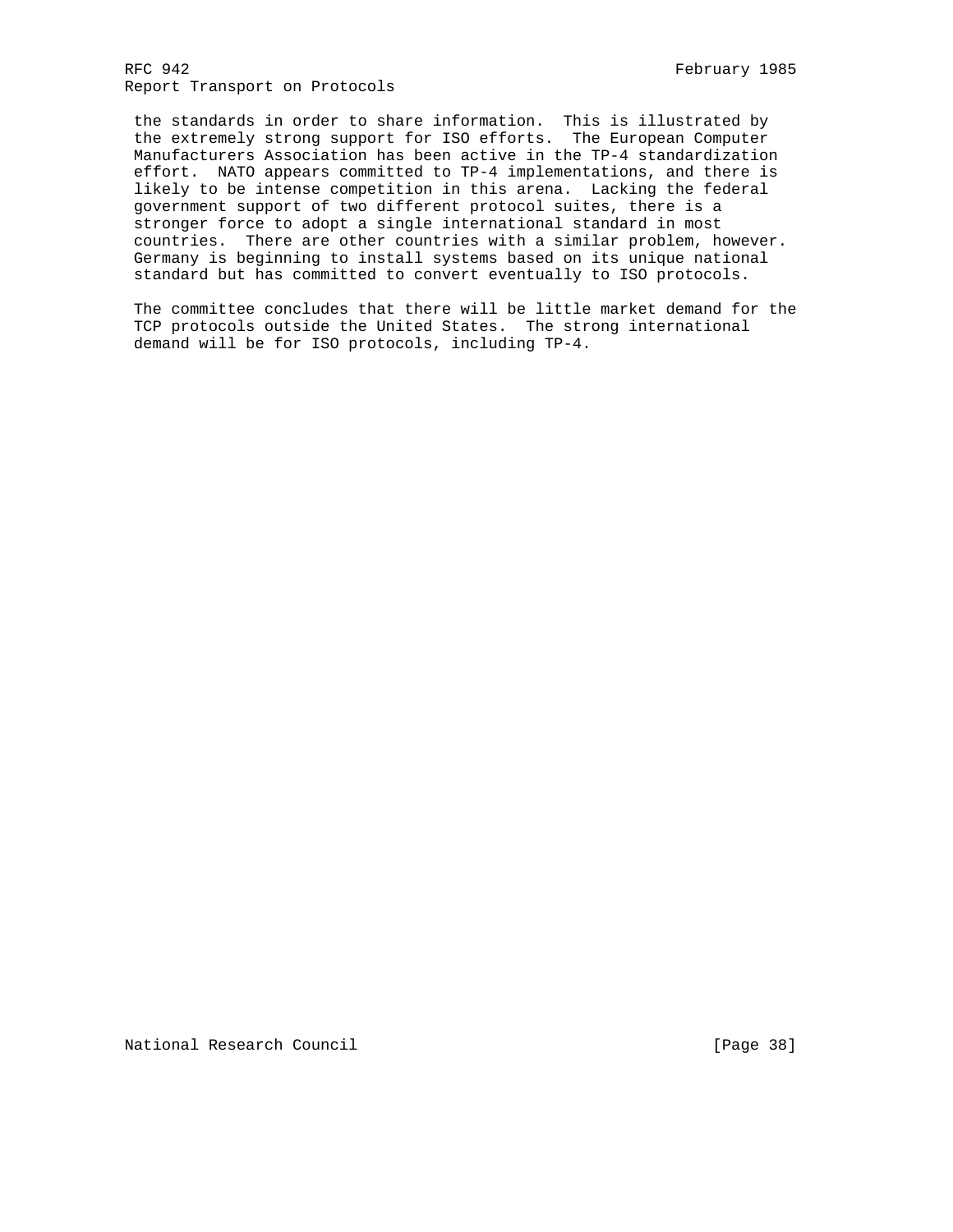the standards in order to share information. This is illustrated by the extremely strong support for ISO efforts. The European Computer Manufacturers Association has been active in the TP-4 standardization effort. NATO appears committed to TP-4 implementations, and there is likely to be intense competition in this arena. Lacking the federal government support of two different protocol suites, there is a stronger force to adopt a single international standard in most countries. There are other countries with a similar problem, however. Germany is beginning to install systems based on its unique national standard but has committed to convert eventually to ISO protocols.

The committee concludes that there will be little market demand for the TCP protocols outside the United States. The strong international demand will be for ISO protocols, including TP-4.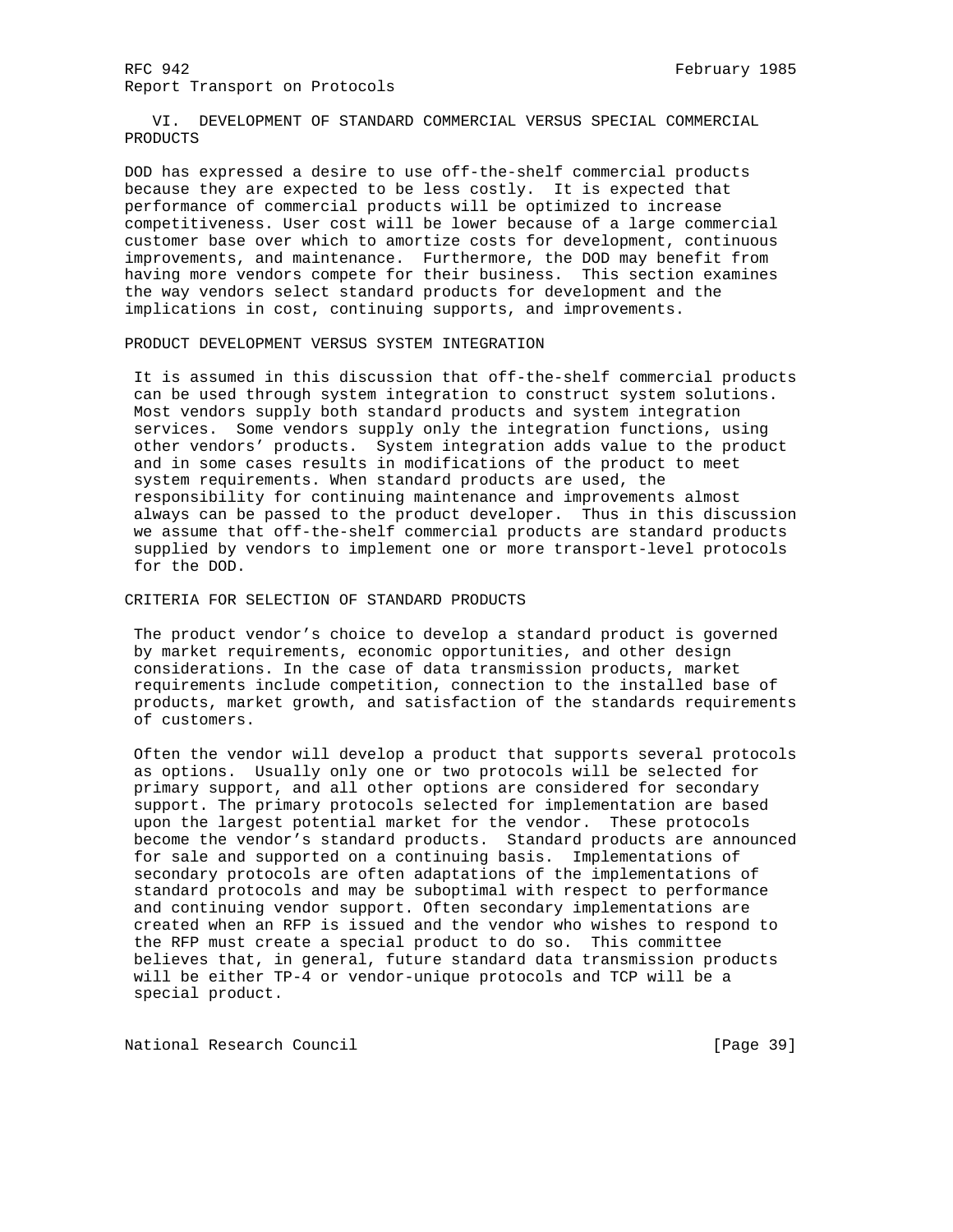## VI. DEVELOPMENT OF STANDARD COMMERCIAL VERSUS SPECIAL COMMERCIAL PRODUCTS

DOD has expressed a desire to use off-the-shelf commercial products because they are expected to be less costly. It is expected that performance of commercial products will be optimized to increase competitiveness. User cost will be lower because of a large commercial customer base over which to amortize costs for development, continuous improvements, and maintenance. Furthermore, the DOD may benefit from having more vendors compete for their business. This section examines the way vendors select standard products for development and the implications in cost, continuing supports, and improvements.

### PRODUCT DEVELOPMENT VERSUS SYSTEM INTEGRATION

It is assumed in this discussion that off-the-shelf commercial products can be used through system integration to construct system solutions. Most vendors supply both standard products and system integration services. Some vendors supply only the integration functions, using other vendors' products. System integration adds value to the product and in some cases results in modifications of the product to meet system requirements. When standard products are used, the responsibility for continuing maintenance and improvements almost always can be passed to the product developer. Thus in this discussion we assume that off-the-shelf commercial products are standard products supplied by vendors to implement one or more transport-level protocols for the DOD.

### CRITERIA FOR SELECTION OF STANDARD PRODUCTS

The product vendor's choice to develop a standard product is governed by market requirements, economic opportunities, and other design considerations. In the case of data transmission products, market requirements include competition, connection to the installed base of products, market growth, and satisfaction of the standards requirements of customers.

Often the vendor will develop a product that supports several protocols as options. Usually only one or two protocols will be selected for primary support, and all other options are considered for secondary support. The primary protocols selected for implementation are based upon the largest potential market for the vendor. These protocols become the vendor's standard products. Standard products are announced for sale and supported on a continuing basis. Implementations of secondary protocols are often adaptations of the implementations of standard protocols and may be suboptimal with respect to performance and continuing vendor support. Often secondary implementations are created when an RFP is issued and the vendor who wishes to respond to the RFP must create a special product to do so. This committee believes that, in general, future standard data transmission products will be either TP-4 or vendor-unique protocols and TCP will be a special product.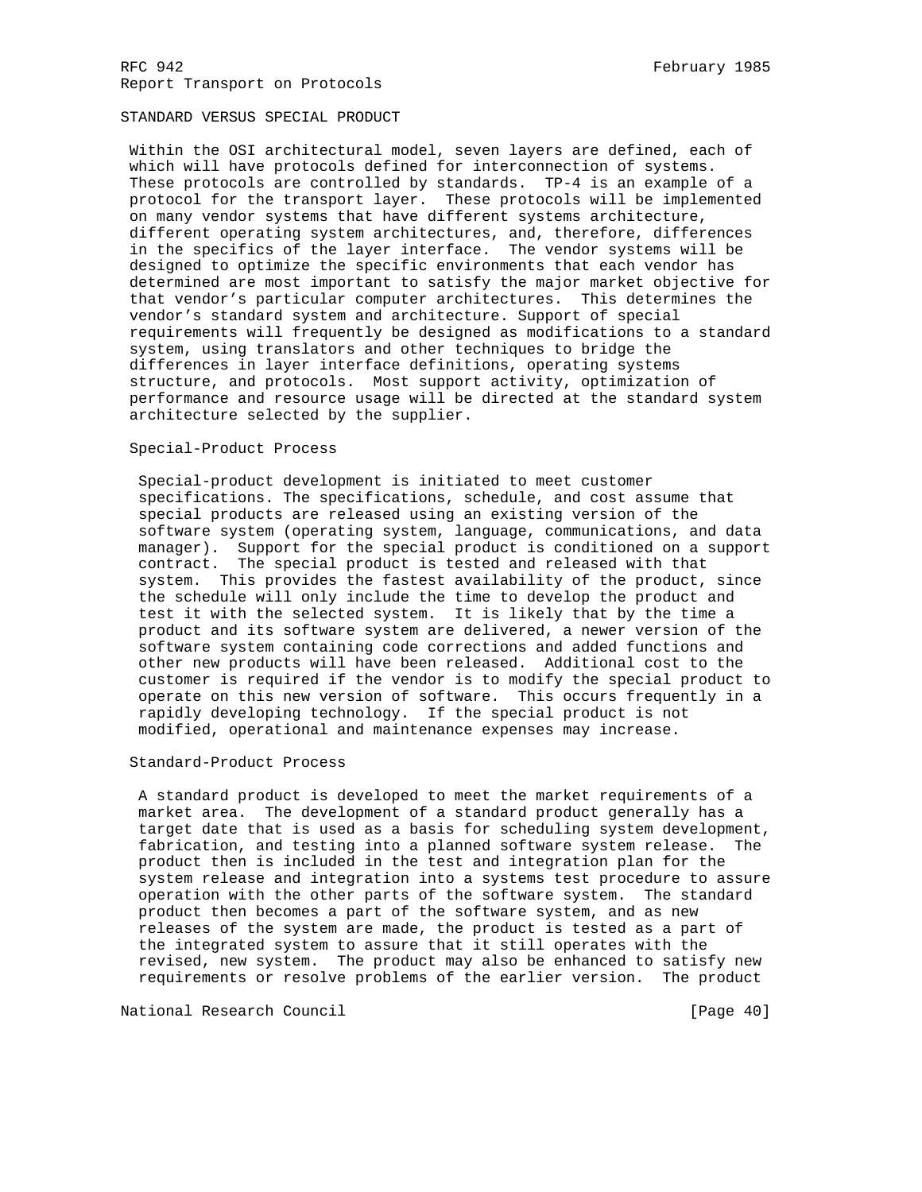## STANDARD VERSUS SPECIAL PRODUCT

Within the OSI architectural model, seven layers are defined, each of which will have protocols defined for interconnection of systems. These protocols are controlled by standards. TP-4 is an example of a protocol for the transport layer. These protocols will be implemented on many vendor systems that have different systems architecture, different operating system architectures, and, therefore, differences in the specifics of the layer interface. The vendor systems will be designed to optimize the specific environments that each vendor has determined are most important to satisfy the major market objective for that vendor’s particular computer architectures. This determines the vendor’s standard system and architecture. Support of special requirements will frequently be designed as modifications to a standard system, using translators and other techniques to bridge the differences in layer interface definitions, operating systems structure, and protocols. Most support activity, optimization of performance and resource usage will be directed at the standard system architecture selected by the supplier.

### Special-Product Process

Special-product development is initiated to meet customer specifications. The specifications, schedule, and cost assume that special products are released using an existing version of the software system (operating system, language, communications, and data manager). Support for the special product is conditioned on a support contract. The special product is tested and released with that system. This provides the fastest availability of the product, since the schedule will only include the time to develop the product and test it with the selected system. It is likely that by the time a product and its software system are delivered, a newer version of the software system containing code corrections and added functions and other new products will have been released. Additional cost to the customer is required if the vendor is to modify the special product to operate on this new version of software. This occurs frequently in a rapidly developing technology. If the special product is not modified, operational and maintenance expenses may increase.

### Standard-Product Process

A standard product is developed to meet the market requirements of a market area. The development of a standard product generally has a target date that is used as a basis for scheduling system development, fabrication, and testing into a planned software system release. The product then is included in the test and integration plan for the system release and integration into a systems test procedure to assure operation with the other parts of the software system. The standard product then becomes a part of the software system, and as new releases of the system are made, the product is tested as a part of the integrated system to assure that it still operates with the revised, new system. The product may also be enhanced to satisfy new requirements or resolve problems of the earlier version. The product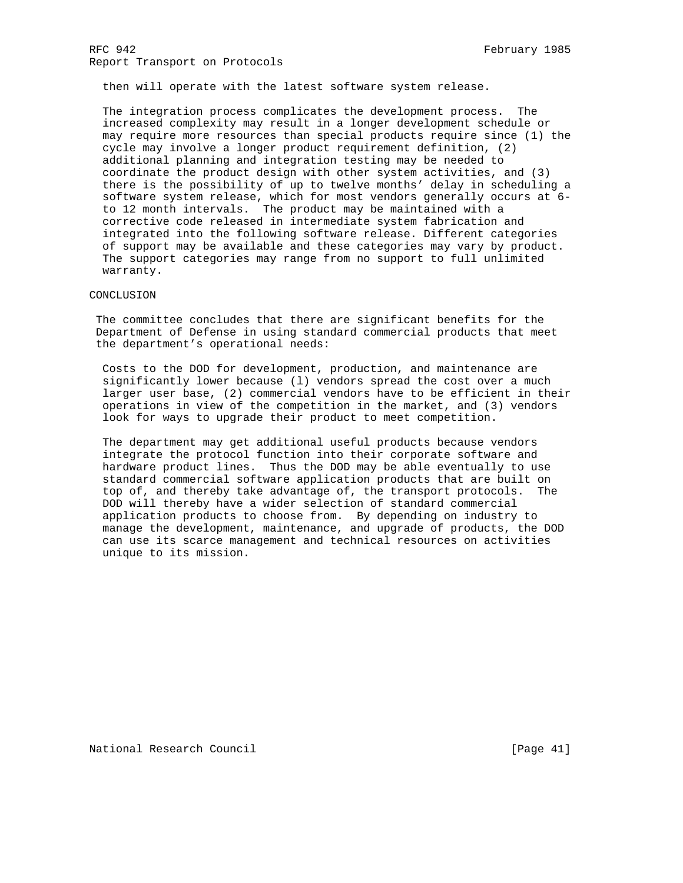then will operate with the latest software system release.

The integration process complicates the development process. The increased complexity may result in a longer development schedule or may require more resources than special products require since (1) the cycle may involve a longer product requirement definition, (2) additional planning and integration testing may be needed to coordinate the product design with other system activities, and (3) there is the possibility of up to twelve months' delay in scheduling a software system release, which for most vendors generally occurs at 6- to 12 month intervals. The product may be maintained with a corrective code released in intermediate system fabrication and integrated into the following software release. Different categories of support may be available and these categories may vary by product. The support categories may range from no support to full unlimited warranty.

## CONCLUSION

The committee concludes that there are significant benefits for the Department of Defense in using standard commercial products that meet the department's operational needs:

Costs to the DOD for development, production, and maintenance are significantly lower because (l) vendors spread the cost over a much larger user base, (2) commercial vendors have to be efficient in their operations in view of the competition in the market, and (3) vendors look for ways to upgrade their product to meet competition.

The department may get additional useful products because vendors integrate the protocol function into their corporate software and hardware product lines. Thus the DOD may be able eventually to use standard commercial software application products that are built on top of, and thereby take advantage of, the transport protocols. The DOD will thereby have a wider selection of standard commercial application products to choose from. By depending on industry to manage the development, maintenance, and upgrade of products, the DOD can use its scarce management and technical resources on activities unique to its mission.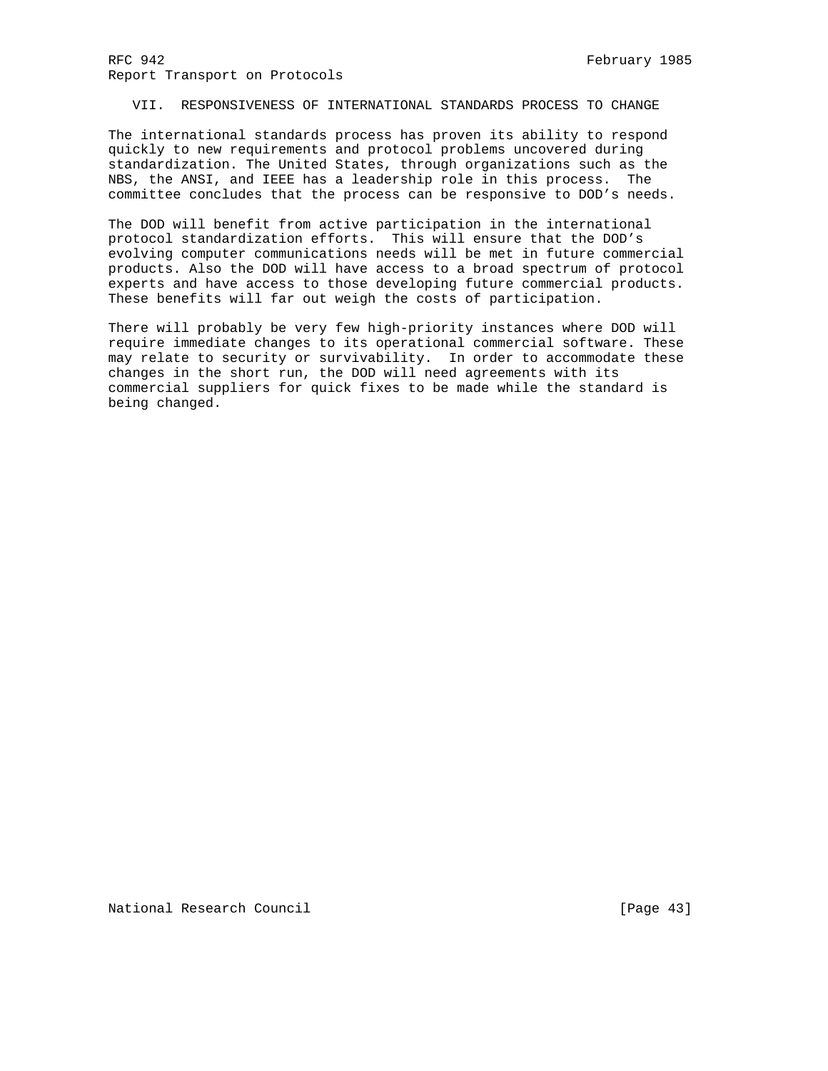## VII. RESPONSIVENESS OF INTERNATIONAL STANDARDS PROCESS TO CHANGE

The international standards process has proven its ability to respond quickly to new requirements and protocol problems uncovered during standardization. The United States, through organizations such as the NBS, the ANSI, and IEEE has a leadership role in this process. The committee concludes that the process can be responsive to DOD's needs.

The DOD will benefit from active participation in the international protocol standardization efforts. This will ensure that the DOD's evolving computer communications needs will be met in future commercial products. Also the DOD will have access to a broad spectrum of protocol experts and have access to those developing future commercial products. These benefits will far out weigh the costs of participation.

There will probably be very few high-priority instances where DOD will require immediate changes to its operational commercial software. These may relate to security or survivability. In order to accommodate these changes in the short run, the DOD will need agreements with its commercial suppliers for quick fixes to be made while the standard is being changed.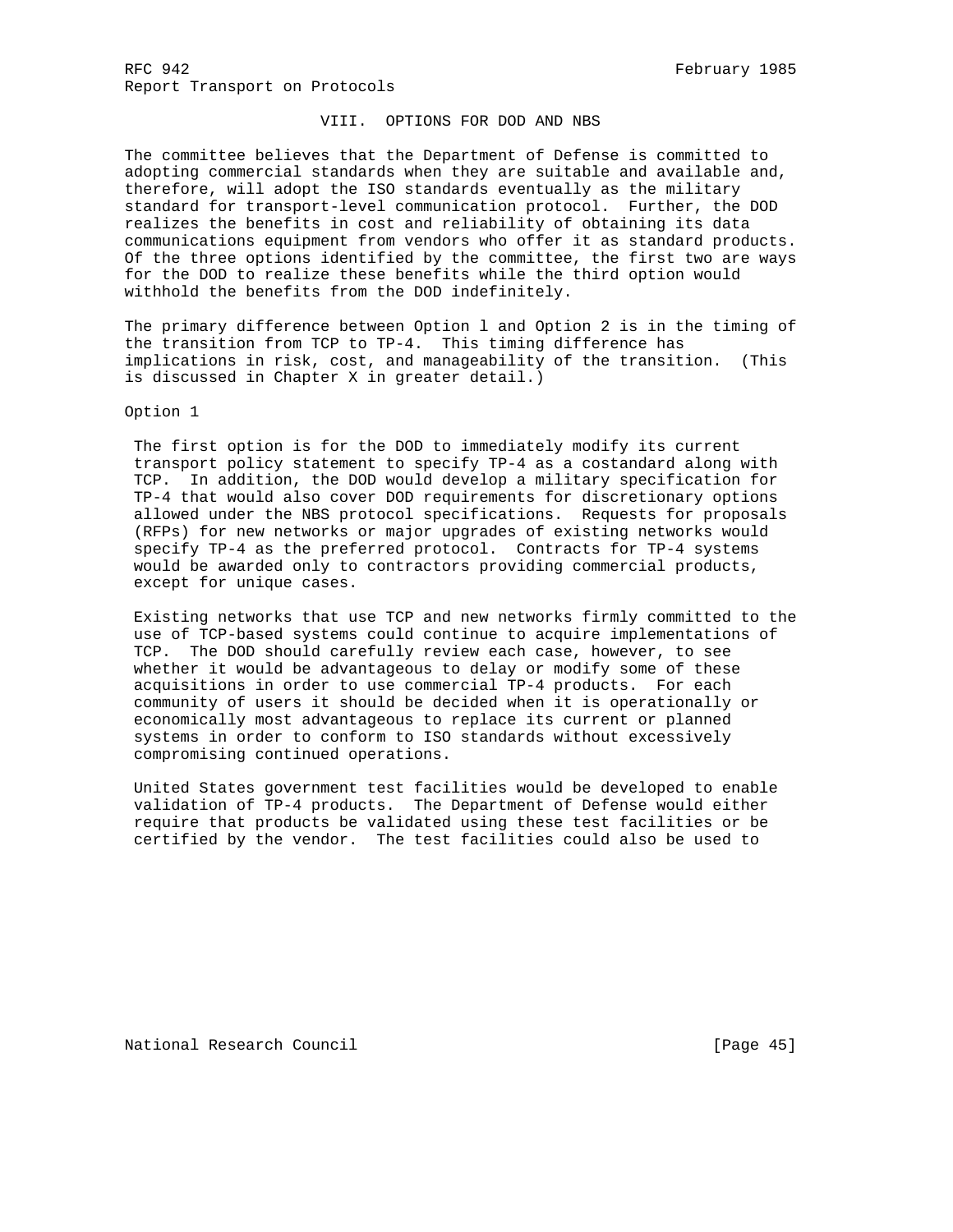## VIII. OPTIONS FOR DOD AND NBS

The committee believes that the Department of Defense is committed to adopting commercial standards when they are suitable and available and, therefore, will adopt the ISO standards eventually as the military standard for transport-level communication protocol. Further, the DOD realizes the benefits in cost and reliability of obtaining its data communications equipment from vendors who offer it as standard products. Of the three options identified by the committee, the first two are ways for the DOD to realize these benefits while the third option would withhold the benefits from the DOD indefinitely.

The primary difference between Option l and Option 2 is in the timing of the transition from TCP to TP-4. This timing difference has implications in risk, cost, and manageability of the transition. (This is discussed in Chapter X in greater detail.)

### Option 1

The first option is for the DOD to immediately modify its current transport policy statement to specify TP-4 as a costandard along with TCP. In addition, the DOD would develop a military specification for TP-4 that would also cover DOD requirements for discretionary options allowed under the NBS protocol specifications. Requests for proposals (RFPs) for new networks or major upgrades of existing networks would specify TP-4 as the preferred protocol. Contracts for TP-4 systems would be awarded only to contractors providing commercial products, except for unique cases.

Existing networks that use TCP and new networks firmly committed to the use of TCP-based systems could continue to acquire implementations of TCP. The DOD should carefully review each case, however, to see whether it would be advantageous to delay or modify some of these acquisitions in order to use commercial TP-4 products. For each community of users it should be decided when it is operationally or economically most advantageous to replace its current or planned systems in order to conform to ISO standards without excessively compromising continued operations.

United States government test facilities would be developed to enable validation of TP-4 products. The Department of Defense would either require that products be validated using these test facilities or be certified by the vendor. The test facilities could also be used to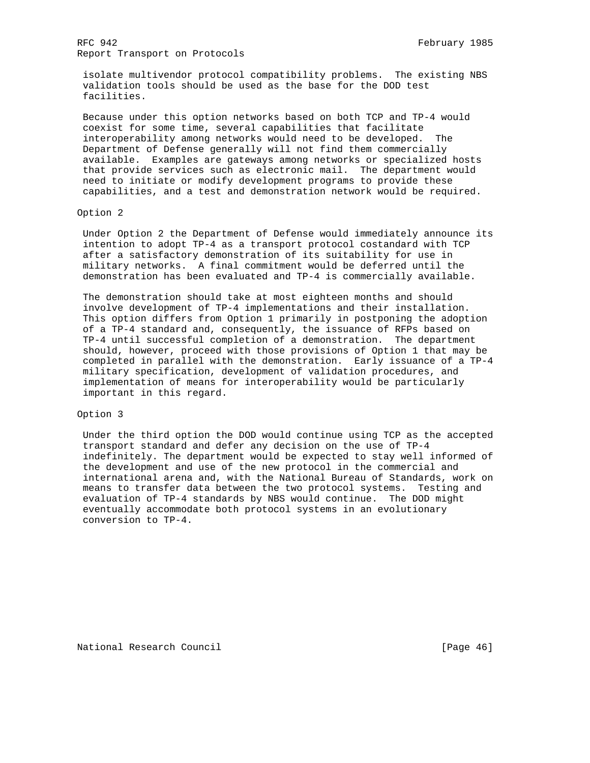isolate multivendor protocol compatibility problems. The existing NBS validation tools should be used as the base for the DOD test facilities.

Because under this option networks based on both TCP and TP-4 would coexist for some time, several capabilities that facilitate interoperability among networks would need to be developed. The Department of Defense generally will not find them commercially available. Examples are gateways among networks or specialized hosts that provide services such as electronic mail. The department would need to initiate or modify development programs to provide these capabilities, and a test and demonstration network would be required.

Option 2

Under Option 2 the Department of Defense would immediately announce its intention to adopt TP-4 as a transport protocol costandard with TCP after a satisfactory demonstration of its suitability for use in military networks. A final commitment would be deferred until the demonstration has been evaluated and TP-4 is commercially available.

The demonstration should take at most eighteen months and should involve development of TP-4 implementations and their installation. This option differs from Option 1 primarily in postponing the adoption of a TP-4 standard and, consequently, the issuance of RFPs based on TP-4 until successful completion of a demonstration. The department should, however, proceed with those provisions of Option 1 that may be completed in parallel with the demonstration. Early issuance of a TP-4 military specification, development of validation procedures, and implementation of means for interoperability would be particularly important in this regard.

Option 3

Under the third option the DOD would continue using TCP as the accepted transport standard and defer any decision on the use of TP-4 indefinitely. The department would be expected to stay well informed of the development and use of the new protocol in the commercial and international arena and, with the National Bureau of Standards, work on means to transfer data between the two protocol systems. Testing and evaluation of TP-4 standards by NBS would continue. The DOD might eventually accommodate both protocol systems in an evolutionary conversion to TP-4.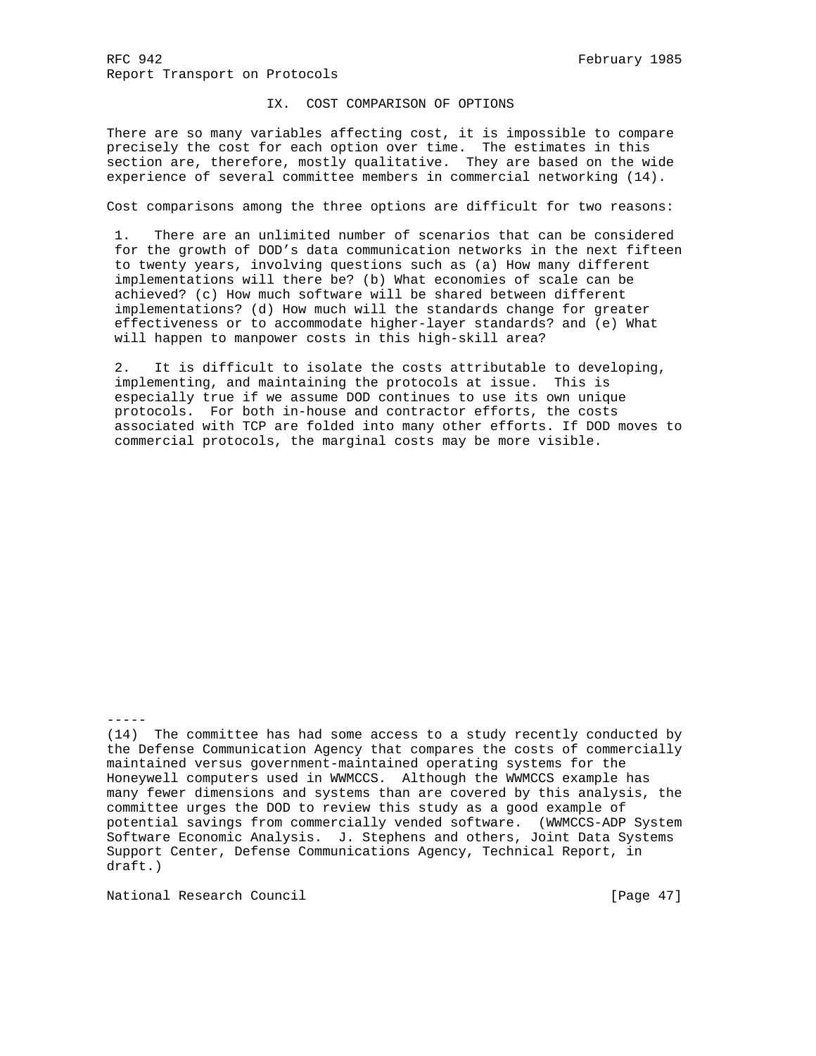## IX. COST COMPARISON OF OPTIONS

There are so many variables affecting cost, it is impossible to compare precisely the cost for each option over time. The estimates in this section are, therefore, mostly qualitative. They are based on the wide experience of several committee members in commercial networking (14).

Cost comparisons among the three options are difficult for two reasons:

1. There are an unlimited number of scenarios that can be considered for the growth of DOD's data communication networks in the next fifteen to twenty years, involving questions such as (a) How many different implementations will there be? (b) What economies of scale can be achieved? (c) How much software will be shared between different implementations? (d) How much will the standards change for greater effectiveness or to accommodate higher-layer standards? and (e) What will happen to manpower costs in this high-skill area?

2. It is difficult to isolate the costs attributable to developing, implementing, and maintaining the protocols at issue. This is especially true if we assume DOD continues to use its own unique protocols. For both in-house and contractor efforts, the costs associated with TCP are folded into many other efforts. If DOD moves to commercial protocols, the marginal costs may be more visible.

-----

(14) The committee has had some access to a study recently conducted by the Defense Communication Agency that compares the costs of commercially maintained versus government-maintained operating systems for the Honeywell computers used in WWMCCS. Although the WWMCCS example has many fewer dimensions and systems than are covered by this analysis, the committee urges the DOD to review this study as a good example of potential savings from commercially vended software. (WWMCCS-ADP System Software Economic Analysis. J. Stephens and others, Joint Data Systems Support Center, Defense Communications Agency, Technical Report, in draft.)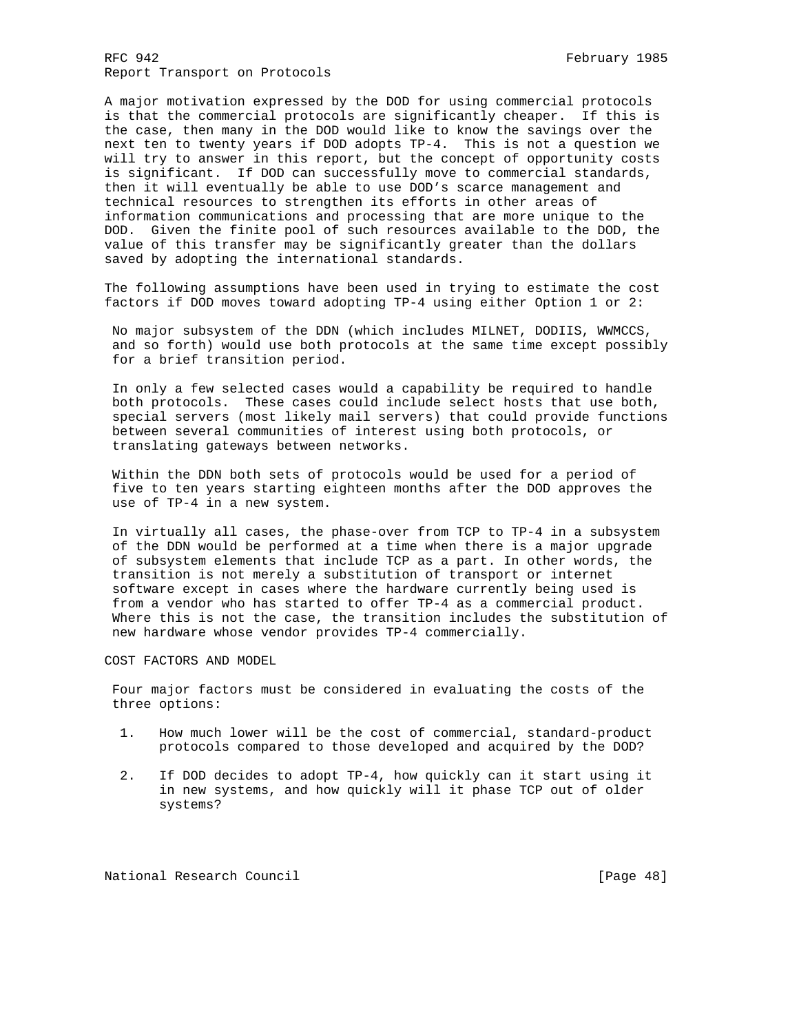A major motivation expressed by the DOD for using commercial protocols is that the commercial protocols are significantly cheaper. If this is the case, then many in the DOD would like to know the savings over the next ten to twenty years if DOD adopts TP-4. This is not a question we will try to answer in this report, but the concept of opportunity costs is significant. If DOD can successfully move to commercial standards, then it will eventually be able to use DOD's scarce management and technical resources to strengthen its efforts in other areas of information communications and processing that are more unique to the DOD. Given the finite pool of such resources available to the DOD, the value of this transfer may be significantly greater than the dollars saved by adopting the international standards.

The following assumptions have been used in trying to estimate the cost factors if DOD moves toward adopting TP-4 using either Option 1 or 2:

No major subsystem of the DDN (which includes MILNET, DODIIS, WWMCCS, and so forth) would use both protocols at the same time except possibly for a brief transition period.

In only a few selected cases would a capability be required to handle both protocols. These cases could include select hosts that use both, special servers (most likely mail servers) that could provide functions between several communities of interest using both protocols, or translating gateways between networks.

Within the DDN both sets of protocols would be used for a period of five to ten years starting eighteen months after the DOD approves the use of TP-4 in a new system.

In virtually all cases, the phase-over from TCP to TP-4 in a subsystem of the DDN would be performed at a time when there is a major upgrade of subsystem elements that include TCP as a part. In other words, the transition is not merely a substitution of transport or internet software except in cases where the hardware currently being used is from a vendor who has started to offer TP-4 as a commercial product. Where this is not the case, the transition includes the substitution of new hardware whose vendor provides TP-4 commercially.

## COST FACTORS AND MODEL

Four major factors must be considered in evaluating the costs of the three options:

1. How much lower will be the cost of commercial, standard-product protocols compared to those developed and acquired by the DOD?

2. If DOD decides to adopt TP-4, how quickly can it start using it in new systems, and how quickly will it phase TCP out of older systems?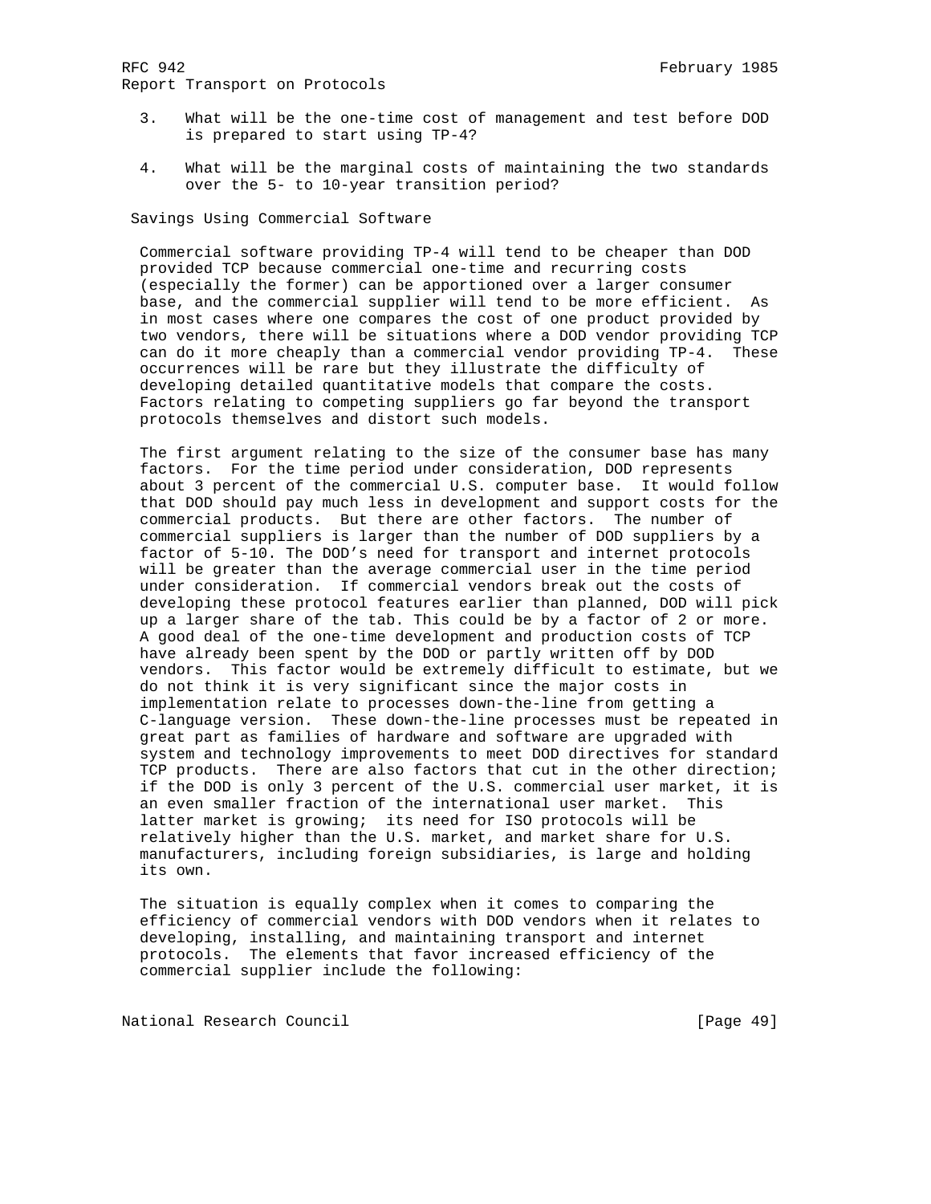3. What will be the one-time cost of management and test before DOD is prepared to start using TP-4?

4. What will be the marginal costs of maintaining the two standards over the 5- to 10-year transition period?

### Savings Using Commercial Software

Commercial software providing TP-4 will tend to be cheaper than DOD provided TCP because commercial one-time and recurring costs (especially the former) can be apportioned over a larger consumer base, and the commercial supplier will tend to be more efficient. As in most cases where one compares the cost of one product provided by two vendors, there will be situations where a DOD vendor providing TCP can do it more cheaply than a commercial vendor providing TP-4. These occurrences will be rare but they illustrate the difficulty of developing detailed quantitative models that compare the costs. Factors relating to competing suppliers go far beyond the transport protocols themselves and distort such models.

The first argument relating to the size of the consumer base has many factors. For the time period under consideration, DOD represents about 3 percent of the commercial U.S. computer base. It would follow that DOD should pay much less in development and support costs for the commercial products. But there are other factors. The number of commercial suppliers is larger than the number of DOD suppliers by a factor of 5-10. The DOD's need for transport and internet protocols will be greater than the average commercial user in the time period under consideration. If commercial vendors break out the costs of developing these protocol features earlier than planned, DOD will pick up a larger share of the tab. This could be by a factor of 2 or more. A good deal of the one-time development and production costs of TCP have already been spent by the DOD or partly written off by DOD vendors. This factor would be extremely difficult to estimate, but we do not think it is very significant since the major costs in implementation relate to processes down-the-line from getting a C-language version. These down-the-line processes must be repeated in great part as families of hardware and software are upgraded with system and technology improvements to meet DOD directives for standard TCP products. There are also factors that cut in the other direction; if the DOD is only 3 percent of the U.S. commercial user market, it is an even smaller fraction of the international user market. This latter market is growing; its need for ISO protocols will be relatively higher than the U.S. market, and market share for U.S. manufacturers, including foreign subsidiaries, is large and holding its own.

The situation is equally complex when it comes to comparing the efficiency of commercial vendors with DOD vendors when it relates to developing, installing, and maintaining transport and internet protocols. The elements that favor increased efficiency of the commercial supplier include the following: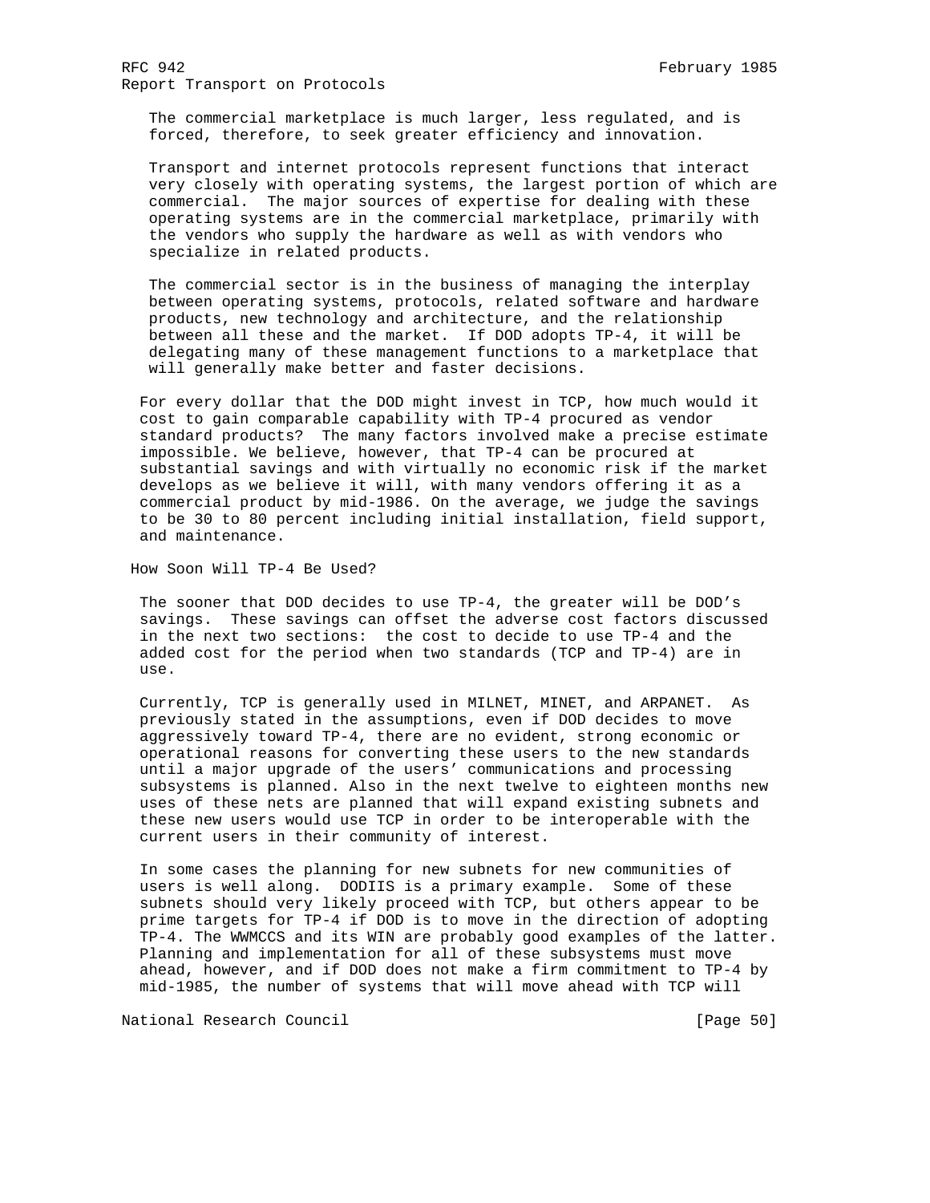The commercial marketplace is much larger, less regulated, and is forced, therefore, to seek greater efficiency and innovation.

Transport and internet protocols represent functions that interact very closely with operating systems, the largest portion of which are commercial. The major sources of expertise for dealing with these operating systems are in the commercial marketplace, primarily with the vendors who supply the hardware as well as with vendors who specialize in related products.

The commercial sector is in the business of managing the interplay between operating systems, protocols, related software and hardware products, new technology and architecture, and the relationship between all these and the market. If DOD adopts TP-4, it will be delegating many of these management functions to a marketplace that will generally make better and faster decisions.

For every dollar that the DOD might invest in TCP, how much would it cost to gain comparable capability with TP-4 procured as vendor standard products? The many factors involved make a precise estimate impossible. We believe, however, that TP-4 can be procured at substantial savings and with virtually no economic risk if the market develops as we believe it will, with many vendors offering it as a commercial product by mid-1986. On the average, we judge the savings to be 30 to 80 percent including initial installation, field support, and maintenance.

## How Soon Will TP-4 Be Used?

The sooner that DOD decides to use TP-4, the greater will be DOD's savings. These savings can offset the adverse cost factors discussed in the next two sections: the cost to decide to use TP-4 and the added cost for the period when two standards (TCP and TP-4) are in use.

Currently, TCP is generally used in MILNET, MINET, and ARPANET. As previously stated in the assumptions, even if DOD decides to move aggressively toward TP-4, there are no evident, strong economic or operational reasons for converting these users to the new standards until a major upgrade of the users' communications and processing subsystems is planned. Also in the next twelve to eighteen months new uses of these nets are planned that will expand existing subnets and these new users would use TCP in order to be interoperable with the current users in their community of interest.

In some cases the planning for new subnets for new communities of users is well along. DODIIS is a primary example. Some of these subnets should very likely proceed with TCP, but others appear to be prime targets for TP-4 if DOD is to move in the direction of adopting TP-4. The WWMCCS and its WIN are probably good examples of the latter. Planning and implementation for all of these subsystems must move ahead, however, and if DOD does not make a firm commitment to TP-4 by mid-1985, the number of systems that will move ahead with TCP will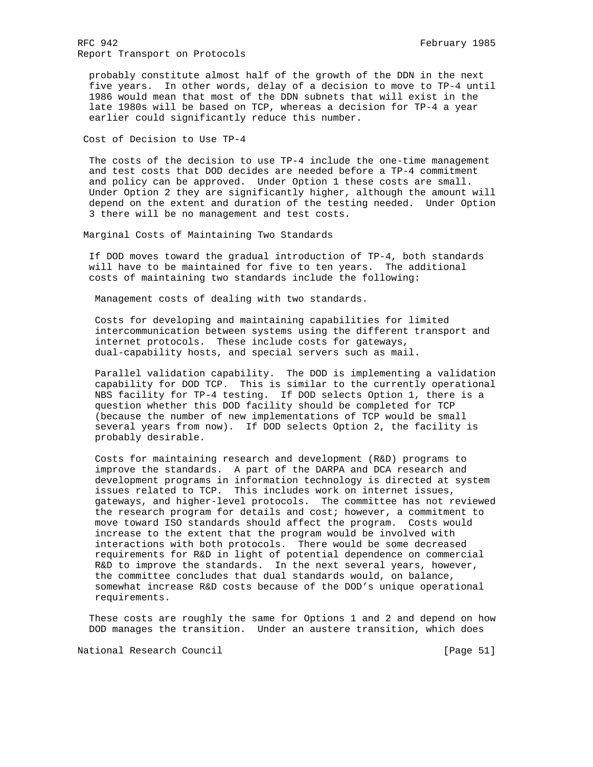probably constitute almost half of the growth of the DDN in the next five years. In other words, delay of a decision to move to TP-4 until 1986 would mean that most of the DDN subnets that will exist in the late 1980s will be based on TCP, whereas a decision for TP-4 a year earlier could significantly reduce this number.

### Cost of Decision to Use TP-4

The costs of the decision to use TP-4 include the one-time management and test costs that DOD decides are needed before a TP-4 commitment and policy can be approved. Under Option 1 these costs are small. Under Option 2 they are significantly higher, although the amount will depend on the extent and duration of the testing needed. Under Option 3 there will be no management and test costs.

### Marginal Costs of Maintaining Two Standards

If DOD moves toward the gradual introduction of TP-4, both standards will have to be maintained for five to ten years. The additional costs of maintaining two standards include the following:

Management costs of dealing with two standards.

Costs for developing and maintaining capabilities for limited intercommunication between systems using the different transport and internet protocols. These include costs for gateways, dual-capability hosts, and special servers such as mail.

Parallel validation capability. The DOD is implementing a validation capability for DOD TCP. This is similar to the currently operational NBS facility for TP-4 testing. If DOD selects Option 1, there is a question whether this DOD facility should be completed for TCP (because the number of new implementations of TCP would be small several years from now). If DOD selects Option 2, the facility is probably desirable.

Costs for maintaining research and development (R&D) programs to improve the standards. A part of the DARPA and DCA research and development programs in information technology is directed at system issues related to TCP. This includes work on internet issues, gateways, and higher-level protocols. The committee has not reviewed the research program for details and cost; however, a commitment to move toward ISO standards should affect the program. Costs would increase to the extent that the program would be involved with interactions with both protocols. There would be some decreased requirements for R&D in light of potential dependence on commercial R&D to improve the standards. In the next several years, however, the committee concludes that dual standards would, on balance, somewhat increase R&D costs because of the DOD's unique operational requirements.

These costs are roughly the same for Options 1 and 2 and depend on how DOD manages the transition. Under an austere transition, which does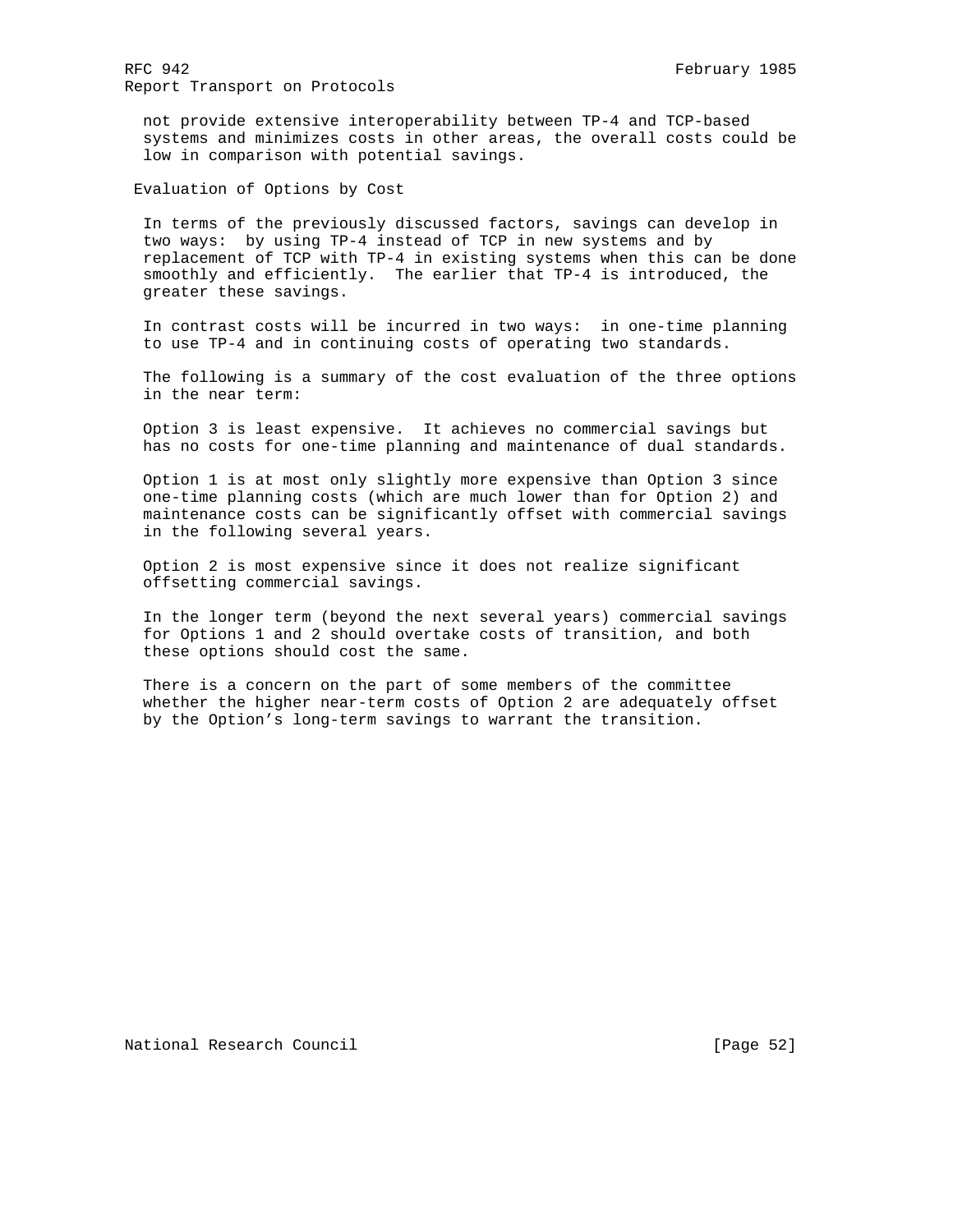not provide extensive interoperability between TP-4 and TCP-based systems and minimizes costs in other areas, the overall costs could be low in comparison with potential savings.

## Evaluation of Options by Cost

In terms of the previously discussed factors, savings can develop in two ways: by using TP-4 instead of TCP in new systems and by replacement of TCP with TP-4 in existing systems when this can be done smoothly and efficiently. The earlier that TP-4 is introduced, the greater these savings.

In contrast costs will be incurred in two ways: in one-time planning to use TP-4 and in continuing costs of operating two standards.

The following is a summary of the cost evaluation of the three options in the near term:

Option 3 is least expensive. It achieves no commercial savings but has no costs for one-time planning and maintenance of dual standards.

Option 1 is at most only slightly more expensive than Option 3 since one-time planning costs (which are much lower than for Option 2) and maintenance costs can be significantly offset with commercial savings in the following several years.

Option 2 is most expensive since it does not realize significant offsetting commercial savings.

In the longer term (beyond the next several years) commercial savings for Options 1 and 2 should overtake costs of transition, and both these options should cost the same.

There is a concern on the part of some members of the committee whether the higher near-term costs of Option 2 are adequately offset by the Option’s long-term savings to warrant the transition.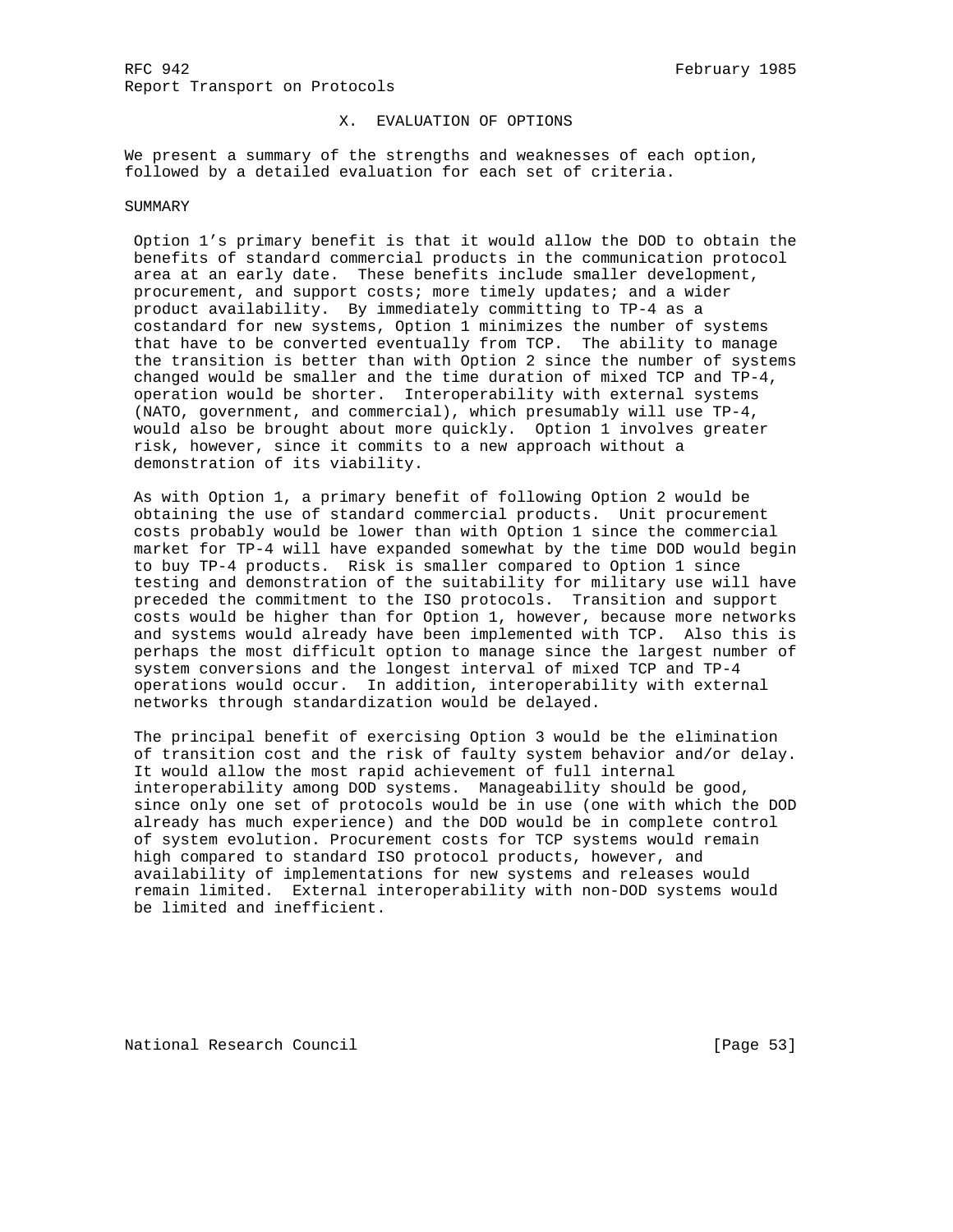## X. EVALUATION OF OPTIONS

We present a summary of the strengths and weaknesses of each option, followed by a detailed evaluation for each set of criteria.

### SUMMARY

Option 1's primary benefit is that it would allow the DOD to obtain the benefits of standard commercial products in the communication protocol area at an early date. These benefits include smaller development, procurement, and support costs; more timely updates; and a wider product availability. By immediately committing to TP-4 as a costandard for new systems, Option 1 minimizes the number of systems that have to be converted eventually from TCP. The ability to manage the transition is better than with Option 2 since the number of systems changed would be smaller and the time duration of mixed TCP and TP-4, operation would be shorter. Interoperability with external systems (NATO, government, and commercial), which presumably will use TP-4, would also be brought about more quickly. Option 1 involves greater risk, however, since it commits to a new approach without a demonstration of its viability.

As with Option 1, a primary benefit of following Option 2 would be obtaining the use of standard commercial products. Unit procurement costs probably would be lower than with Option 1 since the commercial market for TP-4 will have expanded somewhat by the time DOD would begin to buy TP-4 products. Risk is smaller compared to Option 1 since testing and demonstration of the suitability for military use will have preceded the commitment to the ISO protocols. Transition and support costs would be higher than for Option 1, however, because more networks and systems would already have been implemented with TCP. Also this is perhaps the most difficult option to manage since the largest number of system conversions and the longest interval of mixed TCP and TP-4 operations would occur. In addition, interoperability with external networks through standardization would be delayed.

The principal benefit of exercising Option 3 would be the elimination of transition cost and the risk of faulty system behavior and/or delay. It would allow the most rapid achievement of full internal interoperability among DOD systems. Manageability should be good, since only one set of protocols would be in use (one with which the DOD already has much experience) and the DOD would be in complete control of system evolution. Procurement costs for TCP systems would remain high compared to standard ISO protocol products, however, and availability of implementations for new systems and releases would remain limited. External interoperability with non-DOD systems would be limited and inefficient.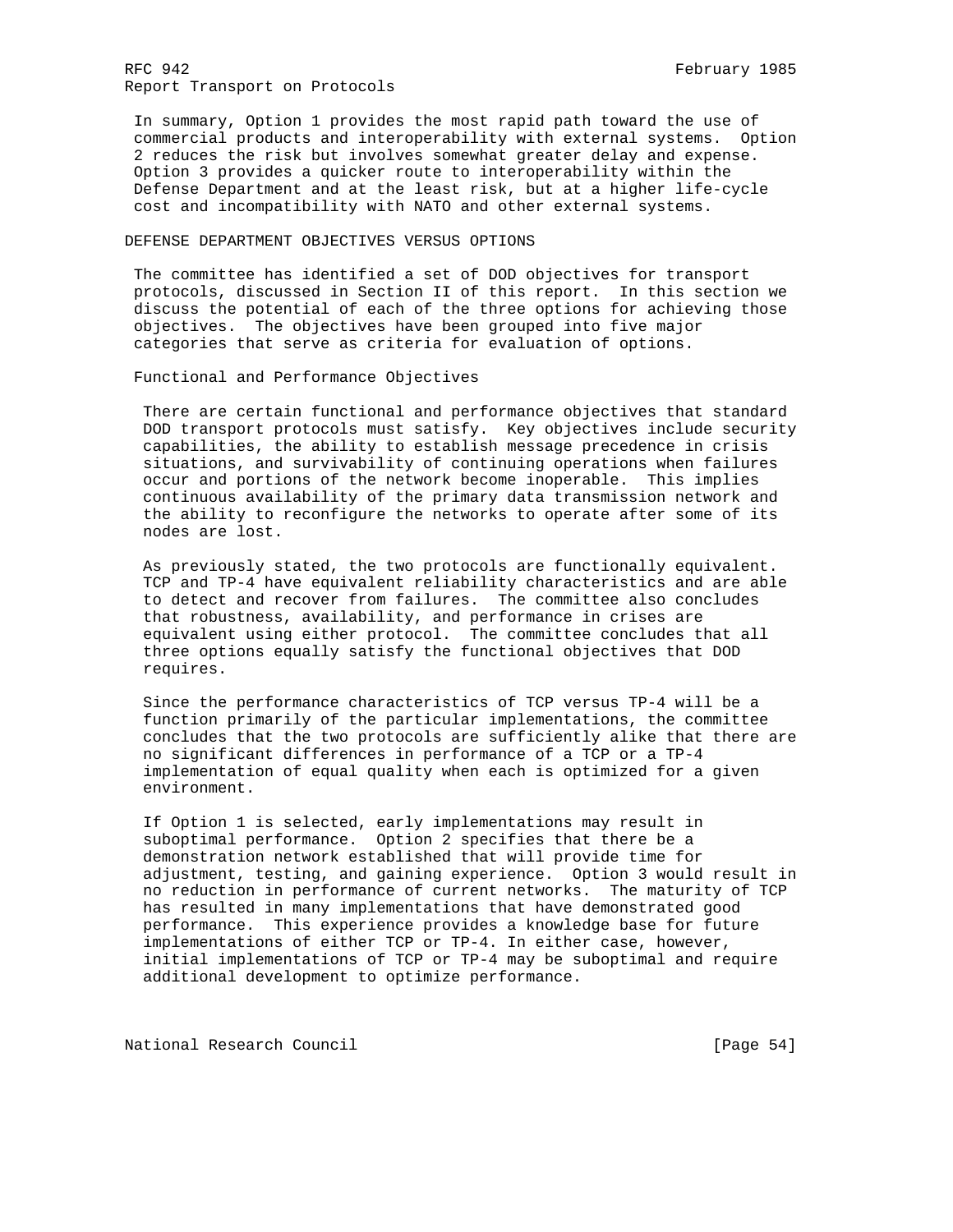In summary, Option 1 provides the most rapid path toward the use of commercial products and interoperability with external systems. Option 2 reduces the risk but involves somewhat greater delay and expense. Option 3 provides a quicker route to interoperability within the Defense Department and at the least risk, but at a higher life-cycle cost and incompatibility with NATO and other external systems.

## DEFENSE DEPARTMENT OBJECTIVES VERSUS OPTIONS

The committee has identified a set of DOD objectives for transport protocols, discussed in Section II of this report. In this section we discuss the potential of each of the three options for achieving those objectives. The objectives have been grouped into five major categories that serve as criteria for evaluation of options.

### Functional and Performance Objectives

There are certain functional and performance objectives that standard DOD transport protocols must satisfy. Key objectives include security capabilities, the ability to establish message precedence in crisis situations, and survivability of continuing operations when failures occur and portions of the network become inoperable. This implies continuous availability of the primary data transmission network and the ability to reconfigure the networks to operate after some of its nodes are lost.

As previously stated, the two protocols are functionally equivalent. TCP and TP-4 have equivalent reliability characteristics and are able to detect and recover from failures. The committee also concludes that robustness, availability, and performance in crises are equivalent using either protocol. The committee concludes that all three options equally satisfy the functional objectives that DOD requires.

Since the performance characteristics of TCP versus TP-4 will be a function primarily of the particular implementations, the committee concludes that the two protocols are sufficiently alike that there are no significant differences in performance of a TCP or a TP-4 implementation of equal quality when each is optimized for a given environment.

If Option 1 is selected, early implementations may result in suboptimal performance. Option 2 specifies that there be a demonstration network established that will provide time for adjustment, testing, and gaining experience. Option 3 would result in no reduction in performance of current networks. The maturity of TCP has resulted in many implementations that have demonstrated good performance. This experience provides a knowledge base for future implementations of either TCP or TP-4. In either case, however, initial implementations of TCP or TP-4 may be suboptimal and require additional development to optimize performance.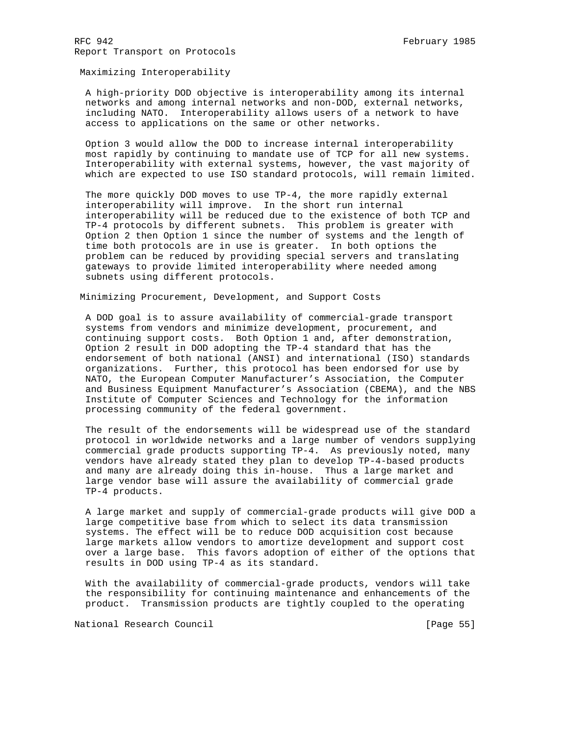### Maximizing Interoperability

A high-priority DOD objective is interoperability among its internal networks and among internal networks and non-DOD, external networks, including NATO. Interoperability allows users of a network to have access to applications on the same or other networks.

Option 3 would allow the DOD to increase internal interoperability most rapidly by continuing to mandate use of TCP for all new systems. Interoperability with external systems, however, the vast majority of which are expected to use ISO standard protocols, will remain limited.

The more quickly DOD moves to use TP-4, the more rapidly external interoperability will improve. In the short run internal interoperability will be reduced due to the existence of both TCP and TP-4 protocols by different subnets. This problem is greater with Option 2 then Option 1 since the number of systems and the length of time both protocols are in use is greater. In both options the problem can be reduced by providing special servers and translating gateways to provide limited interoperability where needed among subnets using different protocols.

### Minimizing Procurement, Development, and Support Costs

A DOD goal is to assure availability of commercial-grade transport systems from vendors and minimize development, procurement, and continuing support costs. Both Option 1 and, after demonstration, Option 2 result in DOD adopting the TP-4 standard that has the endorsement of both national (ANSI) and international (ISO) standards organizations. Further, this protocol has been endorsed for use by NATO, the European Computer Manufacturer's Association, the Computer and Business Equipment Manufacturer's Association (CBEMA), and the NBS Institute of Computer Sciences and Technology for the information processing community of the federal government.

The result of the endorsements will be widespread use of the standard protocol in worldwide networks and a large number of vendors supplying commercial grade products supporting TP-4. As previously noted, many vendors have already stated they plan to develop TP-4-based products and many are already doing this in-house. Thus a large market and large vendor base will assure the availability of commercial grade TP-4 products.

A large market and supply of commercial-grade products will give DOD a large competitive base from which to select its data transmission systems. The effect will be to reduce DOD acquisition cost because large markets allow vendors to amortize development and support cost over a large base. This favors adoption of either of the options that results in DOD using TP-4 as its standard.

With the availability of commercial-grade products, vendors will take the responsibility for continuing maintenance and enhancements of the product. Transmission products are tightly coupled to the operating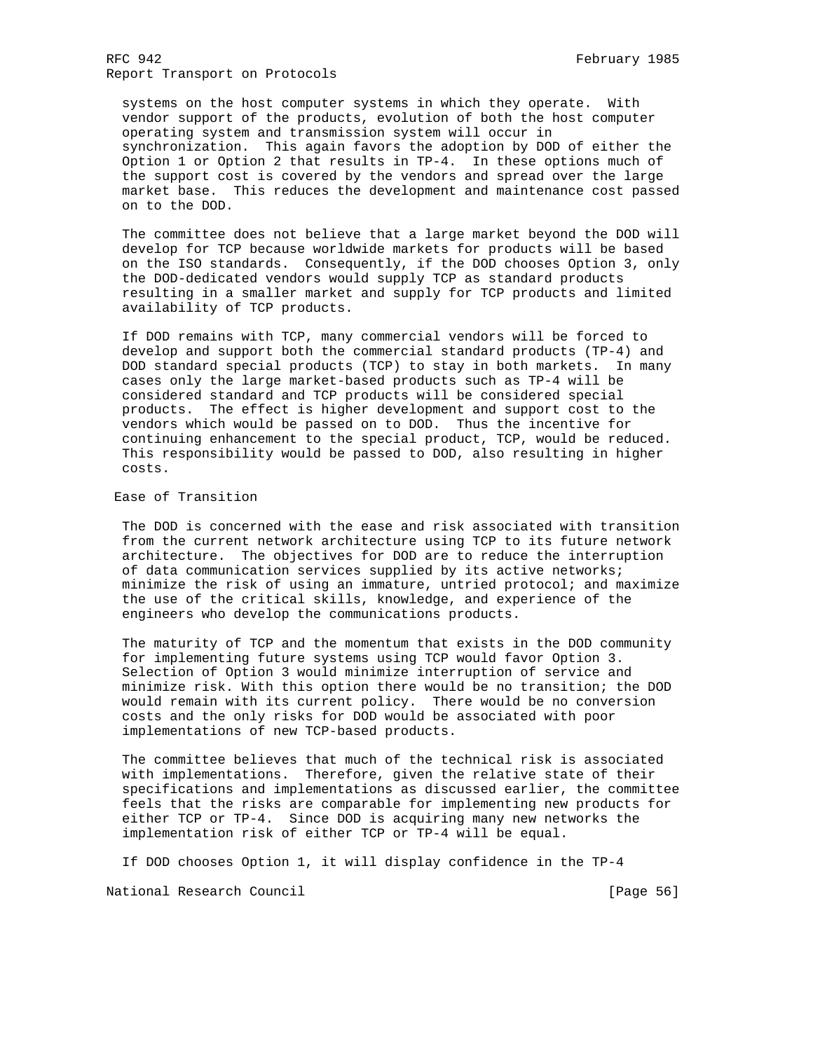systems on the host computer systems in which they operate. With vendor support of the products, evolution of both the host computer operating system and transmission system will occur in synchronization. This again favors the adoption by DOD of either the Option 1 or Option 2 that results in TP-4. In these options much of the support cost is covered by the vendors and spread over the large market base. This reduces the development and maintenance cost passed on to the DOD.

The committee does not believe that a large market beyond the DOD will develop for TCP because worldwide markets for products will be based on the ISO standards. Consequently, if the DOD chooses Option 3, only the DOD-dedicated vendors would supply TCP as standard products resulting in a smaller market and supply for TCP products and limited availability of TCP products.

If DOD remains with TCP, many commercial vendors will be forced to develop and support both the commercial standard products (TP-4) and DOD standard special products (TCP) to stay in both markets. In many cases only the large market-based products such as TP-4 will be considered standard and TCP products will be considered special products. The effect is higher development and support cost to the vendors which would be passed on to DOD. Thus the incentive for continuing enhancement to the special product, TCP, would be reduced. This responsibility would be passed to DOD, also resulting in higher costs.

### Ease of Transition

The DOD is concerned with the ease and risk associated with transition from the current network architecture using TCP to its future network architecture. The objectives for DOD are to reduce the interruption of data communication services supplied by its active networks; minimize the risk of using an immature, untried protocol; and maximize the use of the critical skills, knowledge, and experience of the engineers who develop the communications products.

The maturity of TCP and the momentum that exists in the DOD community for implementing future systems using TCP would favor Option 3. Selection of Option 3 would minimize interruption of service and minimize risk. With this option there would be no transition; the DOD would remain with its current policy. There would be no conversion costs and the only risks for DOD would be associated with poor implementations of new TCP-based products.

The committee believes that much of the technical risk is associated with implementations. Therefore, given the relative state of their specifications and implementations as discussed earlier, the committee feels that the risks are comparable for implementing new products for either TCP or TP-4. Since DOD is acquiring many new networks the implementation risk of either TCP or TP-4 will be equal.

If DOD chooses Option 1, it will display confidence in the TP-4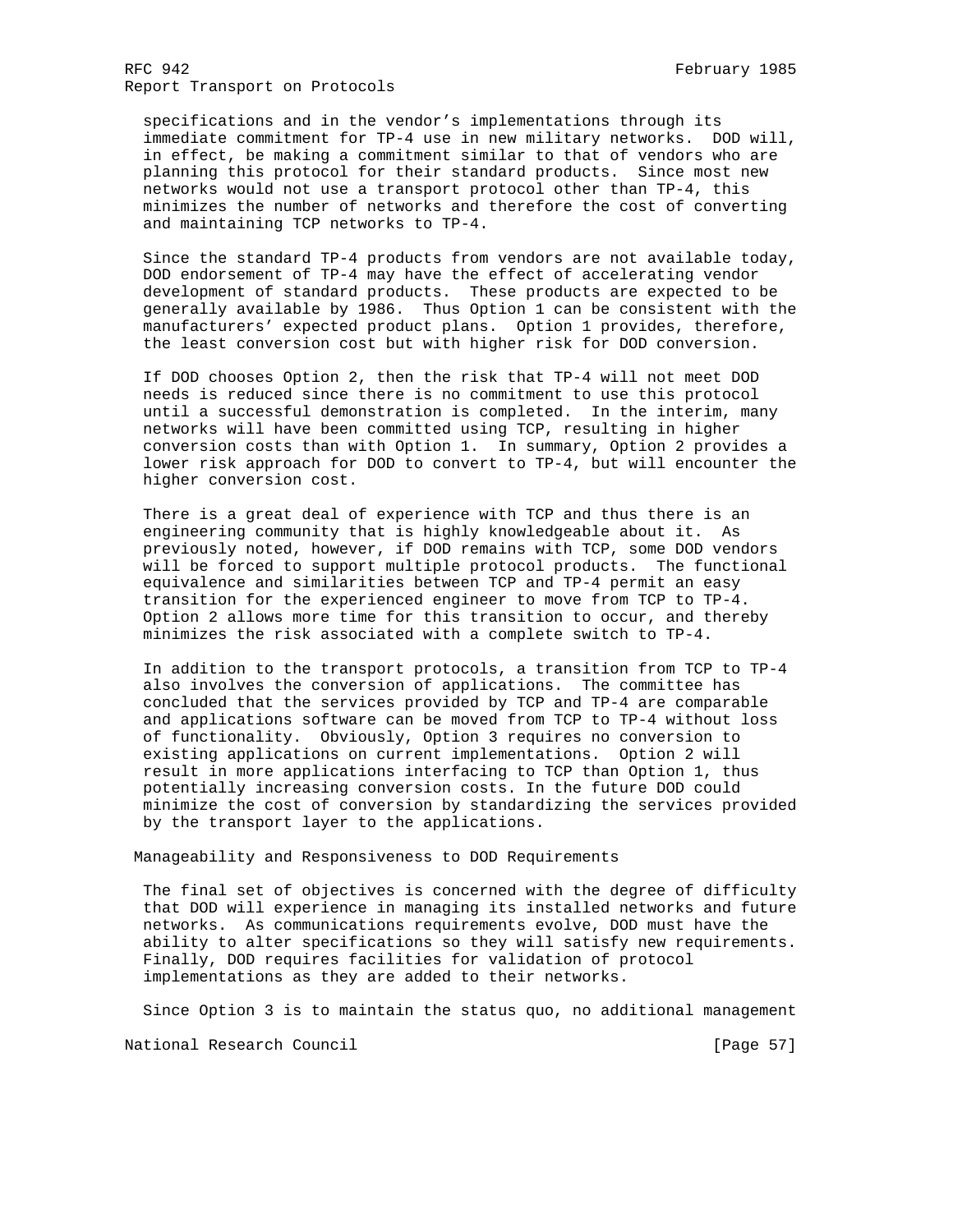specifications and in the vendor's implementations through its immediate commitment for TP-4 use in new military networks. DOD will, in effect, be making a commitment similar to that of vendors who are planning this protocol for their standard products. Since most new networks would not use a transport protocol other than TP-4, this minimizes the number of networks and therefore the cost of converting and maintaining TCP networks to TP-4.

Since the standard TP-4 products from vendors are not available today, DOD endorsement of TP-4 may have the effect of accelerating vendor development of standard products. These products are expected to be generally available by 1986. Thus Option 1 can be consistent with the manufacturers' expected product plans. Option 1 provides, therefore, the least conversion cost but with higher risk for DOD conversion.

If DOD chooses Option 2, then the risk that TP-4 will not meet DOD needs is reduced since there is no commitment to use this protocol until a successful demonstration is completed. In the interim, many networks will have been committed using TCP, resulting in higher conversion costs than with Option 1. In summary, Option 2 provides a lower risk approach for DOD to convert to TP-4, but will encounter the higher conversion cost.

There is a great deal of experience with TCP and thus there is an engineering community that is highly knowledgeable about it. As previously noted, however, if DOD remains with TCP, some DOD vendors will be forced to support multiple protocol products. The functional equivalence and similarities between TCP and TP-4 permit an easy transition for the experienced engineer to move from TCP to TP-4. Option 2 allows more time for this transition to occur, and thereby minimizes the risk associated with a complete switch to TP-4.

In addition to the transport protocols, a transition from TCP to TP-4 also involves the conversion of applications. The committee has concluded that the services provided by TCP and TP-4 are comparable and applications software can be moved from TCP to TP-4 without loss of functionality. Obviously, Option 3 requires no conversion to existing applications on current implementations. Option 2 will result in more applications interfacing to TCP than Option 1, thus potentially increasing conversion costs. In the future DOD could minimize the cost of conversion by standardizing the services provided by the transport layer to the applications.

### Manageability and Responsiveness to DOD Requirements

The final set of objectives is concerned with the degree of difficulty that DOD will experience in managing its installed networks and future networks. As communications requirements evolve, DOD must have the ability to alter specifications so they will satisfy new requirements. Finally, DOD requires facilities for validation of protocol implementations as they are added to their networks.

Since Option 3 is to maintain the status quo, no additional management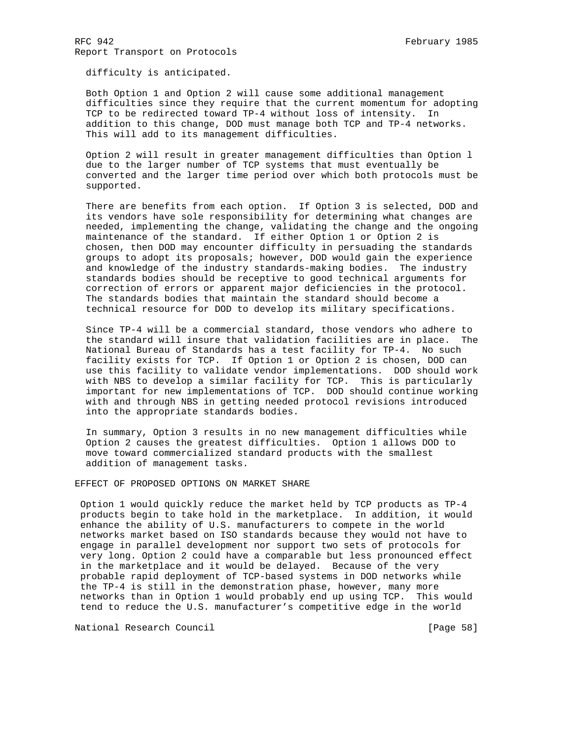difficulty is anticipated.

Both Option 1 and Option 2 will cause some additional management difficulties since they require that the current momentum for adopting TCP to be redirected toward TP-4 without loss of intensity. In addition to this change, DOD must manage both TCP and TP-4 networks. This will add to its management difficulties.

Option 2 will result in greater management difficulties than Option l due to the larger number of TCP systems that must eventually be converted and the larger time period over which both protocols must be supported.

There are benefits from each option. If Option 3 is selected, DOD and its vendors have sole responsibility for determining what changes are needed, implementing the change, validating the change and the ongoing maintenance of the standard. If either Option 1 or Option 2 is chosen, then DOD may encounter difficulty in persuading the standards groups to adopt its proposals; however, DOD would gain the experience and knowledge of the industry standards-making bodies. The industry standards bodies should be receptive to good technical arguments for correction of errors or apparent major deficiencies in the protocol. The standards bodies that maintain the standard should become a technical resource for DOD to develop its military specifications.

Since TP-4 will be a commercial standard, those vendors who adhere to the standard will insure that validation facilities are in place. The National Bureau of Standards has a test facility for TP-4. No such facility exists for TCP. If Option 1 or Option 2 is chosen, DOD can use this facility to validate vendor implementations. DOD should work with NBS to develop a similar facility for TCP. This is particularly important for new implementations of TCP. DOD should continue working with and through NBS in getting needed protocol revisions introduced into the appropriate standards bodies.

In summary, Option 3 results in no new management difficulties while Option 2 causes the greatest difficulties. Option 1 allows DOD to move toward commercialized standard products with the smallest addition of management tasks.

## EFFECT OF PROPOSED OPTIONS ON MARKET SHARE

Option 1 would quickly reduce the market held by TCP products as TP-4 products begin to take hold in the marketplace. In addition, it would enhance the ability of U.S. manufacturers to compete in the world networks market based on ISO standards because they would not have to engage in parallel development nor support two sets of protocols for very long. Option 2 could have a comparable but less pronounced effect in the marketplace and it would be delayed. Because of the very probable rapid deployment of TCP-based systems in DOD networks while the TP-4 is still in the demonstration phase, however, many more networks than in Option 1 would probably end up using TCP. This would tend to reduce the U.S. manufacturer's competitive edge in the world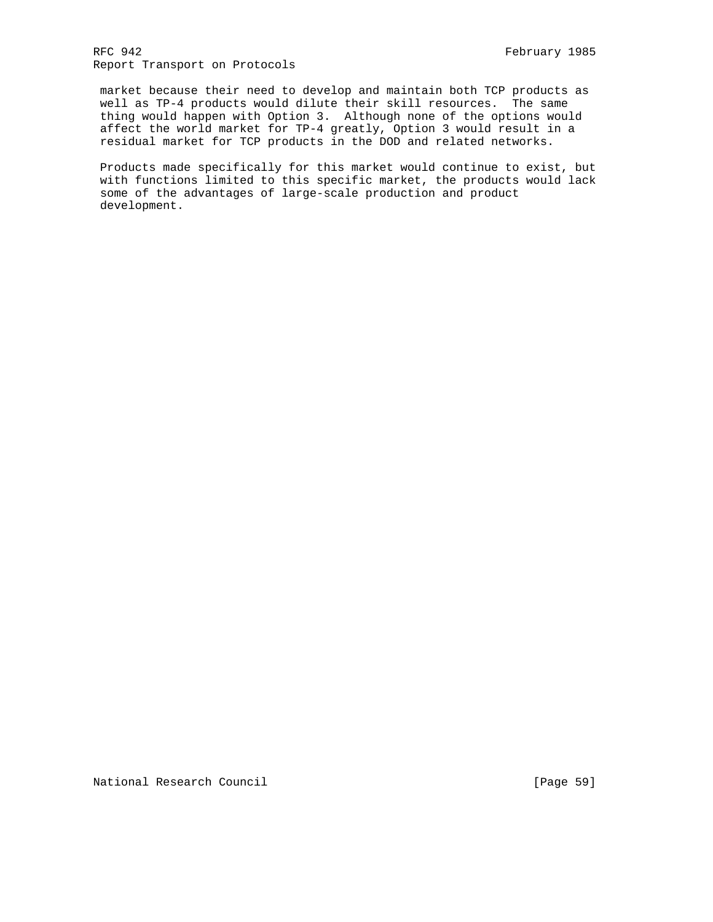market because their need to develop and maintain both TCP products as well as TP-4 products would dilute their skill resources. The same thing would happen with Option 3. Although none of the options would affect the world market for TP-4 greatly, Option 3 would result in a residual market for TCP products in the DOD and related networks.

Products made specifically for this market would continue to exist, but with functions limited to this specific market, the products would lack some of the advantages of large-scale production and product development.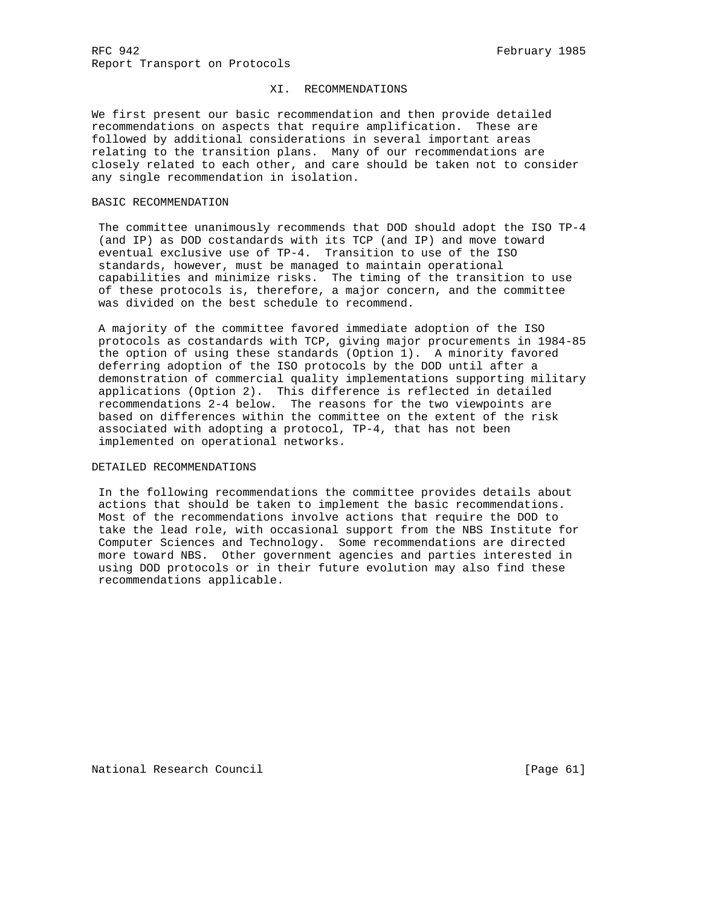## XI. RECOMMENDATIONS

We first present our basic recommendation and then provide detailed recommendations on aspects that require amplification. These are followed by additional considerations in several important areas relating to the transition plans. Many of our recommendations are closely related to each other, and care should be taken not to consider any single recommendation in isolation.

### BASIC RECOMMENDATION

The committee unanimously recommends that DOD should adopt the ISO TP-4 (and IP) as DOD costandards with its TCP (and IP) and move toward eventual exclusive use of TP-4. Transition to use of the ISO standards, however, must be managed to maintain operational capabilities and minimize risks. The timing of the transition to use of these protocols is, therefore, a major concern, and the committee was divided on the best schedule to recommend.

A majority of the committee favored immediate adoption of the ISO protocols as costandards with TCP, giving major procurements in 1984-85 the option of using these standards (Option 1). A minority favored deferring adoption of the ISO protocols by the DOD until after a demonstration of commercial quality implementations supporting military applications (Option 2). This difference is reflected in detailed recommendations 2-4 below. The reasons for the two viewpoints are based on differences within the committee on the extent of the risk associated with adopting a protocol, TP-4, that has not been implemented on operational networks.

### DETAILED RECOMMENDATIONS

In the following recommendations the committee provides details about actions that should be taken to implement the basic recommendations. Most of the recommendations involve actions that require the DOD to take the lead role, with occasional support from the NBS Institute for Computer Sciences and Technology. Some recommendations are directed more toward NBS. Other government agencies and parties interested in using DOD protocols or in their future evolution may also find these recommendations applicable.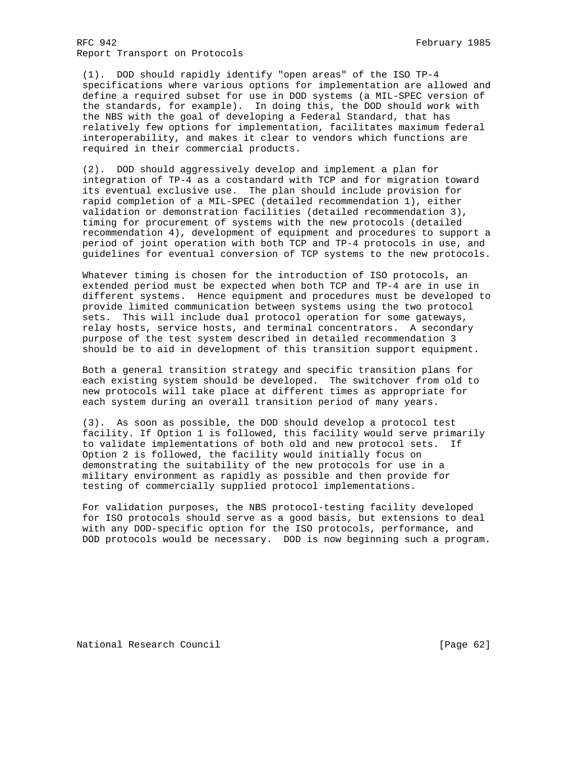(1). DOD should rapidly identify "open areas" of the ISO TP-4 specifications where various options for implementation are allowed and define a required subset for use in DOD systems (a MIL-SPEC version of the standards, for example). In doing this, the DOD should work with the NBS with the goal of developing a Federal Standard, that has relatively few options for implementation, facilitates maximum federal interoperability, and makes it clear to vendors which functions are required in their commercial products.

(2). DOD should aggressively develop and implement a plan for integration of TP-4 as a costandard with TCP and for migration toward its eventual exclusive use. The plan should include provision for rapid completion of a MIL-SPEC (detailed recommendation 1), either validation or demonstration facilities (detailed recommendation 3), timing for procurement of systems with the new protocols (detailed recommendation 4), development of equipment and procedures to support a period of joint operation with both TCP and TP-4 protocols in use, and guidelines for eventual conversion of TCP systems to the new protocols.

Whatever timing is chosen for the introduction of ISO protocols, an extended period must be expected when both TCP and TP-4 are in use in different systems. Hence equipment and procedures must be developed to provide limited communication between systems using the two protocol sets. This will include dual protocol operation for some gateways, relay hosts, service hosts, and terminal concentrators. A secondary purpose of the test system described in detailed recommendation 3 should be to aid in development of this transition support equipment.

Both a general transition strategy and specific transition plans for each existing system should be developed. The switchover from old to new protocols will take place at different times as appropriate for each system during an overall transition period of many years.

(3). As soon as possible, the DOD should develop a protocol test facility. If Option 1 is followed, this facility would serve primarily to validate implementations of both old and new protocol sets. If Option 2 is followed, the facility would initially focus on demonstrating the suitability of the new protocols for use in a military environment as rapidly as possible and then provide for testing of commercially supplied protocol implementations.

For validation purposes, the NBS protocol-testing facility developed for ISO protocols should serve as a good basis, but extensions to deal with any DOD-specific option for the ISO protocols, performance, and DOD protocols would be necessary. DOD is now beginning such a program.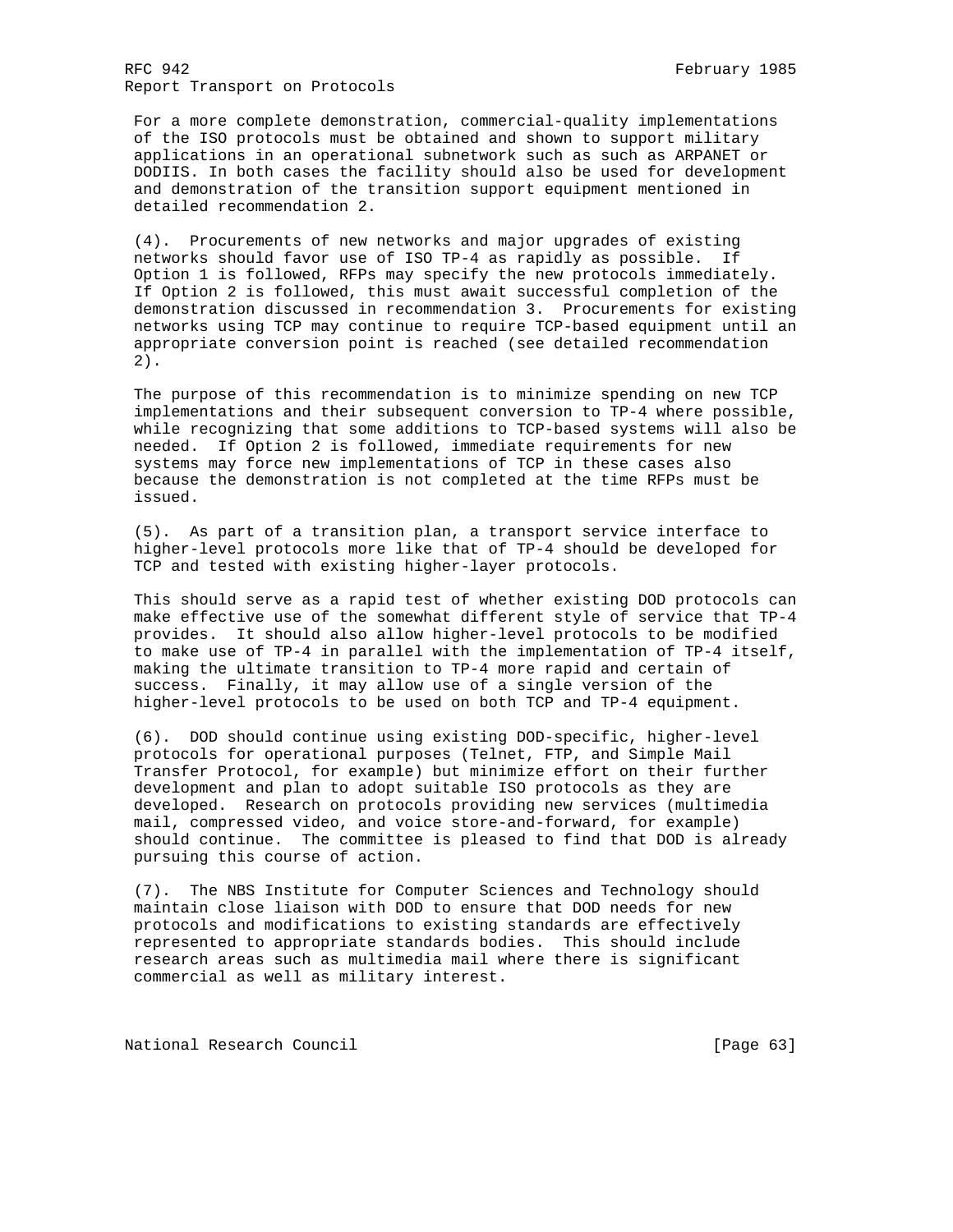For a more complete demonstration, commercial-quality implementations of the ISO protocols must be obtained and shown to support military applications in an operational subnetwork such as such as ARPANET or DODIIS. In both cases the facility should also be used for development and demonstration of the transition support equipment mentioned in detailed recommendation 2.

(4). Procurements of new networks and major upgrades of existing networks should favor use of ISO TP-4 as rapidly as possible. If Option 1 is followed, RFPs may specify the new protocols immediately. If Option 2 is followed, this must await successful completion of the demonstration discussed in recommendation 3. Procurements for existing networks using TCP may continue to require TCP-based equipment until an appropriate conversion point is reached (see detailed recommendation 2).

The purpose of this recommendation is to minimize spending on new TCP implementations and their subsequent conversion to TP-4 where possible, while recognizing that some additions to TCP-based systems will also be needed. If Option 2 is followed, immediate requirements for new systems may force new implementations of TCP in these cases also because the demonstration is not completed at the time RFPs must be issued.

(5). As part of a transition plan, a transport service interface to higher-level protocols more like that of TP-4 should be developed for TCP and tested with existing higher-layer protocols.

This should serve as a rapid test of whether existing DOD protocols can make effective use of the somewhat different style of service that TP-4 provides. It should also allow higher-level protocols to be modified to make use of TP-4 in parallel with the implementation of TP-4 itself, making the ultimate transition to TP-4 more rapid and certain of success. Finally, it may allow use of a single version of the higher-level protocols to be used on both TCP and TP-4 equipment.

(6). DOD should continue using existing DOD-specific, higher-level protocols for operational purposes (Telnet, FTP, and Simple Mail Transfer Protocol, for example) but minimize effort on their further development and plan to adopt suitable ISO protocols as they are developed. Research on protocols providing new services (multimedia mail, compressed video, and voice store-and-forward, for example) should continue. The committee is pleased to find that DOD is already pursuing this course of action.

(7). The NBS Institute for Computer Sciences and Technology should maintain close liaison with DOD to ensure that DOD needs for new protocols and modifications to existing standards are effectively represented to appropriate standards bodies. This should include research areas such as multimedia mail where there is significant commercial as well as military interest.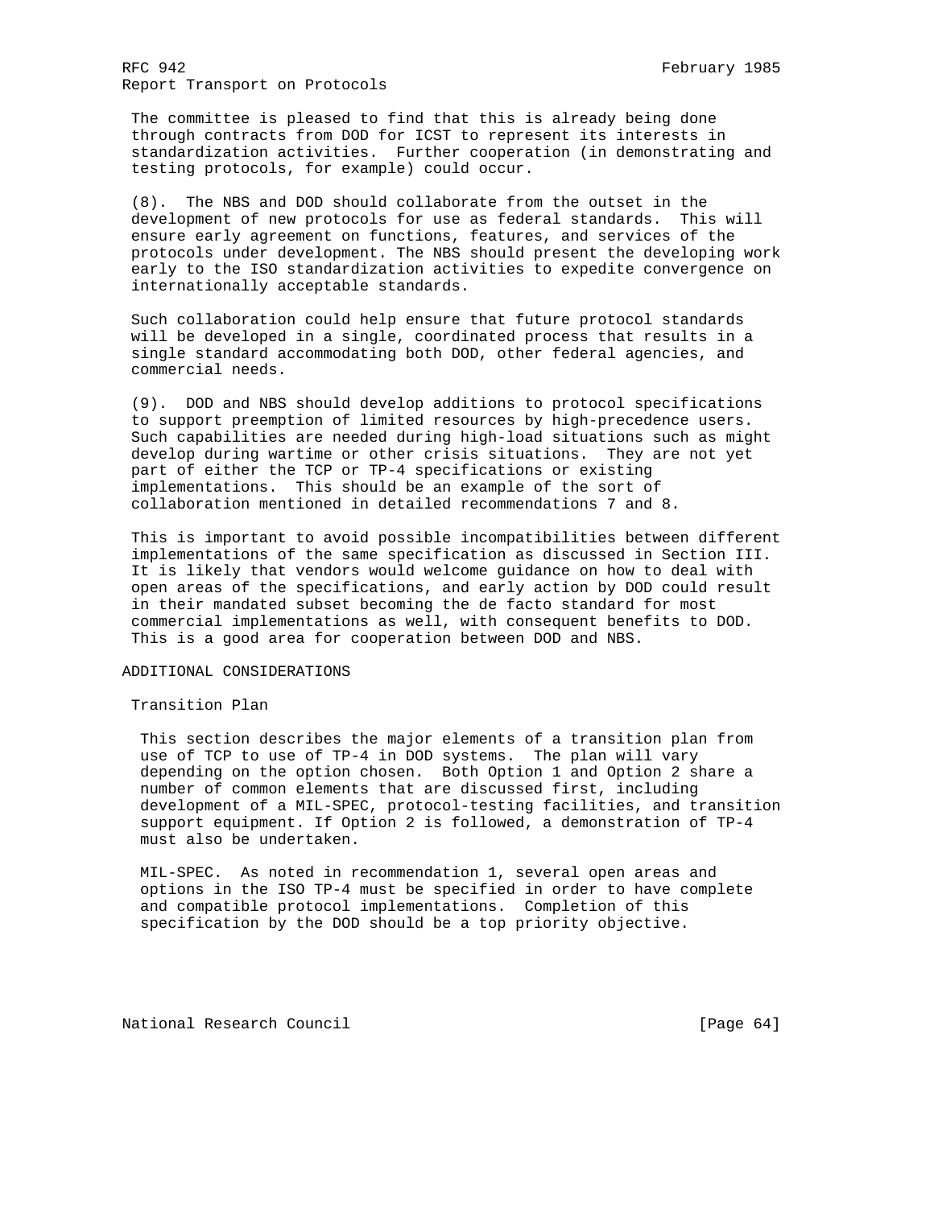The committee is pleased to find that this is already being done through contracts from DOD for ICST to represent its interests in standardization activities. Further cooperation (in demonstrating and testing protocols, for example) could occur.

(8). The NBS and DOD should collaborate from the outset in the development of new protocols for use as federal standards. This will ensure early agreement on functions, features, and services of the protocols under development. The NBS should present the developing work early to the ISO standardization activities to expedite convergence on internationally acceptable standards.

Such collaboration could help ensure that future protocol standards will be developed in a single, coordinated process that results in a single standard accommodating both DOD, other federal agencies, and commercial needs.

(9). DOD and NBS should develop additions to protocol specifications to support preemption of limited resources by high-precedence users. Such capabilities are needed during high-load situations such as might develop during wartime or other crisis situations. They are not yet part of either the TCP or TP-4 specifications or existing implementations. This should be an example of the sort of collaboration mentioned in detailed recommendations 7 and 8.

This is important to avoid possible incompatibilities between different implementations of the same specification as discussed in Section III. It is likely that vendors would welcome guidance on how to deal with open areas of the specifications, and early action by DOD could result in their mandated subset becoming the de facto standard for most commercial implementations as well, with consequent benefits to DOD. This is a good area for cooperation between DOD and NBS.

## ADDITIONAL CONSIDERATIONS

### Transition Plan

This section describes the major elements of a transition plan from use of TCP to use of TP-4 in DOD systems. The plan will vary depending on the option chosen. Both Option 1 and Option 2 share a number of common elements that are discussed first, including development of a MIL-SPEC, protocol-testing facilities, and transition support equipment. If Option 2 is followed, a demonstration of TP-4 must also be undertaken.

MIL-SPEC. As noted in recommendation 1, several open areas and options in the ISO TP-4 must be specified in order to have complete and compatible protocol implementations. Completion of this specification by the DOD should be a top priority objective.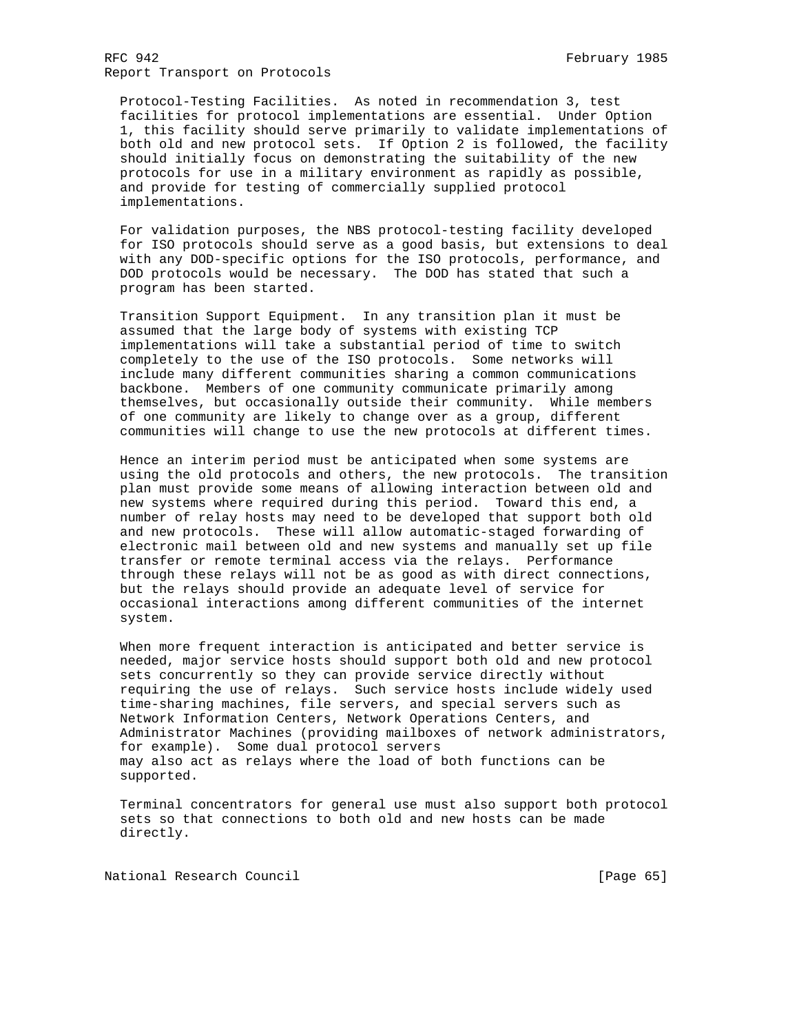Protocol-Testing Facilities. As noted in recommendation 3, test facilities for protocol implementations are essential. Under Option 1, this facility should serve primarily to validate implementations of both old and new protocol sets. If Option 2 is followed, the facility should initially focus on demonstrating the suitability of the new protocols for use in a military environment as rapidly as possible, and provide for testing of commercially supplied protocol implementations.

For validation purposes, the NBS protocol-testing facility developed for ISO protocols should serve as a good basis, but extensions to deal with any DOD-specific options for the ISO protocols, performance, and DOD protocols would be necessary. The DOD has stated that such a program has been started.

Transition Support Equipment. In any transition plan it must be assumed that the large body of systems with existing TCP implementations will take a substantial period of time to switch completely to the use of the ISO protocols. Some networks will include many different communities sharing a common communications backbone. Members of one community communicate primarily among themselves, but occasionally outside their community. While members of one community are likely to change over as a group, different communities will change to use the new protocols at different times.

Hence an interim period must be anticipated when some systems are using the old protocols and others, the new protocols. The transition plan must provide some means of allowing interaction between old and new systems where required during this period. Toward this end, a number of relay hosts may need to be developed that support both old and new protocols. These will allow automatic-staged forwarding of electronic mail between old and new systems and manually set up file transfer or remote terminal access via the relays. Performance through these relays will not be as good as with direct connections, but the relays should provide an adequate level of service for occasional interactions among different communities of the internet system.

When more frequent interaction is anticipated and better service is needed, major service hosts should support both old and new protocol sets concurrently so they can provide service directly without requiring the use of relays. Such service hosts include widely used time-sharing machines, file servers, and special servers such as Network Information Centers, Network Operations Centers, and Administrator Machines (providing mailboxes of network administrators, for example). Some dual protocol servers may also act as relays where the load of both functions can be supported.

Terminal concentrators for general use must also support both protocol sets so that connections to both old and new hosts can be made directly.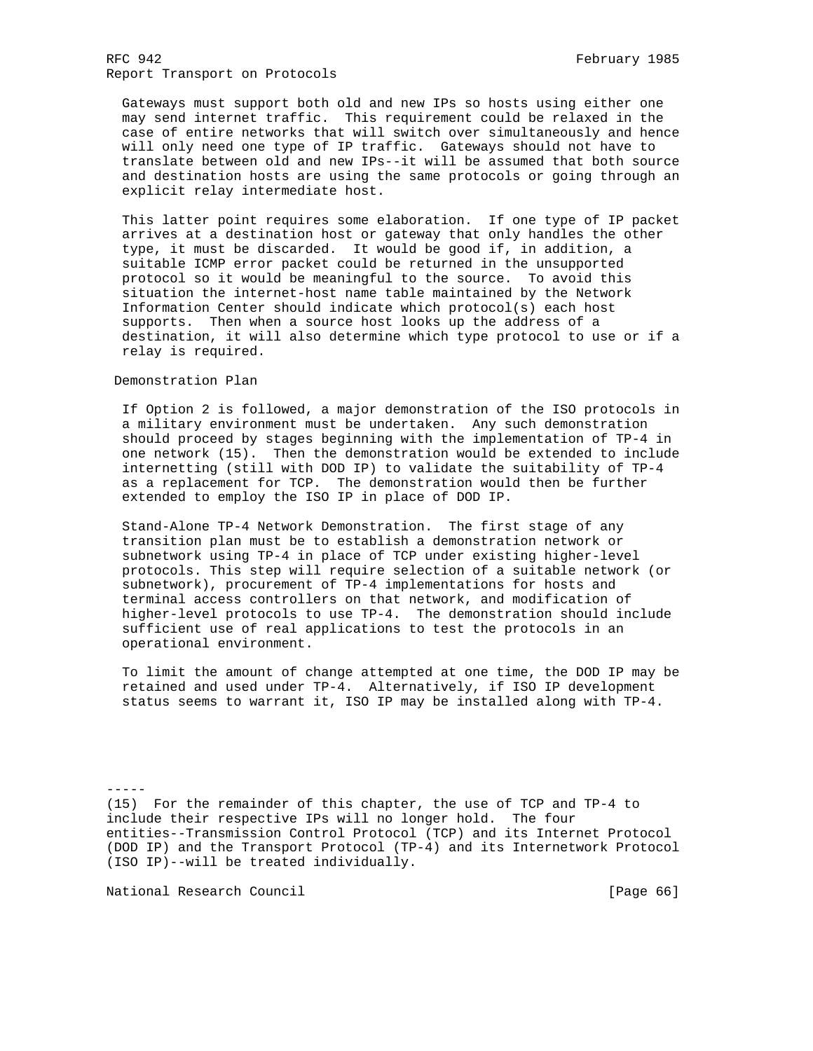Gateways must support both old and new IPs so hosts using either one may send internet traffic. This requirement could be relaxed in the case of entire networks that will switch over simultaneously and hence will only need one type of IP traffic. Gateways should not have to translate between old and new IPs--it will be assumed that both source and destination hosts are using the same protocols or going through an explicit relay intermediate host.

This latter point requires some elaboration. If one type of IP packet arrives at a destination host or gateway that only handles the other type, it must be discarded. It would be good if, in addition, a suitable ICMP error packet could be returned in the unsupported protocol so it would be meaningful to the source. To avoid this situation the internet-host name table maintained by the Network Information Center should indicate which protocol(s) each host supports. Then when a source host looks up the address of a destination, it will also determine which type protocol to use or if a relay is required.

### Demonstration Plan

If Option 2 is followed, a major demonstration of the ISO protocols in a military environment must be undertaken. Any such demonstration should proceed by stages beginning with the implementation of TP-4 in one network (15). Then the demonstration would be extended to include internetting (still with DOD IP) to validate the suitability of TP-4 as a replacement for TCP. The demonstration would then be further extended to employ the ISO IP in place of DOD IP.

Stand-Alone TP-4 Network Demonstration. The first stage of any transition plan must be to establish a demonstration network or subnetwork using TP-4 in place of TCP under existing higher-level protocols. This step will require selection of a suitable network (or subnetwork), procurement of TP-4 implementations for hosts and terminal access controllers on that network, and modification of higher-level protocols to use TP-4. The demonstration should include sufficient use of real applications to test the protocols in an operational environment.

To limit the amount of change attempted at one time, the DOD IP may be retained and used under TP-4. Alternatively, if ISO IP development status seems to warrant it, ISO IP may be installed along with TP-4.

-----

(15) For the remainder of this chapter, the use of TCP and TP-4 to include their respective IPs will no longer hold. The four entities--Transmission Control Protocol (TCP) and its Internet Protocol (DOD IP) and the Transport Protocol (TP-4) and its Internetwork Protocol (ISO IP)--will be treated individually.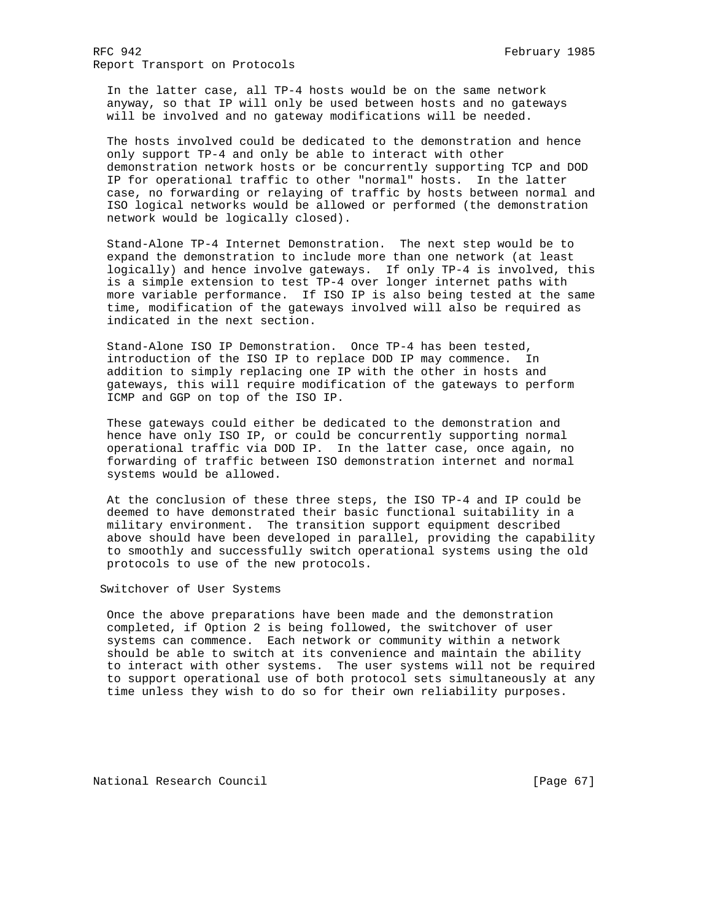In the latter case, all TP-4 hosts would be on the same network anyway, so that IP will only be used between hosts and no gateways will be involved and no gateway modifications will be needed.

The hosts involved could be dedicated to the demonstration and hence only support TP-4 and only be able to interact with other demonstration network hosts or be concurrently supporting TCP and DOD IP for operational traffic to other "normal" hosts. In the latter case, no forwarding or relaying of traffic by hosts between normal and ISO logical networks would be allowed or performed (the demonstration network would be logically closed).

Stand-Alone TP-4 Internet Demonstration. The next step would be to expand the demonstration to include more than one network (at least logically) and hence involve gateways. If only TP-4 is involved, this is a simple extension to test TP-4 over longer internet paths with more variable performance. If ISO IP is also being tested at the same time, modification of the gateways involved will also be required as indicated in the next section.

Stand-Alone ISO IP Demonstration. Once TP-4 has been tested, introduction of the ISO IP to replace DOD IP may commence. In addition to simply replacing one IP with the other in hosts and gateways, this will require modification of the gateways to perform ICMP and GGP on top of the ISO IP.

These gateways could either be dedicated to the demonstration and hence have only ISO IP, or could be concurrently supporting normal operational traffic via DOD IP. In the latter case, once again, no forwarding of traffic between ISO demonstration internet and normal systems would be allowed.

At the conclusion of these three steps, the ISO TP-4 and IP could be deemed to have demonstrated their basic functional suitability in a military environment. The transition support equipment described above should have been developed in parallel, providing the capability to smoothly and successfully switch operational systems using the old protocols to use of the new protocols.

## Switchover of User Systems

Once the above preparations have been made and the demonstration completed, if Option 2 is being followed, the switchover of user systems can commence. Each network or community within a network should be able to switch at its convenience and maintain the ability to interact with other systems. The user systems will not be required to support operational use of both protocol sets simultaneously at any time unless they wish to do so for their own reliability purposes.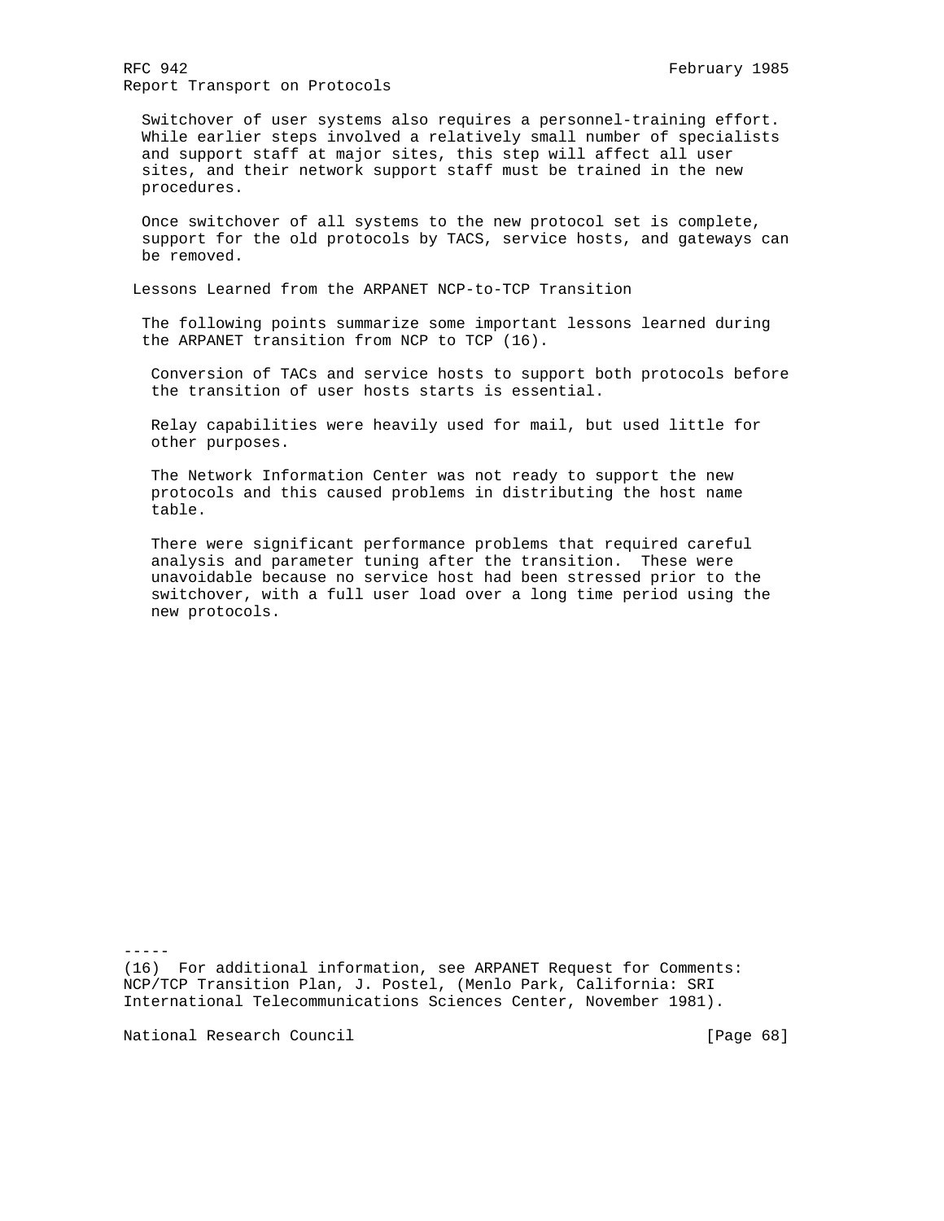Switchover of user systems also requires a personnel-training effort. While earlier steps involved a relatively small number of specialists and support staff at major sites, this step will affect all user sites, and their network support staff must be trained in the new procedures.

Once switchover of all systems to the new protocol set is complete, support for the old protocols by TACS, service hosts, and gateways can be removed.

## Lessons Learned from the ARPANET NCP-to-TCP Transition

The following points summarize some important lessons learned during the ARPANET transition from NCP to TCP (16).

Conversion of TACs and service hosts to support both protocols before the transition of user hosts starts is essential.

Relay capabilities were heavily used for mail, but used little for other purposes.

The Network Information Center was not ready to support the new protocols and this caused problems in distributing the host name table.

There were significant performance problems that required careful analysis and parameter tuning after the transition. These were unavoidable because no service host had been stressed prior to the switchover, with a full user load over a long time period using the new protocols.

-----

(16) For additional information, see ARPANET Request for Comments: NCP/TCP Transition Plan, J. Postel, (Menlo Park, California: SRI International Telecommunications Sciences Center, November 1981).